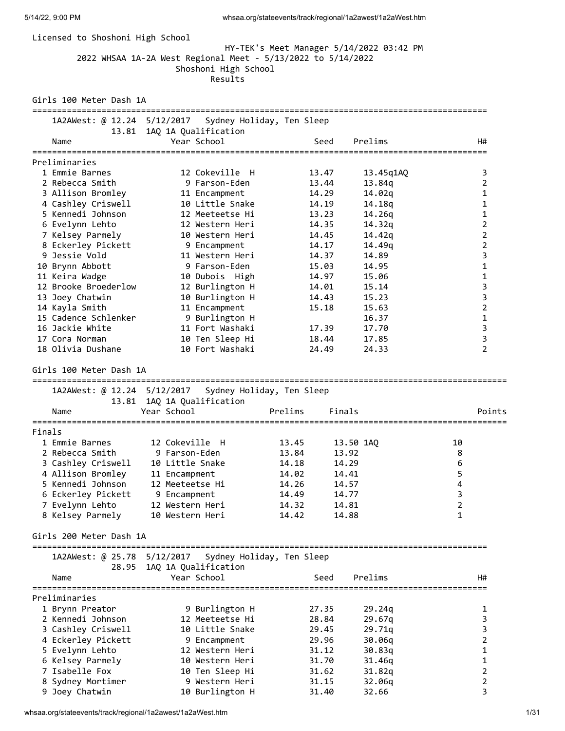Licensed to Shoshoni High School

HY-TEK's Meet Manager 5/14/2022 03:42 PM

2022 WHSAA 1A-2A West Regional Meet - 5/13/2022 to 5/14/2022

Shoshoni High School

Results

## Girls 100 Meter Dash 1A

1A2AWest: @ 12.24 5/12/2017 Sydney Holiday, Ten Sleep
13.81 1AQ 1A Qualification

| | Name | Year | School | Seed | Prelims | H# |
|---|---|---|---|---|---|---|
| **Preliminaries** | | | | | | |
| 1 | Emmie Barnes | 12 | Cokeville H | 13.47 | 13.45q1AQ | 3 |
| 2 | Rebecca Smith | 9 | Farson-Eden | 13.44 | 13.84q | 2 |
| 3 | Allison Bromley | 11 | Encampment | 14.29 | 14.02q | 1 |
| 4 | Cashley Criswell | 10 | Little Snake | 14.19 | 14.18q | 1 |
| 5 | Kennedi Johnson | 12 | Meeteetse Hi | 13.23 | 14.26q | 1 |
| 6 | Evelynn Lehto | 12 | Western Heri | 14.35 | 14.32q | 2 |
| 7 | Kelsey Parmely | 10 | Western Heri | 14.45 | 14.42q | 2 |
| 8 | Eckerley Pickett | 9 | Encampment | 14.17 | 14.49q | 2 |
| 9 | Jessie Vold | 11 | Western Heri | 14.37 | 14.89 | 3 |
| 10 | Brynn Abbott | 9 | Farson-Eden | 15.03 | 14.95 | 1 |
| 11 | Keira Wadge | 10 | Dubois High | 14.97 | 15.06 | 1 |
| 12 | Brooke Broederlow | 12 | Burlington H | 14.01 | 15.14 | 3 |
| 13 | Joey Chatwin | 10 | Burlington H | 14.43 | 15.23 | 3 |
| 14 | Kayla Smith | 11 | Encampment | 15.18 | 15.63 | 2 |
| 15 | Cadence Schlenker | 9 | Burlington H | | 16.37 | 1 |
| 16 | Jackie White | 11 | Fort Washaki | 17.39 | 17.70 | 3 |
| 17 | Cora Norman | 10 | Ten Sleep Hi | 18.44 | 17.85 | 3 |
| 18 | Olivia Dushane | 10 | Fort Washaki | 24.49 | 24.33 | 2 |

## Girls 100 Meter Dash 1A

1A2AWest: @ 12.24 5/12/2017 Sydney Holiday, Ten Sleep
13.81 1AQ 1A Qualification

| | Name | Year | School | Prelims | Finals | Points |
|---|---|---|---|---|---|---|
| **Finals** | | | | | | |
| 1 | Emmie Barnes | 12 | Cokeville H | 13.45 | 13.50 1AQ | 10 |
| 2 | Rebecca Smith | 9 | Farson-Eden | 13.84 | 13.92 | 8 |
| 3 | Cashley Criswell | 10 | Little Snake | 14.18 | 14.29 | 6 |
| 4 | Allison Bromley | 11 | Encampment | 14.02 | 14.41 | 5 |
| 5 | Kennedi Johnson | 12 | Meeteetse Hi | 14.26 | 14.57 | 4 |
| 6 | Eckerley Pickett | 9 | Encampment | 14.49 | 14.77 | 3 |
| 7 | Evelynn Lehto | 12 | Western Heri | 14.32 | 14.81 | 2 |
| 8 | Kelsey Parmely | 10 | Western Heri | 14.42 | 14.88 | 1 |

## Girls 200 Meter Dash 1A

1A2AWest: @ 25.78 5/12/2017 Sydney Holiday, Ten Sleep
28.95 1AQ 1A Qualification

| | Name | Year | School | Seed | Prelims | H# |
|---|---|---|---|---|---|---|
| **Preliminaries** | | | | | | |
| 1 | Brynn Preator | 9 | Burlington H | 27.35 | 29.24q | 1 |
| 2 | Kennedi Johnson | 12 | Meeteetse Hi | 28.84 | 29.67q | 3 |
| 3 | Cashley Criswell | 10 | Little Snake | 29.45 | 29.71q | 3 |
| 4 | Eckerley Pickett | 9 | Encampment | 29.96 | 30.06q | 2 |
| 5 | Evelynn Lehto | 12 | Western Heri | 31.12 | 30.83q | 1 |
| 6 | Kelsey Parmely | 10 | Western Heri | 31.70 | 31.46q | 1 |
| 7 | Isabelle Fox | 10 | Ten Sleep Hi | 31.62 | 31.82q | 2 |
| 8 | Sydney Mortimer | 9 | Western Heri | 31.15 | 32.06q | 2 |
| 9 | Joey Chatwin | 10 | Burlington H | 31.40 | 32.66 | 3 |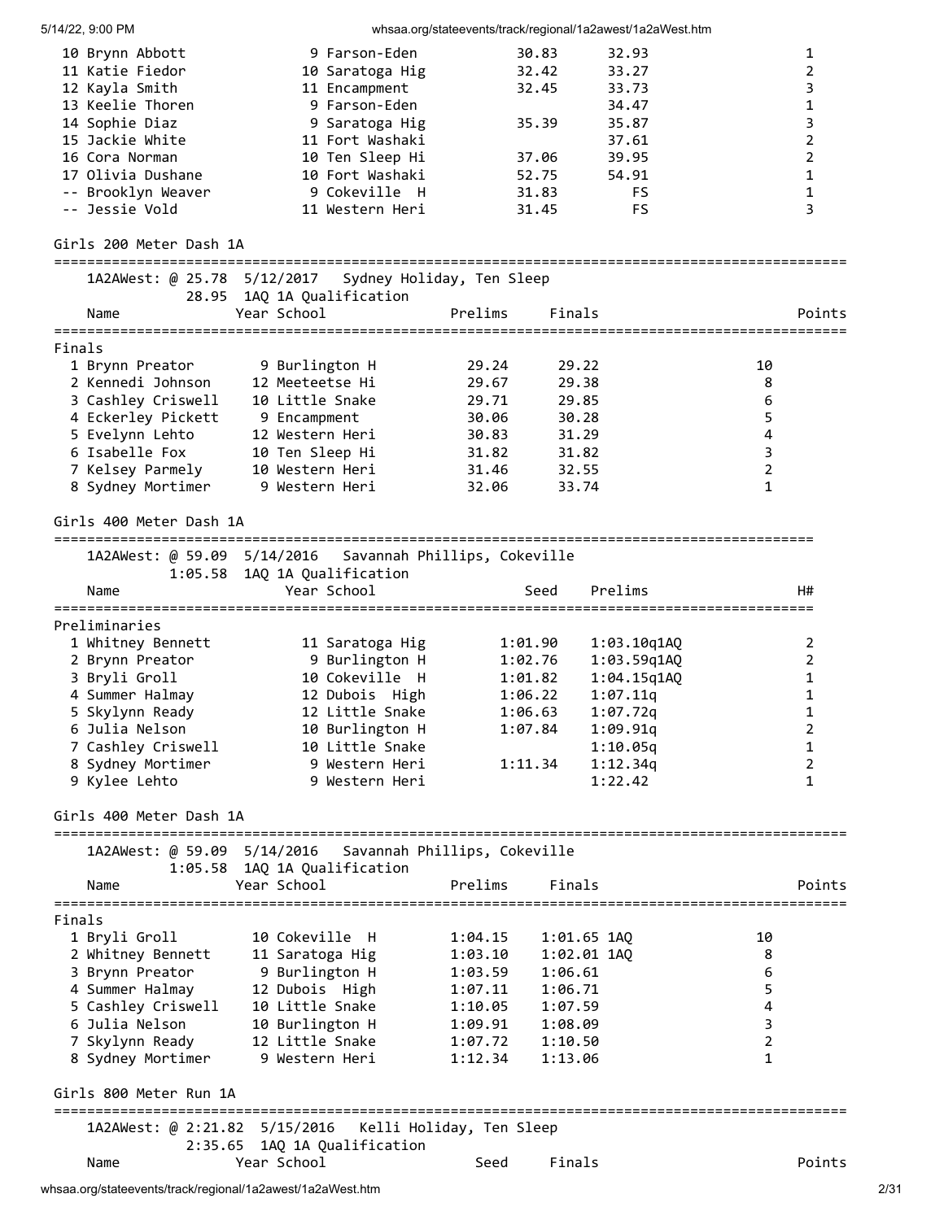| | | | | | |
|---|---|---|---|---|---|
| 10 Brynn Abbott | 9 Farson-Eden | 30.83 | 32.93 | | 1 |
| 11 Katie Fiedor | 10 Saratoga Hig | 32.42 | 33.27 | | 2 |
| 12 Kayla Smith | 11 Encampment | 32.45 | 33.73 | | 3 |
| 13 Keelie Thoren | 9 Farson-Eden | | 34.47 | | 1 |
| 14 Sophie Diaz | 9 Saratoga Hig | 35.39 | 35.87 | | 3 |
| 15 Jackie White | 11 Fort Washaki | | 37.61 | | 2 |
| 16 Cora Norman | 10 Ten Sleep Hi | 37.06 | 39.95 | | 2 |
| 17 Olivia Dushane | 10 Fort Washaki | 52.75 | 54.91 | | 1 |
| -- Brooklyn Weaver | 9 Cokeville H | 31.83 | FS | | 1 |
| -- Jessie Vold | 11 Western Heri | 31.45 | FS | | 3 |

## Girls 200 Meter Dash 1A

1A2AWest: @ 25.78 5/12/2017 Sydney Holiday, Ten Sleep
28.95 1AQ 1A Qualification

**Finals**

| Name | Year School | Prelims | Finals | Points |
|---|---|---|---|---|
| 1 Brynn Preator | 9 Burlington H | 29.24 | 29.22 | 10 |
| 2 Kennedi Johnson | 12 Meeteetse Hi | 29.67 | 29.38 | 8 |
| 3 Cashley Criswell | 10 Little Snake | 29.71 | 29.85 | 6 |
| 4 Eckerley Pickett | 9 Encampment | 30.06 | 30.28 | 5 |
| 5 Evelynn Lehto | 12 Western Heri | 30.83 | 31.29 | 4 |
| 6 Isabelle Fox | 10 Ten Sleep Hi | 31.82 | 31.82 | 3 |
| 7 Kelsey Parmely | 10 Western Heri | 31.46 | 32.55 | 2 |
| 8 Sydney Mortimer | 9 Western Heri | 32.06 | 33.74 | 1 |

## Girls 400 Meter Dash 1A

1A2AWest: @ 59.09 5/14/2016 Savannah Phillips, Cokeville
1:05.58 1AQ 1A Qualification

**Preliminaries**

| Name | Year School | Seed | Prelims | H# |
|---|---|---|---|---|
| 1 Whitney Bennett | 11 Saratoga Hig | 1:01.90 | 1:03.10q1AQ | 2 |
| 2 Brynn Preator | 9 Burlington H | 1:02.76 | 1:03.59q1AQ | 2 |
| 3 Bryli Groll | 10 Cokeville H | 1:01.82 | 1:04.15q1AQ | 1 |
| 4 Summer Halmay | 12 Dubois High | 1:06.22 | 1:07.11q | 1 |
| 5 Skylynn Ready | 12 Little Snake | 1:06.63 | 1:07.72q | 1 |
| 6 Julia Nelson | 10 Burlington H | 1:07.84 | 1:09.91q | 2 |
| 7 Cashley Criswell | 10 Little Snake | | 1:10.05q | 1 |
| 8 Sydney Mortimer | 9 Western Heri | 1:11.34 | 1:12.34q | 2 |
| 9 Kylee Lehto | 9 Western Heri | | 1:22.42 | 1 |

## Girls 400 Meter Dash 1A

1A2AWest: @ 59.09 5/14/2016 Savannah Phillips, Cokeville
1:05.58 1AQ 1A Qualification

**Finals**

| Name | Year School | Prelims | Finals | Points |
|---|---|---|---|---|
| 1 Bryli Groll | 10 Cokeville H | 1:04.15 | 1:01.65 1AQ | 10 |
| 2 Whitney Bennett | 11 Saratoga Hig | 1:03.10 | 1:02.01 1AQ | 8 |
| 3 Brynn Preator | 9 Burlington H | 1:03.59 | 1:06.61 | 6 |
| 4 Summer Halmay | 12 Dubois High | 1:07.11 | 1:06.71 | 5 |
| 5 Cashley Criswell | 10 Little Snake | 1:10.05 | 1:07.59 | 4 |
| 6 Julia Nelson | 10 Burlington H | 1:09.91 | 1:08.09 | 3 |
| 7 Skylynn Ready | 12 Little Snake | 1:07.72 | 1:10.50 | 2 |
| 8 Sydney Mortimer | 9 Western Heri | 1:12.34 | 1:13.06 | 1 |

## Girls 800 Meter Run 1A

1A2AWest: @ 2:21.82 5/15/2016 Kelli Holiday, Ten Sleep
2:35.65 1AQ 1A Qualification

| Name | Year School | Seed | Finals | Points |
|---|---|---|---|---|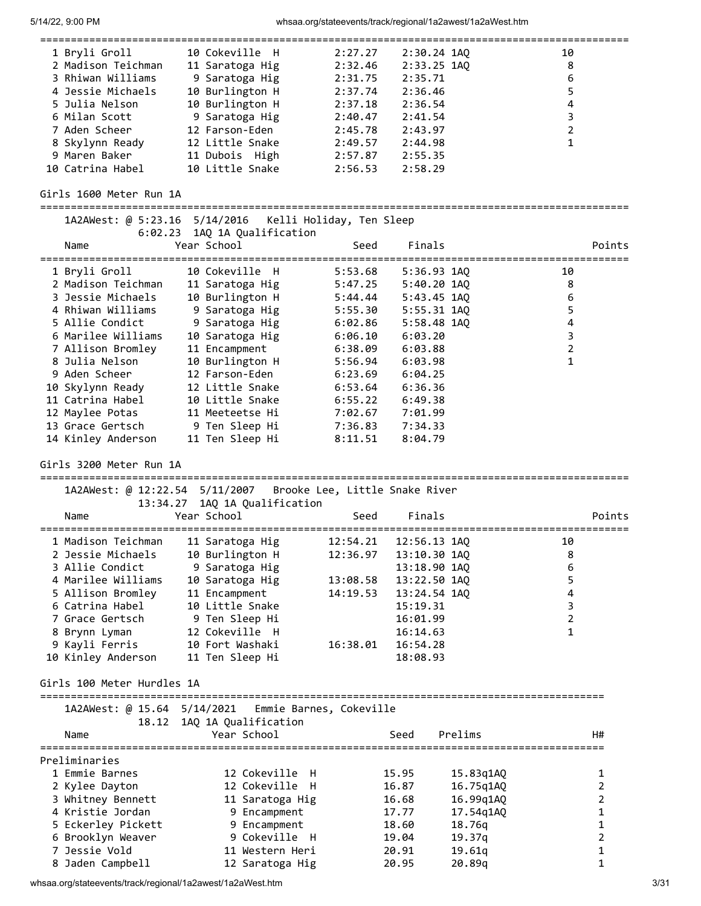| | | | | | | |
|---|---|---|---|---|---|---|
| 1 | Bryli Groll | 10 | Cokeville H | 2:27.27 | 2:30.24 1AQ | 10 |
| 2 | Madison Teichman | 11 | Saratoga Hig | 2:32.46 | 2:33.25 1AQ | 8 |
| 3 | Rhiwan Williams | 9 | Saratoga Hig | 2:31.75 | 2:35.71 | 6 |
| 4 | Jessie Michaels | 10 | Burlington H | 2:37.74 | 2:36.46 | 5 |
| 5 | Julia Nelson | 10 | Burlington H | 2:37.18 | 2:36.54 | 4 |
| 6 | Milan Scott | 9 | Saratoga Hig | 2:40.47 | 2:41.54 | 3 |
| 7 | Aden Scheer | 12 | Farson-Eden | 2:45.78 | 2:43.97 | 2 |
| 8 | Skylynn Ready | 12 | Little Snake | 2:49.57 | 2:44.98 | 1 |
| 9 | Maren Baker | 11 | Dubois High | 2:57.87 | 2:55.35 | |
| 10 | Catrina Habel | 10 | Little Snake | 2:56.53 | 2:58.29 | |

## Girls 1600 Meter Run 1A

1A2AWest: @ 5:23.16 5/14/2016 Kelli Holiday, Ten Sleep
6:02.23 1AQ 1A Qualification

| | Name | Year | School | Seed | Finals | Points |
|---|---|---|---|---|---|---|
| 1 | Bryli Groll | 10 | Cokeville H | 5:53.68 | 5:36.93 1AQ | 10 |
| 2 | Madison Teichman | 11 | Saratoga Hig | 5:47.25 | 5:40.20 1AQ | 8 |
| 3 | Jessie Michaels | 10 | Burlington H | 5:44.44 | 5:43.45 1AQ | 6 |
| 4 | Rhiwan Williams | 9 | Saratoga Hig | 5:55.30 | 5:55.31 1AQ | 5 |
| 5 | Allie Condict | 9 | Saratoga Hig | 6:02.86 | 5:58.48 1AQ | 4 |
| 6 | Marilee Williams | 10 | Saratoga Hig | 6:06.10 | 6:03.20 | 3 |
| 7 | Allison Bromley | 11 | Encampment | 6:38.09 | 6:03.88 | 2 |
| 8 | Julia Nelson | 10 | Burlington H | 5:56.94 | 6:03.98 | 1 |
| 9 | Aden Scheer | 12 | Farson-Eden | 6:23.69 | 6:04.25 | |
| 10 | Skylynn Ready | 12 | Little Snake | 6:53.64 | 6:36.36 | |
| 11 | Catrina Habel | 10 | Little Snake | 6:55.22 | 6:49.38 | |
| 12 | Maylee Potas | 11 | Meeteetse Hi | 7:02.67 | 7:01.99 | |
| 13 | Grace Gertsch | 9 | Ten Sleep Hi | 7:36.83 | 7:34.33 | |
| 14 | Kinley Anderson | 11 | Ten Sleep Hi | 8:11.51 | 8:04.79 | |

## Girls 3200 Meter Run 1A

1A2AWest: @ 12:22.54 5/11/2007 Brooke Lee, Little Snake River
13:34.27 1AQ 1A Qualification

| | Name | Year | School | Seed | Finals | Points |
|---|---|---|---|---|---|---|
| 1 | Madison Teichman | 11 | Saratoga Hig | 12:54.21 | 12:56.13 1AQ | 10 |
| 2 | Jessie Michaels | 10 | Burlington H | 12:36.97 | 13:10.30 1AQ | 8 |
| 3 | Allie Condict | 9 | Saratoga Hig | | 13:18.90 1AQ | 6 |
| 4 | Marilee Williams | 10 | Saratoga Hig | 13:08.58 | 13:22.50 1AQ | 5 |
| 5 | Allison Bromley | 11 | Encampment | 14:19.53 | 13:24.54 1AQ | 4 |
| 6 | Catrina Habel | 10 | Little Snake | | 15:19.31 | 3 |
| 7 | Grace Gertsch | 9 | Ten Sleep Hi | | 16:01.99 | 2 |
| 8 | Brynn Lyman | 12 | Cokeville H | | 16:14.63 | 1 |
| 9 | Kayli Ferris | 10 | Fort Washaki | 16:38.01 | 16:54.28 | |
| 10 | Kinley Anderson | 11 | Ten Sleep Hi | | 18:08.93 | |

## Girls 100 Meter Hurdles 1A

1A2AWest: @ 15.64 5/14/2021 Emmie Barnes, Cokeville
18.12 1AQ 1A Qualification

| | Name | Year | School | Seed | Prelims | H# |
|---|---|---|---|---|---|---|
| **Preliminaries** | | | | | | |
| 1 | Emmie Barnes | 12 | Cokeville H | 15.95 | 15.83q1AQ | 1 |
| 2 | Kylee Dayton | 12 | Cokeville H | 16.87 | 16.75q1AQ | 2 |
| 3 | Whitney Bennett | 11 | Saratoga Hig | 16.68 | 16.99q1AQ | 2 |
| 4 | Kristie Jordan | 9 | Encampment | 17.77 | 17.54q1AQ | 1 |
| 5 | Eckerley Pickett | 9 | Encampment | 18.60 | 18.76q | 1 |
| 6 | Brooklyn Weaver | 9 | Cokeville H | 19.04 | 19.37q | 2 |
| 7 | Jessie Vold | 11 | Western Heri | 20.91 | 19.61q | 1 |
| 8 | Jaden Campbell | 12 | Saratoga Hig | 20.95 | 20.89q | 1 |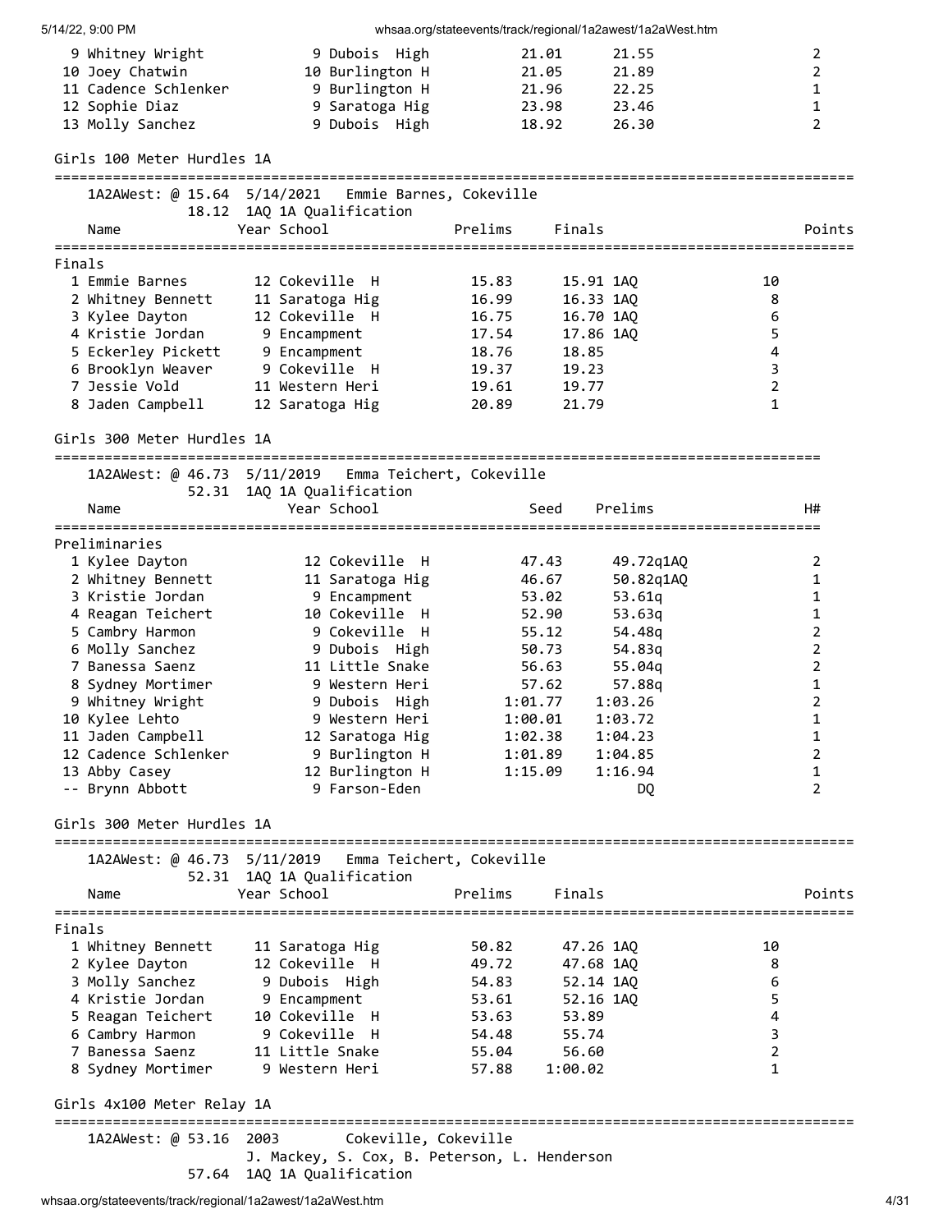| | | | | | |
|---|---|---|---|---|---|
| 9 Whitney Wright | 9 Dubois High | 21.01 | 21.55 | | 2 |
| 10 Joey Chatwin | 10 Burlington H | 21.05 | 21.89 | | 2 |
| 11 Cadence Schlenker | 9 Burlington H | 21.96 | 22.25 | | 1 |
| 12 Sophie Diaz | 9 Saratoga Hig | 23.98 | 23.46 | | 1 |
| 13 Molly Sanchez | 9 Dubois High | 18.92 | 26.30 | | 2 |

## Girls 100 Meter Hurdles 1A

1A2AWest: @ 15.64 5/14/2021 Emmie Barnes, Cokeville
18.12 1AQ 1A Qualification

Finals

| Name | Year School | Prelims | Finals | | Points |
|---|---|---|---|---|---|
| 1 Emmie Barnes | 12 Cokeville H | 15.83 | 15.91 | 1AQ | 10 |
| 2 Whitney Bennett | 11 Saratoga Hig | 16.99 | 16.33 | 1AQ | 8 |
| 3 Kylee Dayton | 12 Cokeville H | 16.75 | 16.70 | 1AQ | 6 |
| 4 Kristie Jordan | 9 Encampment | 17.54 | 17.86 | 1AQ | 5 |
| 5 Eckerley Pickett | 9 Encampment | 18.76 | 18.85 | | 4 |
| 6 Brooklyn Weaver | 9 Cokeville H | 19.37 | 19.23 | | 3 |
| 7 Jessie Vold | 11 Western Heri | 19.61 | 19.77 | | 2 |
| 8 Jaden Campbell | 12 Saratoga Hig | 20.89 | 21.79 | | 1 |

## Girls 300 Meter Hurdles 1A

1A2AWest: @ 46.73 5/11/2019 Emma Teichert, Cokeville
52.31 1AQ 1A Qualification

Preliminaries

| Name | Year School | Seed | Prelims | | H# |
|---|---|---|---|---|---|
| 1 Kylee Dayton | 12 Cokeville H | 47.43 | 49.72 | q1AQ | 2 |
| 2 Whitney Bennett | 11 Saratoga Hig | 46.67 | 50.82 | q1AQ | 1 |
| 3 Kristie Jordan | 9 Encampment | 53.02 | 53.61 | q | 1 |
| 4 Reagan Teichert | 10 Cokeville H | 52.90 | 53.63 | q | 1 |
| 5 Cambry Harmon | 9 Cokeville H | 55.12 | 54.48 | q | 2 |
| 6 Molly Sanchez | 9 Dubois High | 50.73 | 54.83 | q | 2 |
| 7 Banessa Saenz | 11 Little Snake | 56.63 | 55.04 | q | 2 |
| 8 Sydney Mortimer | 9 Western Heri | 57.62 | 57.88 | q | 1 |
| 9 Whitney Wright | 9 Dubois High | 1:01.77 | 1:03.26 | | 2 |
| 10 Kylee Lehto | 9 Western Heri | 1:00.01 | 1:03.72 | | 1 |
| 11 Jaden Campbell | 12 Saratoga Hig | 1:02.38 | 1:04.23 | | 1 |
| 12 Cadence Schlenker | 9 Burlington H | 1:01.89 | 1:04.85 | | 2 |
| 13 Abby Casey | 12 Burlington H | 1:15.09 | 1:16.94 | | 1 |
| -- Brynn Abbott | 9 Farson-Eden | | DQ | | 2 |

## Girls 300 Meter Hurdles 1A

1A2AWest: @ 46.73 5/11/2019 Emma Teichert, Cokeville
52.31 1AQ 1A Qualification

Finals

| Name | Year School | Prelims | Finals | | Points |
|---|---|---|---|---|---|
| 1 Whitney Bennett | 11 Saratoga Hig | 50.82 | 47.26 | 1AQ | 10 |
| 2 Kylee Dayton | 12 Cokeville H | 49.72 | 47.68 | 1AQ | 8 |
| 3 Molly Sanchez | 9 Dubois High | 54.83 | 52.14 | 1AQ | 6 |
| 4 Kristie Jordan | 9 Encampment | 53.61 | 52.16 | 1AQ | 5 |
| 5 Reagan Teichert | 10 Cokeville H | 53.63 | 53.89 | | 4 |
| 6 Cambry Harmon | 9 Cokeville H | 54.48 | 55.74 | | 3 |
| 7 Banessa Saenz | 11 Little Snake | 55.04 | 56.60 | | 2 |
| 8 Sydney Mortimer | 9 Western Heri | 57.88 | 1:00.02 | | 1 |

## Girls 4x100 Meter Relay 1A

1A2AWest: @ 53.16 2003 Cokeville, Cokeville
J. Mackey, S. Cox, B. Peterson, L. Henderson
57.64 1AQ 1A Qualification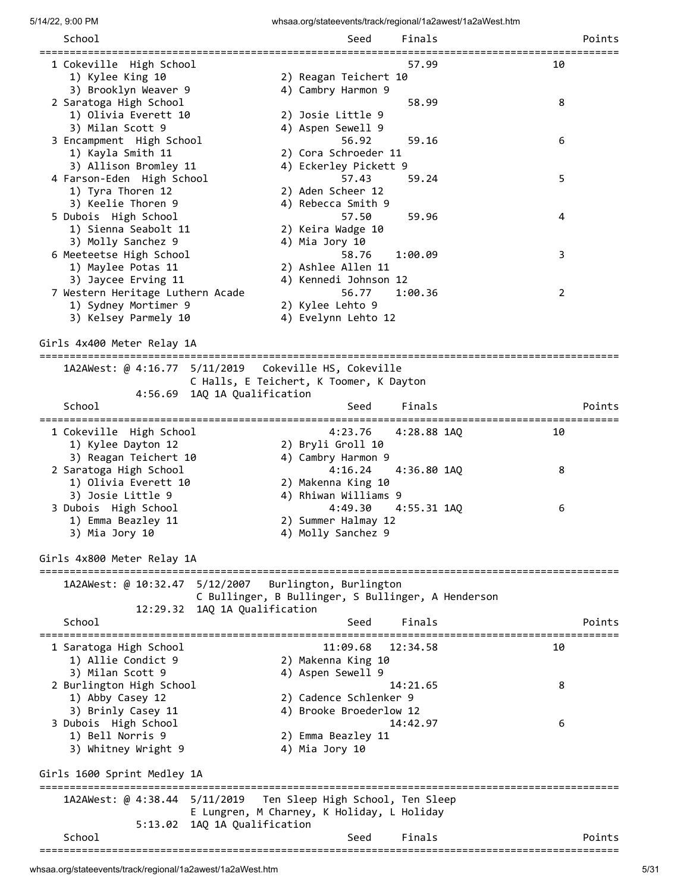| School | Seed | Finals | Points |
|---|---|---|---|
| 1 Cokeville High School | | 57.99 | 10 |
| 1) Kylee King 10 | 2) Reagan Teichert 10 | | |
| 3) Brooklyn Weaver 9 | 4) Cambry Harmon 9 | | |
| 2 Saratoga High School | | 58.99 | 8 |
| 1) Olivia Everett 10 | 2) Josie Little 9 | | |
| 3) Milan Scott 9 | 4) Aspen Sewell 9 | | |
| 3 Encampment High School | 56.92 | 59.16 | 6 |
| 1) Kayla Smith 11 | 2) Cora Schroeder 11 | | |
| 3) Allison Bromley 11 | 4) Eckerley Pickett 9 | | |
| 4 Farson-Eden High School | 57.43 | 59.24 | 5 |
| 1) Tyra Thoren 12 | 2) Aden Scheer 12 | | |
| 3) Keelie Thoren 9 | 4) Rebecca Smith 9 | | |
| 5 Dubois High School | 57.50 | 59.96 | 4 |
| 1) Sienna Seabolt 11 | 2) Keira Wadge 10 | | |
| 3) Molly Sanchez 9 | 4) Mia Jory 10 | | |
| 6 Meeteetse High School | 58.76 | 1:00.09 | 3 |
| 1) Maylee Potas 11 | 2) Ashlee Allen 11 | | |
| 3) Jaycee Erving 11 | 4) Kennedi Johnson 12 | | |
| 7 Western Heritage Luthern Acade | 56.77 | 1:00.36 | 2 |
| 1) Sydney Mortimer 9 | 2) Kylee Lehto 9 | | |
| 3) Kelsey Parmely 10 | 4) Evelynn Lehto 12 | | |

## Girls 4x400 Meter Relay 1A

1A2AWest: @ 4:16.77 5/11/2019 Cokeville HS, Cokeville
C Halls, E Teichert, K Toomer, K Dayton
4:56.69 1AQ 1A Qualification

| School | Seed | Finals | Points |
|---|---|---|---|
| 1 Cokeville High School | 4:23.76 | 4:28.88 1AQ | 10 |
| 1) Kylee Dayton 12 | 2) Bryli Groll 10 | | |
| 3) Reagan Teichert 10 | 4) Cambry Harmon 9 | | |
| 2 Saratoga High School | 4:16.24 | 4:36.80 1AQ | 8 |
| 1) Olivia Everett 10 | 2) Makenna King 10 | | |
| 3) Josie Little 9 | 4) Rhiwan Williams 9 | | |
| 3 Dubois High School | 4:49.30 | 4:55.31 1AQ | 6 |
| 1) Emma Beazley 11 | 2) Summer Halmay 12 | | |
| 3) Mia Jory 10 | 4) Molly Sanchez 9 | | |

## Girls 4x800 Meter Relay 1A

1A2AWest: @ 10:32.47 5/12/2007 Burlington, Burlington
C Bullinger, B Bullinger, S Bullinger, A Henderson
12:29.32 1AQ 1A Qualification

| School | Seed | Finals | Points |
|---|---|---|---|
| 1 Saratoga High School | 11:09.68 | 12:34.58 | 10 |
| 1) Allie Condict 9 | 2) Makenna King 10 | | |
| 3) Milan Scott 9 | 4) Aspen Sewell 9 | | |
| 2 Burlington High School | | 14:21.65 | 8 |
| 1) Abby Casey 12 | 2) Cadence Schlenker 9 | | |
| 3) Brinly Casey 11 | 4) Brooke Broederlow 12 | | |
| 3 Dubois High School | | 14:42.97 | 6 |
| 1) Bell Norris 9 | 2) Emma Beazley 11 | | |
| 3) Whitney Wright 9 | 4) Mia Jory 10 | | |

## Girls 1600 Sprint Medley 1A

1A2AWest: @ 4:38.44 5/11/2019 Ten Sleep High School, Ten Sleep
E Lungren, M Charney, K Holiday, L Holiday
5:13.02 1AQ 1A Qualification

| School | Seed | Finals | Points |
|---|---|---|---|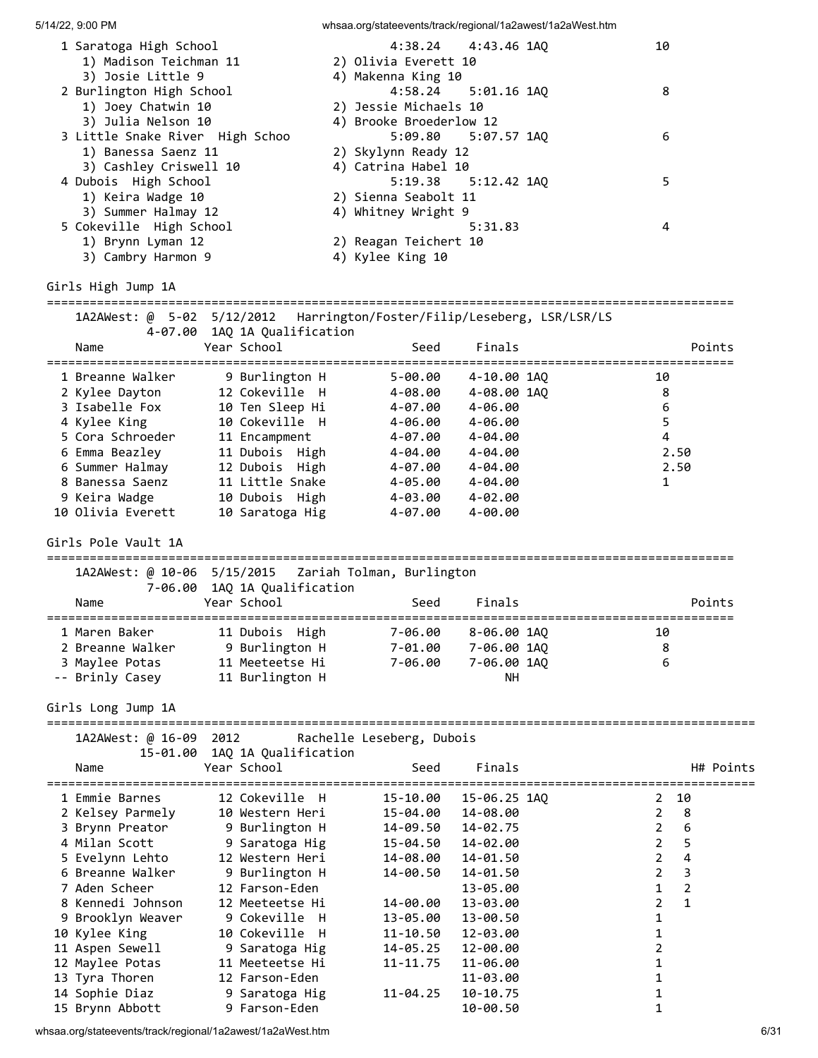| | | | | |
|---|---|---|---|---|
| 1 Saratoga High School | | 4:38.24 | 4:43.46 1AQ | 10 |
| 1) Madison Teichman 11 | 2) Olivia Everett 10 | | | |
| 3) Josie Little 9 | 4) Makenna King 10 | | | |
| 2 Burlington High School | | 4:58.24 | 5:01.16 1AQ | 8 |
| 1) Joey Chatwin 10 | 2) Jessie Michaels 10 | | | |
| 3) Julia Nelson 10 | 4) Brooke Broederlow 12 | | | |
| 3 Little Snake River High Schoo | | 5:09.80 | 5:07.57 1AQ | 6 |
| 1) Banessa Saenz 11 | 2) Skylynn Ready 12 | | | |
| 3) Cashley Criswell 10 | 4) Catrina Habel 10 | | | |
| 4 Dubois High School | | 5:19.38 | 5:12.42 1AQ | 5 |
| 1) Keira Wadge 10 | 2) Sienna Seabolt 11 | | | |
| 3) Summer Halmay 12 | 4) Whitney Wright 9 | | | |
| 5 Cokeville High School | | | 5:31.83 | 4 |
| 1) Brynn Lyman 12 | 2) Reagan Teichert 10 | | | |
| 3) Cambry Harmon 9 | 4) Kylee King 10 | | | |

## Girls High Jump 1A

1A2AWest: @ 5-02 5/12/2012 Harrington/Foster/Filip/Leseberg, LSR/LSR/LS
4-07.00 1AQ 1A Qualification

| Name | Year | School | Seed | Finals | Points |
|---|---|---|---|---|---|
| 1 Breanne Walker | 9 | Burlington H | 5-00.00 | 4-10.00 1AQ | 10 |
| 2 Kylee Dayton | 12 | Cokeville H | 4-08.00 | 4-08.00 1AQ | 8 |
| 3 Isabelle Fox | 10 | Ten Sleep Hi | 4-07.00 | 4-06.00 | 6 |
| 4 Kylee King | 10 | Cokeville H | 4-06.00 | 4-06.00 | 5 |
| 5 Cora Schroeder | 11 | Encampment | 4-07.00 | 4-04.00 | 4 |
| 6 Emma Beazley | 11 | Dubois High | 4-04.00 | 4-04.00 | 2.50 |
| 6 Summer Halmay | 12 | Dubois High | 4-07.00 | 4-04.00 | 2.50 |
| 8 Banessa Saenz | 11 | Little Snake | 4-05.00 | 4-04.00 | 1 |
| 9 Keira Wadge | 10 | Dubois High | 4-03.00 | 4-02.00 | |
| 10 Olivia Everett | 10 | Saratoga Hig | 4-07.00 | 4-00.00 | |

## Girls Pole Vault 1A

1A2AWest: @ 10-06 5/15/2015 Zariah Tolman, Burlington
7-06.00 1AQ 1A Qualification

| Name | Year | School | Seed | Finals | Points |
|---|---|---|---|---|---|
| 1 Maren Baker | 11 | Dubois High | 7-06.00 | 8-06.00 1AQ | 10 |
| 2 Breanne Walker | 9 | Burlington H | 7-01.00 | 7-06.00 1AQ | 8 |
| 3 Maylee Potas | 11 | Meeteetse Hi | 7-06.00 | 7-06.00 1AQ | 6 |
| -- Brinly Casey | 11 | Burlington H | | NH | |

## Girls Long Jump 1A

1A2AWest: @ 16-09 2012 Rachelle Leseberg, Dubois
15-01.00 1AQ 1A Qualification

| Name | Year | School | Seed | Finals | H# | Points |
|---|---|---|---|---|---|---|
| 1 Emmie Barnes | 12 | Cokeville H | 15-10.00 | 15-06.25 1AQ | 2 | 10 |
| 2 Kelsey Parmely | 10 | Western Heri | 15-04.00 | 14-08.00 | 2 | 8 |
| 3 Brynn Preator | 9 | Burlington H | 14-09.50 | 14-02.75 | 2 | 6 |
| 4 Milan Scott | 9 | Saratoga Hig | 15-04.50 | 14-02.00 | 2 | 5 |
| 5 Evelynn Lehto | 12 | Western Heri | 14-08.00 | 14-01.50 | 2 | 4 |
| 6 Breanne Walker | 9 | Burlington H | 14-00.50 | 14-01.50 | 2 | 3 |
| 7 Aden Scheer | 12 | Farson-Eden | | 13-05.00 | 1 | 2 |
| 8 Kennedi Johnson | 12 | Meeteetse Hi | 14-00.00 | 13-03.00 | 2 | 1 |
| 9 Brooklyn Weaver | 9 | Cokeville H | 13-05.00 | 13-00.50 | 1 | |
| 10 Kylee King | 10 | Cokeville H | 11-10.50 | 12-03.00 | 1 | |
| 11 Aspen Sewell | 9 | Saratoga Hig | 14-05.25 | 12-00.00 | 2 | |
| 12 Maylee Potas | 11 | Meeteetse Hi | 11-11.75 | 11-06.00 | 1 | |
| 13 Tyra Thoren | 12 | Farson-Eden | | 11-03.00 | 1 | |
| 14 Sophie Diaz | 9 | Saratoga Hig | 11-04.25 | 10-10.75 | 1 | |
| 15 Brynn Abbott | 9 | Farson-Eden | | 10-00.50 | 1 | |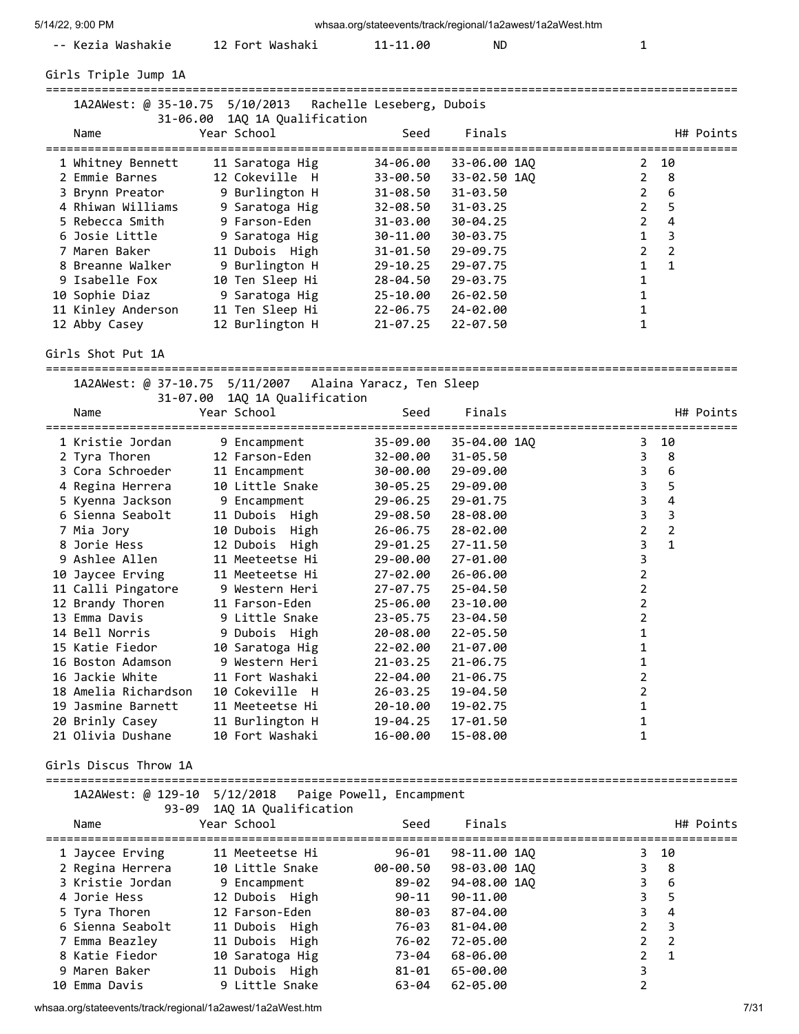| | | | | | | |
|---|---|---|---|---|---|---|
| -- | Kezia Washakie | 12 Fort Washaki | 11-11.00 | ND | 1 | |

## Girls Triple Jump 1A

1A2AWest: @ 35-10.75 5/10/2013 Rachelle Leseberg, Dubois
31-06.00 1AQ 1A Qualification

| | Name | Year | School | Seed | Finals | H# | Points |
|---|---|---|---|---|---|---|---|
| 1 | Whitney Bennett | 11 | Saratoga Hig | 34-06.00 | 33-06.00 1AQ | 2 | 10 |
| 2 | Emmie Barnes | 12 | Cokeville H | 33-00.50 | 33-02.50 1AQ | 2 | 8 |
| 3 | Brynn Preator | 9 | Burlington H | 31-08.50 | 31-03.50 | 2 | 6 |
| 4 | Rhiwan Williams | 9 | Saratoga Hig | 32-08.50 | 31-03.25 | 2 | 5 |
| 5 | Rebecca Smith | 9 | Farson-Eden | 31-03.00 | 30-04.25 | 2 | 4 |
| 6 | Josie Little | 9 | Saratoga Hig | 30-11.00 | 30-03.75 | 1 | 3 |
| 7 | Maren Baker | 11 | Dubois High | 31-01.50 | 29-09.75 | 2 | 2 |
| 8 | Breanne Walker | 9 | Burlington H | 29-10.25 | 29-07.75 | 1 | 1 |
| 9 | Isabelle Fox | 10 | Ten Sleep Hi | 28-04.50 | 29-03.75 | 1 | |
| 10 | Sophie Diaz | 9 | Saratoga Hig | 25-10.00 | 26-02.50 | 1 | |
| 11 | Kinley Anderson | 11 | Ten Sleep Hi | 22-06.75 | 24-02.00 | 1 | |
| 12 | Abby Casey | 12 | Burlington H | 21-07.25 | 22-07.50 | 1 | |

## Girls Shot Put 1A

1A2AWest: @ 37-10.75 5/11/2007 Alaina Yaracz, Ten Sleep
31-07.00 1AQ 1A Qualification

| | Name | Year | School | Seed | Finals | H# | Points |
|---|---|---|---|---|---|---|---|
| 1 | Kristie Jordan | 9 | Encampment | 35-09.00 | 35-04.00 1AQ | 3 | 10 |
| 2 | Tyra Thoren | 12 | Farson-Eden | 32-00.00 | 31-05.50 | 3 | 8 |
| 3 | Cora Schroeder | 11 | Encampment | 30-00.00 | 29-09.00 | 3 | 6 |
| 4 | Regina Herrera | 10 | Little Snake | 30-05.25 | 29-09.00 | 3 | 5 |
| 5 | Kyenna Jackson | 9 | Encampment | 29-06.25 | 29-01.75 | 3 | 4 |
| 6 | Sienna Seabolt | 11 | Dubois High | 29-08.50 | 28-08.00 | 3 | 3 |
| 7 | Mia Jory | 10 | Dubois High | 26-06.75 | 28-02.00 | 2 | 2 |
| 8 | Jorie Hess | 12 | Dubois High | 29-01.25 | 27-11.50 | 3 | 1 |
| 9 | Ashlee Allen | 11 | Meeteetse Hi | 29-00.00 | 27-01.00 | 3 | |
| 10 | Jaycee Erving | 11 | Meeteetse Hi | 27-02.00 | 26-06.00 | 2 | |
| 11 | Calli Pingatore | 9 | Western Heri | 27-07.75 | 25-04.50 | 2 | |
| 12 | Brandy Thoren | 11 | Farson-Eden | 25-06.00 | 23-10.00 | 2 | |
| 13 | Emma Davis | 9 | Little Snake | 23-05.75 | 23-04.50 | 2 | |
| 14 | Bell Norris | 9 | Dubois High | 20-08.00 | 22-05.50 | 1 | |
| 15 | Katie Fiedor | 10 | Saratoga Hig | 22-02.00 | 21-07.00 | 1 | |
| 16 | Boston Adamson | 9 | Western Heri | 21-03.25 | 21-06.75 | 1 | |
| 16 | Jackie White | 11 | Fort Washaki | 22-04.00 | 21-06.75 | 2 | |
| 18 | Amelia Richardson | 10 | Cokeville H | 26-03.25 | 19-04.50 | 2 | |
| 19 | Jasmine Barnett | 11 | Meeteetse Hi | 20-10.00 | 19-02.75 | 1 | |
| 20 | Brinly Casey | 11 | Burlington H | 19-04.25 | 17-01.50 | 1 | |
| 21 | Olivia Dushane | 10 | Fort Washaki | 16-00.00 | 15-08.00 | 1 | |

## Girls Discus Throw 1A

1A2AWest: @ 129-10 5/12/2018 Paige Powell, Encampment
93-09 1AQ 1A Qualification

| | Name | Year | School | Seed | Finals | H# | Points |
|---|---|---|---|---|---|---|---|
| 1 | Jaycee Erving | 11 | Meeteetse Hi | 96-01 | 98-11.00 1AQ | 3 | 10 |
| 2 | Regina Herrera | 10 | Little Snake | 00-00.50 | 98-03.00 1AQ | 3 | 8 |
| 3 | Kristie Jordan | 9 | Encampment | 89-02 | 94-08.00 1AQ | 3 | 6 |
| 4 | Jorie Hess | 12 | Dubois High | 90-11 | 90-11.00 | 3 | 5 |
| 5 | Tyra Thoren | 12 | Farson-Eden | 80-03 | 87-04.00 | 3 | 4 |
| 6 | Sienna Seabolt | 11 | Dubois High | 76-03 | 81-04.00 | 2 | 3 |
| 7 | Emma Beazley | 11 | Dubois High | 76-02 | 72-05.00 | 2 | 2 |
| 8 | Katie Fiedor | 10 | Saratoga Hig | 73-04 | 68-06.00 | 2 | 1 |
| 9 | Maren Baker | 11 | Dubois High | 81-01 | 65-00.00 | 3 | |
| 10 | Emma Davis | 9 | Little Snake | 63-04 | 62-05.00 | 2 | |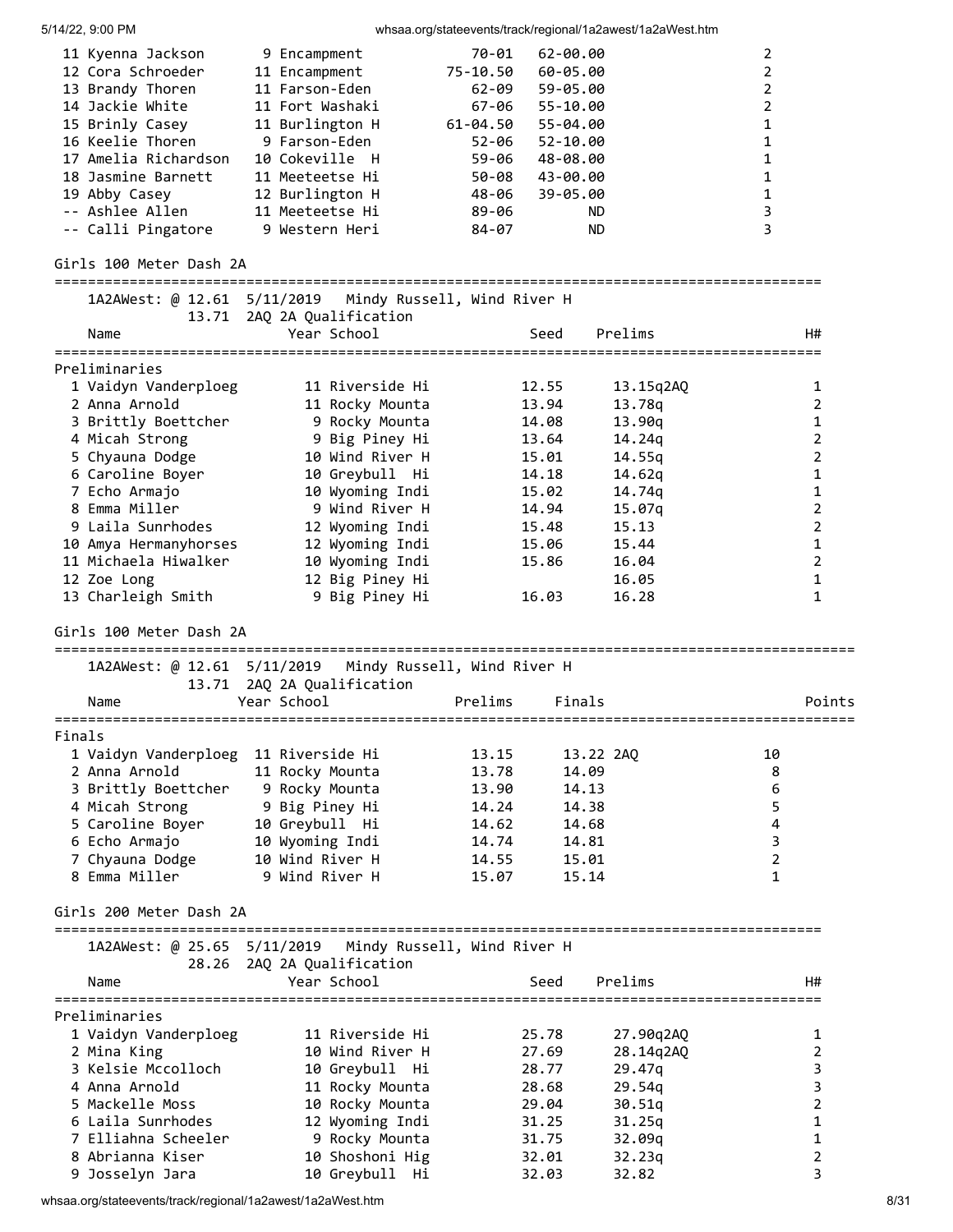| Place | Name | Year | School | Seed | Finals | H# |
|---|---|---|---|---|---|---|
| 11 | Kyenna Jackson | 9 | Encampment | 70-01 | 62-00.00 | 2 |
| 12 | Cora Schroeder | 11 | Encampment | 75-10.50 | 60-05.00 | 2 |
| 13 | Brandy Thoren | 11 | Farson-Eden | 62-09 | 59-05.00 | 2 |
| 14 | Jackie White | 11 | Fort Washaki | 67-06 | 55-10.00 | 2 |
| 15 | Brinly Casey | 11 | Burlington H | 61-04.50 | 55-04.00 | 1 |
| 16 | Keelie Thoren | 9 | Farson-Eden | 52-06 | 52-10.00 | 1 |
| 17 | Amelia Richardson | 10 | Cokeville H | 59-06 | 48-08.00 | 1 |
| 18 | Jasmine Barnett | 11 | Meeteetse Hi | 50-08 | 43-00.00 | 1 |
| 19 | Abby Casey | 12 | Burlington H | 48-06 | 39-05.00 | 1 |
| -- | Ashlee Allen | 11 | Meeteetse Hi | 89-06 | ND | 3 |
| -- | Calli Pingatore | 9 | Western Heri | 84-07 | ND | 3 |

## Girls 100 Meter Dash 2A

1A2AWest: @ 12.61 5/11/2019 Mindy Russell, Wind River H
13.71 2AQ 2A Qualification

### Preliminaries

| Place | Name | Year | School | Seed | Prelims | H# |
|---|---|---|---|---|---|---|
| 1 | Vaidyn Vanderploeg | 11 | Riverside Hi | 12.55 | 13.15q2AQ | 1 |
| 2 | Anna Arnold | 11 | Rocky Mounta | 13.94 | 13.78q | 2 |
| 3 | Brittly Boettcher | 9 | Rocky Mounta | 14.08 | 13.90q | 1 |
| 4 | Micah Strong | 9 | Big Piney Hi | 13.64 | 14.24q | 2 |
| 5 | Chyauna Dodge | 10 | Wind River H | 15.01 | 14.55q | 2 |
| 6 | Caroline Boyer | 10 | Greybull Hi | 14.18 | 14.62q | 1 |
| 7 | Echo Armajo | 10 | Wyoming Indi | 15.02 | 14.74q | 1 |
| 8 | Emma Miller | 9 | Wind River H | 14.94 | 15.07q | 2 |
| 9 | Laila Sunrhodes | 12 | Wyoming Indi | 15.48 | 15.13 | 2 |
| 10 | Amya Hermanyhorses | 12 | Wyoming Indi | 15.06 | 15.44 | 1 |
| 11 | Michaela Hiwalker | 10 | Wyoming Indi | 15.86 | 16.04 | 2 |
| 12 | Zoe Long | 12 | Big Piney Hi | | 16.05 | 1 |
| 13 | Charleigh Smith | 9 | Big Piney Hi | 16.03 | 16.28 | 1 |

## Girls 100 Meter Dash 2A

1A2AWest: @ 12.61 5/11/2019 Mindy Russell, Wind River H
13.71 2AQ 2A Qualification

### Finals

| Place | Name | Year | School | Prelims | Finals | Points |
|---|---|---|---|---|---|---|
| 1 | Vaidyn Vanderploeg | 11 | Riverside Hi | 13.15 | 13.22 2AQ | 10 |
| 2 | Anna Arnold | 11 | Rocky Mounta | 13.78 | 14.09 | 8 |
| 3 | Brittly Boettcher | 9 | Rocky Mounta | 13.90 | 14.13 | 6 |
| 4 | Micah Strong | 9 | Big Piney Hi | 14.24 | 14.38 | 5 |
| 5 | Caroline Boyer | 10 | Greybull Hi | 14.62 | 14.68 | 4 |
| 6 | Echo Armajo | 10 | Wyoming Indi | 14.74 | 14.81 | 3 |
| 7 | Chyauna Dodge | 10 | Wind River H | 14.55 | 15.01 | 2 |
| 8 | Emma Miller | 9 | Wind River H | 15.07 | 15.14 | 1 |

## Girls 200 Meter Dash 2A

1A2AWest: @ 25.65 5/11/2019 Mindy Russell, Wind River H
28.26 2AQ 2A Qualification

### Preliminaries

| Place | Name | Year | School | Seed | Prelims | H# |
|---|---|---|---|---|---|---|
| 1 | Vaidyn Vanderploeg | 11 | Riverside Hi | 25.78 | 27.90q2AQ | 1 |
| 2 | Mina King | 10 | Wind River H | 27.69 | 28.14q2AQ | 2 |
| 3 | Kelsie Mccolloch | 10 | Greybull Hi | 28.77 | 29.47q | 3 |
| 4 | Anna Arnold | 11 | Rocky Mounta | 28.68 | 29.54q | 3 |
| 5 | Mackelle Moss | 10 | Rocky Mounta | 29.04 | 30.51q | 2 |
| 6 | Laila Sunrhodes | 12 | Wyoming Indi | 31.25 | 31.25q | 1 |
| 7 | Elliahna Scheeler | 9 | Rocky Mounta | 31.75 | 32.09q | 1 |
| 8 | Abrianna Kiser | 10 | Shoshoni Hig | 32.01 | 32.23q | 2 |
| 9 | Josselyn Jara | 10 | Greybull Hi | 32.03 | 32.82 | 3 |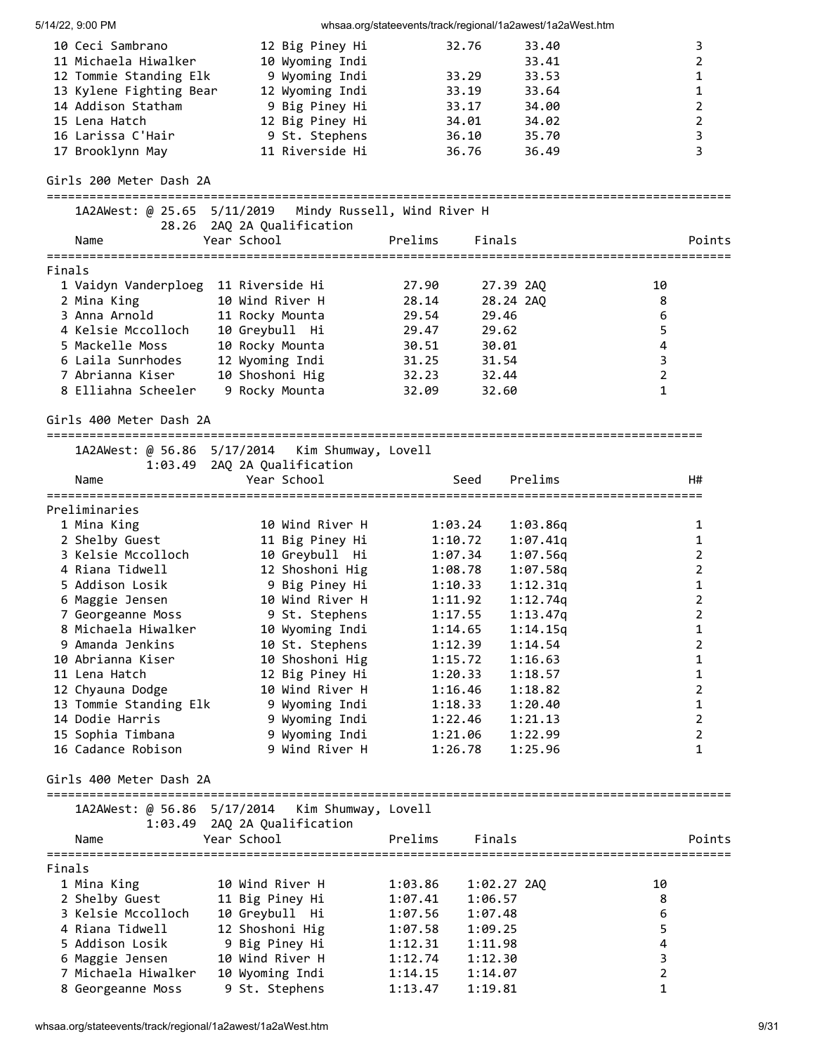| | | | | | |
|---|---|---|---|---|---|
| 10 | Ceci Sambrano | 12 Big Piney Hi | 32.76 | 33.40 | 3 |
| 11 | Michaela Hiwalker | 10 Wyoming Indi | | 33.41 | 2 |
| 12 | Tommie Standing Elk | 9 Wyoming Indi | 33.29 | 33.53 | 1 |
| 13 | Kylene Fighting Bear | 12 Wyoming Indi | 33.19 | 33.64 | 1 |
| 14 | Addison Statham | 9 Big Piney Hi | 33.17 | 34.00 | 2 |
| 15 | Lena Hatch | 12 Big Piney Hi | 34.01 | 34.02 | 2 |
| 16 | Larissa C'Hair | 9 St. Stephens | 36.10 | 35.70 | 3 |
| 17 | Brooklynn May | 11 Riverside Hi | 36.76 | 36.49 | 3 |

## Girls 200 Meter Dash 2A

1A2AWest: @ 25.65 5/11/2019 Mindy Russell, Wind River H

28.26 2AQ 2A Qualification

**Finals**

| | Name | Year School | Prelims | Finals | Points |
|---|---|---|---|---|---|
| 1 | Vaidyn Vanderploeg | 11 Riverside Hi | 27.90 | 27.39 2AQ | 10 |
| 2 | Mina King | 10 Wind River H | 28.14 | 28.24 2AQ | 8 |
| 3 | Anna Arnold | 11 Rocky Mounta | 29.54 | 29.46 | 6 |
| 4 | Kelsie Mccolloch | 10 Greybull Hi | 29.47 | 29.62 | 5 |
| 5 | Mackelle Moss | 10 Rocky Mounta | 30.51 | 30.01 | 4 |
| 6 | Laila Sunrhodes | 12 Wyoming Indi | 31.25 | 31.54 | 3 |
| 7 | Abrianna Kiser | 10 Shoshoni Hig | 32.23 | 32.44 | 2 |
| 8 | Elliahna Scheeler | 9 Rocky Mounta | 32.09 | 32.60 | 1 |

## Girls 400 Meter Dash 2A

1A2AWest: @ 56.86 5/17/2014 Kim Shumway, Lovell

1:03.49 2AQ 2A Qualification

**Preliminaries**

| | Name | Year School | Seed | Prelims | H# |
|---|---|---|---|---|---|
| 1 | Mina King | 10 Wind River H | 1:03.24 | 1:03.86q | 1 |
| 2 | Shelby Guest | 11 Big Piney Hi | 1:10.72 | 1:07.41q | 1 |
| 3 | Kelsie Mccolloch | 10 Greybull Hi | 1:07.34 | 1:07.56q | 2 |
| 4 | Riana Tidwell | 12 Shoshoni Hig | 1:08.78 | 1:07.58q | 2 |
| 5 | Addison Losik | 9 Big Piney Hi | 1:10.33 | 1:12.31q | 1 |
| 6 | Maggie Jensen | 10 Wind River H | 1:11.92 | 1:12.74q | 2 |
| 7 | Georgeanne Moss | 9 St. Stephens | 1:17.55 | 1:13.47q | 2 |
| 8 | Michaela Hiwalker | 10 Wyoming Indi | 1:14.65 | 1:14.15q | 1 |
| 9 | Amanda Jenkins | 10 St. Stephens | 1:12.39 | 1:14.54 | 2 |
| 10 | Abrianna Kiser | 10 Shoshoni Hig | 1:15.72 | 1:16.63 | 1 |
| 11 | Lena Hatch | 12 Big Piney Hi | 1:20.33 | 1:18.57 | 1 |
| 12 | Chyauna Dodge | 10 Wind River H | 1:16.46 | 1:18.82 | 2 |
| 13 | Tommie Standing Elk | 9 Wyoming Indi | 1:18.33 | 1:20.40 | 1 |
| 14 | Dodie Harris | 9 Wyoming Indi | 1:22.46 | 1:21.13 | 2 |
| 15 | Sophia Timbana | 9 Wyoming Indi | 1:21.06 | 1:22.99 | 2 |
| 16 | Cadance Robison | 9 Wind River H | 1:26.78 | 1:25.96 | 1 |

## Girls 400 Meter Dash 2A

1A2AWest: @ 56.86 5/17/2014 Kim Shumway, Lovell

1:03.49 2AQ 2A Qualification

**Finals**

| | Name | Year School | Prelims | Finals | Points |
|---|---|---|---|---|---|
| 1 | Mina King | 10 Wind River H | 1:03.86 | 1:02.27 2AQ | 10 |
| 2 | Shelby Guest | 11 Big Piney Hi | 1:07.41 | 1:06.57 | 8 |
| 3 | Kelsie Mccolloch | 10 Greybull Hi | 1:07.56 | 1:07.48 | 6 |
| 4 | Riana Tidwell | 12 Shoshoni Hig | 1:07.58 | 1:09.25 | 5 |
| 5 | Addison Losik | 9 Big Piney Hi | 1:12.31 | 1:11.98 | 4 |
| 6 | Maggie Jensen | 10 Wind River H | 1:12.74 | 1:12.30 | 3 |
| 7 | Michaela Hiwalker | 10 Wyoming Indi | 1:14.15 | 1:14.07 | 2 |
| 8 | Georgeanne Moss | 9 St. Stephens | 1:13.47 | 1:19.81 | 1 |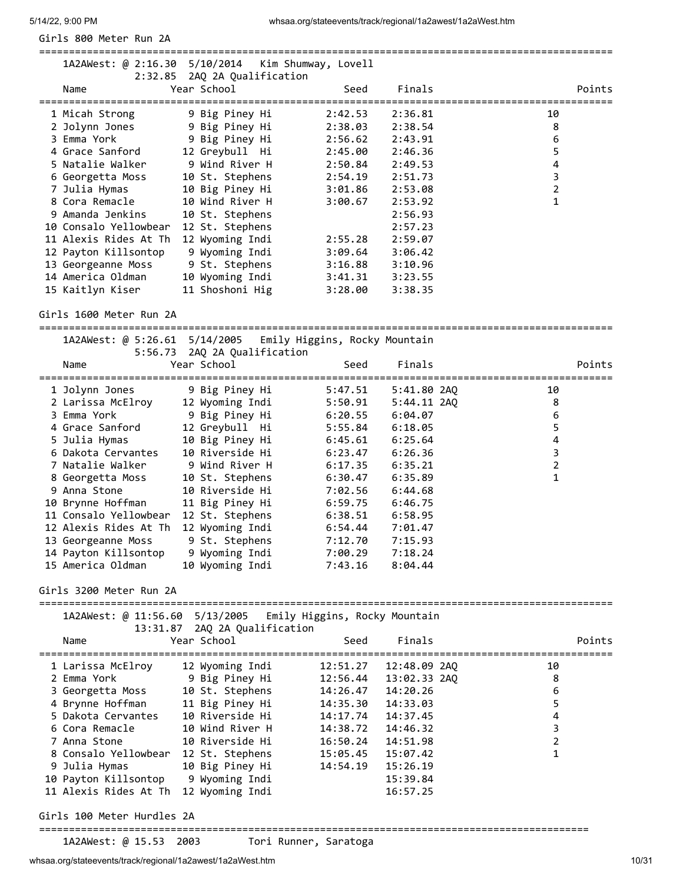## Girls 800 Meter Run 2A

1A2AWest: @ 2:16.30  5/10/2014  Kim Shumway, Lovell
2:32.85  2AQ 2A Qualification

| | Name | Year | School | Seed | Finals | Points |
|---|---|---|---|---|---|---|
| 1 | Micah Strong | 9 | Big Piney Hi | 2:42.53 | 2:36.81 | 10 |
| 2 | Jolynn Jones | 9 | Big Piney Hi | 2:38.03 | 2:38.54 | 8 |
| 3 | Emma York | 9 | Big Piney Hi | 2:56.62 | 2:43.91 | 6 |
| 4 | Grace Sanford | 12 | Greybull Hi | 2:45.00 | 2:46.36 | 5 |
| 5 | Natalie Walker | 9 | Wind River H | 2:50.84 | 2:49.53 | 4 |
| 6 | Georgetta Moss | 10 | St. Stephens | 2:54.19 | 2:51.73 | 3 |
| 7 | Julia Hymas | 10 | Big Piney Hi | 3:01.86 | 2:53.08 | 2 |
| 8 | Cora Remacle | 10 | Wind River H | 3:00.67 | 2:53.92 | 1 |
| 9 | Amanda Jenkins | 10 | St. Stephens | | 2:56.93 | |
| 10 | Consalo Yellowbear | 12 | St. Stephens | | 2:57.23 | |
| 11 | Alexis Rides At Th | 12 | Wyoming Indi | 2:55.28 | 2:59.07 | |
| 12 | Payton Killsontop | 9 | Wyoming Indi | 3:09.64 | 3:06.42 | |
| 13 | Georgeanne Moss | 9 | St. Stephens | 3:16.88 | 3:10.96 | |
| 14 | America Oldman | 10 | Wyoming Indi | 3:41.31 | 3:23.55 | |
| 15 | Kaitlyn Kiser | 11 | Shoshoni Hig | 3:28.00 | 3:38.35 | |

## Girls 1600 Meter Run 2A

1A2AWest: @ 5:26.61  5/14/2005  Emily Higgins, Rocky Mountain
5:56.73  2AQ 2A Qualification

| | Name | Year | School | Seed | Finals | Points |
|---|---|---|---|---|---|---|
| 1 | Jolynn Jones | 9 | Big Piney Hi | 5:47.51 | 5:41.80 2AQ | 10 |
| 2 | Larissa McElroy | 12 | Wyoming Indi | 5:50.91 | 5:44.11 2AQ | 8 |
| 3 | Emma York | 9 | Big Piney Hi | 6:20.55 | 6:04.07 | 6 |
| 4 | Grace Sanford | 12 | Greybull Hi | 5:55.84 | 6:18.05 | 5 |
| 5 | Julia Hymas | 10 | Big Piney Hi | 6:45.61 | 6:25.64 | 4 |
| 6 | Dakota Cervantes | 10 | Riverside Hi | 6:23.47 | 6:26.36 | 3 |
| 7 | Natalie Walker | 9 | Wind River H | 6:17.35 | 6:35.21 | 2 |
| 8 | Georgetta Moss | 10 | St. Stephens | 6:30.47 | 6:35.89 | 1 |
| 9 | Anna Stone | 10 | Riverside Hi | 7:02.56 | 6:44.68 | |
| 10 | Brynne Hoffman | 11 | Big Piney Hi | 6:59.75 | 6:46.75 | |
| 11 | Consalo Yellowbear | 12 | St. Stephens | 6:38.51 | 6:58.95 | |
| 12 | Alexis Rides At Th | 12 | Wyoming Indi | 6:54.44 | 7:01.47 | |
| 13 | Georgeanne Moss | 9 | St. Stephens | 7:12.70 | 7:15.93 | |
| 14 | Payton Killsontop | 9 | Wyoming Indi | 7:00.29 | 7:18.24 | |
| 15 | America Oldman | 10 | Wyoming Indi | 7:43.16 | 8:04.44 | |

## Girls 3200 Meter Run 2A

1A2AWest: @ 11:56.60  5/13/2005  Emily Higgins, Rocky Mountain
13:31.87  2AQ 2A Qualification

| | Name | Year | School | Seed | Finals | Points |
|---|---|---|---|---|---|---|
| 1 | Larissa McElroy | 12 | Wyoming Indi | 12:51.27 | 12:48.09 2AQ | 10 |
| 2 | Emma York | 9 | Big Piney Hi | 12:56.44 | 13:02.33 2AQ | 8 |
| 3 | Georgetta Moss | 10 | St. Stephens | 14:26.47 | 14:20.26 | 6 |
| 4 | Brynne Hoffman | 11 | Big Piney Hi | 14:35.30 | 14:33.03 | 5 |
| 5 | Dakota Cervantes | 10 | Riverside Hi | 14:17.74 | 14:37.45 | 4 |
| 6 | Cora Remacle | 10 | Wind River H | 14:38.72 | 14:46.32 | 3 |
| 7 | Anna Stone | 10 | Riverside Hi | 16:50.24 | 14:51.98 | 2 |
| 8 | Consalo Yellowbear | 12 | St. Stephens | 15:05.45 | 15:07.42 | 1 |
| 9 | Julia Hymas | 10 | Big Piney Hi | 14:54.19 | 15:26.19 | |
| 10 | Payton Killsontop | 9 | Wyoming Indi | | 15:39.84 | |
| 11 | Alexis Rides At Th | 12 | Wyoming Indi | | 16:57.25 | |

## Girls 100 Meter Hurdles 2A

1A2AWest: @ 15.53  2003  Tori Runner, Saratoga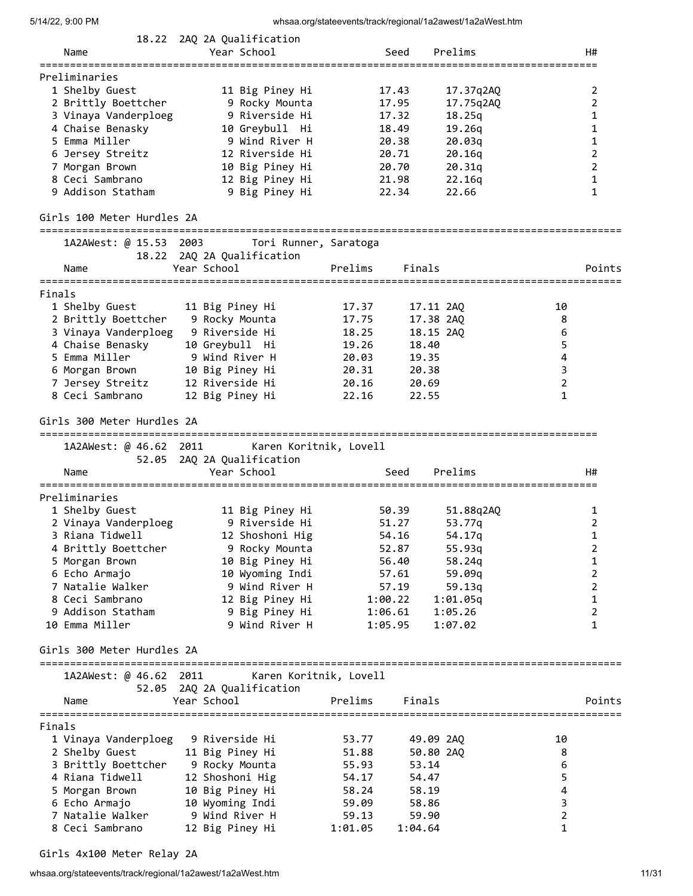18.22 2AQ 2A Qualification

| Name | Year | School | Seed | Prelims | H# |
|---|---|---|---|---|---|
| **Preliminaries** | | | | | |
| 1 Shelby Guest | 11 | Big Piney Hi | 17.43 | 17.37q2AQ | 2 |
| 2 Brittly Boettcher | 9 | Rocky Mounta | 17.95 | 17.75q2AQ | 2 |
| 3 Vinaya Vanderploeg | 9 | Riverside Hi | 17.32 | 18.25q | 1 |
| 4 Chaise Benasky | 10 | Greybull Hi | 18.49 | 19.26q | 1 |
| 5 Emma Miller | 9 | Wind River H | 20.38 | 20.03q | 1 |
| 6 Jersey Streitz | 12 | Riverside Hi | 20.71 | 20.16q | 2 |
| 7 Morgan Brown | 10 | Big Piney Hi | 20.70 | 20.31q | 2 |
| 8 Ceci Sambrano | 12 | Big Piney Hi | 21.98 | 22.16q | 1 |
| 9 Addison Statham | 9 | Big Piney Hi | 22.34 | 22.66 | 1 |

## Girls 100 Meter Hurdles 2A

1A2AWest: @ 15.53 2003 Tori Runner, Saratoga
18.22 2AQ 2A Qualification

| Name | Year | School | Prelims | Finals | Points |
|---|---|---|---|---|---|
| **Finals** | | | | | |
| 1 Shelby Guest | 11 | Big Piney Hi | 17.37 | 17.11 2AQ | 10 |
| 2 Brittly Boettcher | 9 | Rocky Mounta | 17.75 | 17.38 2AQ | 8 |
| 3 Vinaya Vanderploeg | 9 | Riverside Hi | 18.25 | 18.15 2AQ | 6 |
| 4 Chaise Benasky | 10 | Greybull Hi | 19.26 | 18.40 | 5 |
| 5 Emma Miller | 9 | Wind River H | 20.03 | 19.35 | 4 |
| 6 Morgan Brown | 10 | Big Piney Hi | 20.31 | 20.38 | 3 |
| 7 Jersey Streitz | 12 | Riverside Hi | 20.16 | 20.69 | 2 |
| 8 Ceci Sambrano | 12 | Big Piney Hi | 22.16 | 22.55 | 1 |

## Girls 300 Meter Hurdles 2A

1A2AWest: @ 46.62 2011 Karen Koritnik, Lovell
52.05 2AQ 2A Qualification

| Name | Year | School | Seed | Prelims | H# |
|---|---|---|---|---|---|
| **Preliminaries** | | | | | |
| 1 Shelby Guest | 11 | Big Piney Hi | 50.39 | 51.88q2AQ | 1 |
| 2 Vinaya Vanderploeg | 9 | Riverside Hi | 51.27 | 53.77q | 2 |
| 3 Riana Tidwell | 12 | Shoshoni Hig | 54.16 | 54.17q | 1 |
| 4 Brittly Boettcher | 9 | Rocky Mounta | 52.87 | 55.93q | 2 |
| 5 Morgan Brown | 10 | Big Piney Hi | 56.40 | 58.24q | 1 |
| 6 Echo Armajo | 10 | Wyoming Indi | 57.61 | 59.09q | 2 |
| 7 Natalie Walker | 9 | Wind River H | 57.19 | 59.13q | 2 |
| 8 Ceci Sambrano | 12 | Big Piney Hi | 1:00.22 | 1:01.05q | 1 |
| 9 Addison Statham | 9 | Big Piney Hi | 1:06.61 | 1:05.26 | 2 |
| 10 Emma Miller | 9 | Wind River H | 1:05.95 | 1:07.02 | 1 |

## Girls 300 Meter Hurdles 2A

1A2AWest: @ 46.62 2011 Karen Koritnik, Lovell
52.05 2AQ 2A Qualification

| Name | Year | School | Prelims | Finals | Points |
|---|---|---|---|---|---|
| **Finals** | | | | | |
| 1 Vinaya Vanderploeg | 9 | Riverside Hi | 53.77 | 49.09 2AQ | 10 |
| 2 Shelby Guest | 11 | Big Piney Hi | 51.88 | 50.80 2AQ | 8 |
| 3 Brittly Boettcher | 9 | Rocky Mounta | 55.93 | 53.14 | 6 |
| 4 Riana Tidwell | 12 | Shoshoni Hig | 54.17 | 54.47 | 5 |
| 5 Morgan Brown | 10 | Big Piney Hi | 58.24 | 58.19 | 4 |
| 6 Echo Armajo | 10 | Wyoming Indi | 59.09 | 58.86 | 3 |
| 7 Natalie Walker | 9 | Wind River H | 59.13 | 59.90 | 2 |
| 8 Ceci Sambrano | 12 | Big Piney Hi | 1:01.05 | 1:04.64 | 1 |

## Girls 4x100 Meter Relay 2A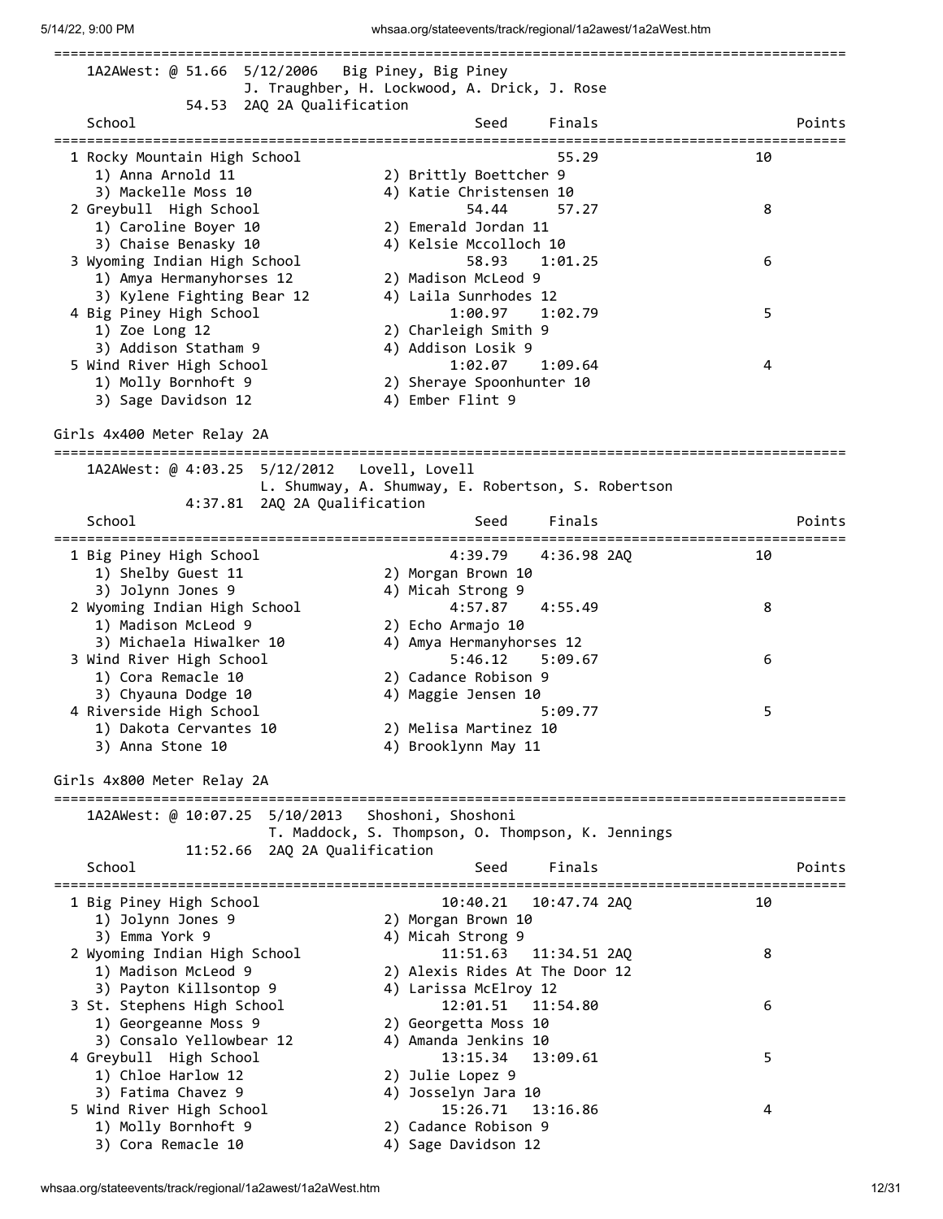| | | | | |
|---|---|---|---|---|
| 1A2AWest: @ 51.66 5/12/2006 Big Piney, Big Piney | | | | |
| J. Traughber, H. Lockwood, A. Drick, J. Rose | | | | |
| 54.53 2AQ 2A Qualification | | | | |
| **School** | **Seed** | **Finals** | | **Points** |
| 1 Rocky Mountain High School | | 55.29 | | 10 |
| 1) Anna Arnold 11 | 2) Brittly Boettcher 9 | | | |
| 3) Mackelle Moss 10 | 4) Katie Christensen 10 | | | |
| 2 Greybull High School | 54.44 | 57.27 | | 8 |
| 1) Caroline Boyer 10 | 2) Emerald Jordan 11 | | | |
| 3) Chaise Benasky 10 | 4) Kelsie Mccolloch 10 | | | |
| 3 Wyoming Indian High School | 58.93 | 1:01.25 | | 6 |
| 1) Amya Hermanyhorses 12 | 2) Madison McLeod 9 | | | |
| 3) Kylene Fighting Bear 12 | 4) Laila Sunrhodes 12 | | | |
| 4 Big Piney High School | 1:00.97 | 1:02.79 | | 5 |
| 1) Zoe Long 12 | 2) Charleigh Smith 9 | | | |
| 3) Addison Statham 9 | 4) Addison Losik 9 | | | |
| 5 Wind River High School | 1:02.07 | 1:09.64 | | 4 |
| 1) Molly Bornhoft 9 | 2) Sheraye Spoonhunter 10 | | | |
| 3) Sage Davidson 12 | 4) Ember Flint 9 | | | |

## Girls 4x400 Meter Relay 2A

| | | | | |
|---|---|---|---|---|
| 1A2AWest: @ 4:03.25 5/12/2012 Lovell, Lovell | | | | |
| L. Shumway, A. Shumway, E. Robertson, S. Robertson | | | | |
| 4:37.81 2AQ 2A Qualification | | | | |
| **School** | **Seed** | **Finals** | | **Points** |
| 1 Big Piney High School | 4:39.79 | 4:36.98 | 2AQ | 10 |
| 1) Shelby Guest 11 | 2) Morgan Brown 10 | | | |
| 3) Jolynn Jones 9 | 4) Micah Strong 9 | | | |
| 2 Wyoming Indian High School | 4:57.87 | 4:55.49 | | 8 |
| 1) Madison McLeod 9 | 2) Echo Armajo 10 | | | |
| 3) Michaela Hiwalker 10 | 4) Amya Hermanyhorses 12 | | | |
| 3 Wind River High School | 5:46.12 | 5:09.67 | | 6 |
| 1) Cora Remacle 10 | 2) Cadance Robison 9 | | | |
| 3) Chyauna Dodge 10 | 4) Maggie Jensen 10 | | | |
| 4 Riverside High School | | 5:09.77 | | 5 |
| 1) Dakota Cervantes 10 | 2) Melisa Martinez 10 | | | |
| 3) Anna Stone 10 | 4) Brooklynn May 11 | | | |

## Girls 4x800 Meter Relay 2A

| | | | | |
|---|---|---|---|---|
| 1A2AWest: @ 10:07.25 5/10/2013 Shoshoni, Shoshoni | | | | |
| T. Maddock, S. Thompson, O. Thompson, K. Jennings | | | | |
| 11:52.66 2AQ 2A Qualification | | | | |
| **School** | **Seed** | **Finals** | | **Points** |
| 1 Big Piney High School | 10:40.21 | 10:47.74 | 2AQ | 10 |
| 1) Jolynn Jones 9 | 2) Morgan Brown 10 | | | |
| 3) Emma York 9 | 4) Micah Strong 9 | | | |
| 2 Wyoming Indian High School | 11:51.63 | 11:34.51 | 2AQ | 8 |
| 1) Madison McLeod 9 | 2) Alexis Rides At The Door 12 | | | |
| 3) Payton Killsontop 9 | 4) Larissa McElroy 12 | | | |
| 3 St. Stephens High School | 12:01.51 | 11:54.80 | | 6 |
| 1) Georgeanne Moss 9 | 2) Georgetta Moss 10 | | | |
| 3) Consalo Yellowbear 12 | 4) Amanda Jenkins 10 | | | |
| 4 Greybull High School | 13:15.34 | 13:09.61 | | 5 |
| 1) Chloe Harlow 12 | 2) Julie Lopez 9 | | | |
| 3) Fatima Chavez 9 | 4) Josselyn Jara 10 | | | |
| 5 Wind River High School | 15:26.71 | 13:16.86 | | 4 |
| 1) Molly Bornhoft 9 | 2) Cadance Robison 9 | | | |
| 3) Cora Remacle 10 | 4) Sage Davidson 12 | | | |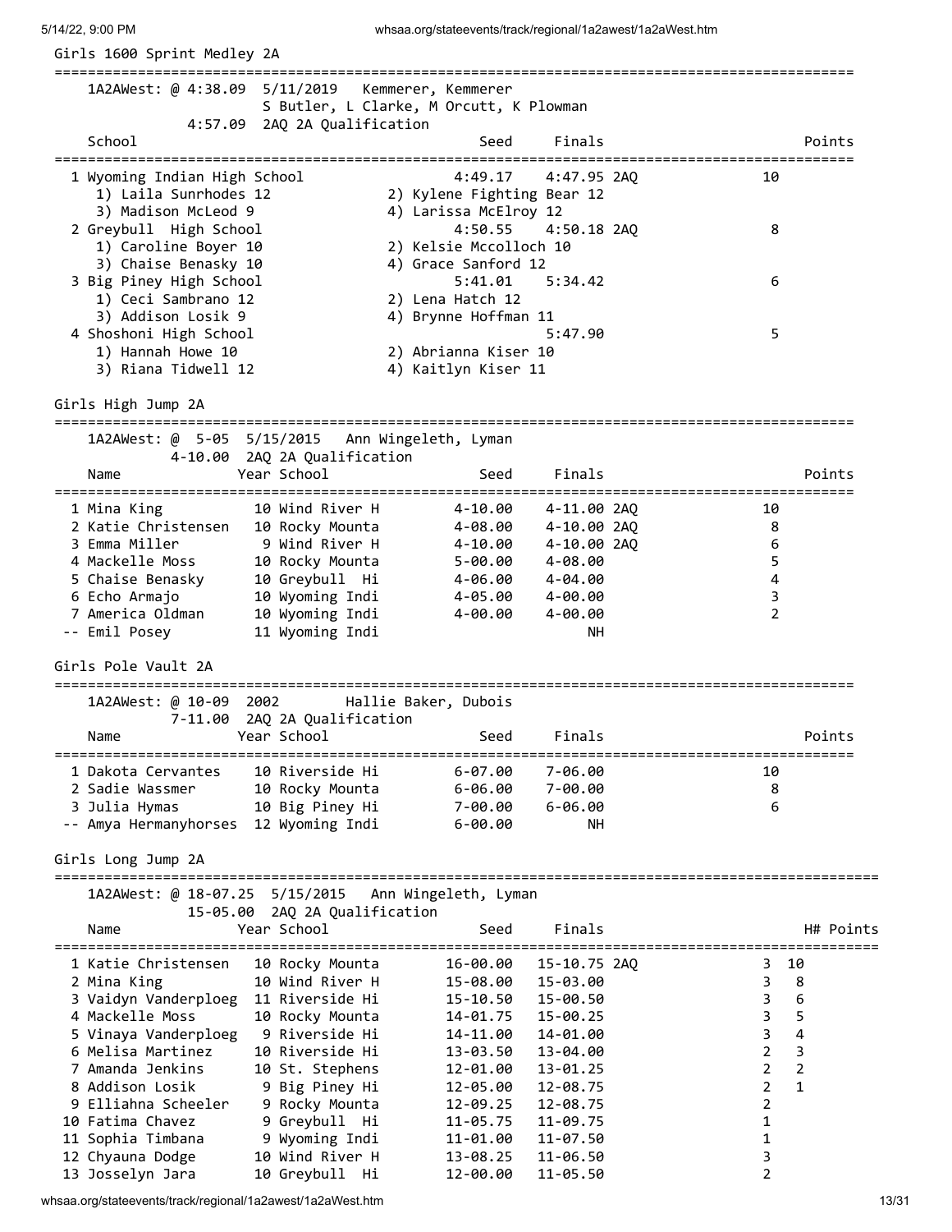## Girls 1600 Sprint Medley 2A

1A2AWest: @ 4:38.09 5/11/2019 Kemmerer, Kemmerer
S Butler, L Clarke, M Orcutt, K Plowman
4:57.09 2AQ 2A Qualification

| | School | Seed | Finals | | Points |
|---|---|---|---|---|---|
| 1 | Wyoming Indian High School | 4:49.17 | 4:47.95 | 2AQ | 10 |
| | 1) Laila Sunrhodes 12 | 2) Kylene Fighting Bear 12 | | | |
| | 3) Madison McLeod 9 | 4) Larissa McElroy 12 | | | |
| 2 | Greybull High School | 4:50.55 | 4:50.18 | 2AQ | 8 |
| | 1) Caroline Boyer 10 | 2) Kelsie Mccolloch 10 | | | |
| | 3) Chaise Benasky 10 | 4) Grace Sanford 12 | | | |
| 3 | Big Piney High School | 5:41.01 | 5:34.42 | | 6 |
| | 1) Ceci Sambrano 12 | 2) Lena Hatch 12 | | | |
| | 3) Addison Losik 9 | 4) Brynne Hoffman 11 | | | |
| 4 | Shoshoni High School | | 5:47.90 | | 5 |
| | 1) Hannah Howe 10 | 2) Abrianna Kiser 10 | | | |
| | 3) Riana Tidwell 12 | 4) Kaitlyn Kiser 11 | | | |

## Girls High Jump 2A

1A2AWest: @ 5-05 5/15/2015 Ann Wingeleth, Lyman
4-10.00 2AQ 2A Qualification

| | Name | Year | School | Seed | Finals | | Points |
|---|---|---|---|---|---|---|---|
| 1 | Mina King | 10 | Wind River H | 4-10.00 | 4-11.00 | 2AQ | 10 |
| 2 | Katie Christensen | 10 | Rocky Mounta | 4-08.00 | 4-10.00 | 2AQ | 8 |
| 3 | Emma Miller | 9 | Wind River H | 4-10.00 | 4-10.00 | 2AQ | 6 |
| 4 | Mackelle Moss | 10 | Rocky Mounta | 5-00.00 | 4-08.00 | | 5 |
| 5 | Chaise Benasky | 10 | Greybull Hi | 4-06.00 | 4-04.00 | | 4 |
| 6 | Echo Armajo | 10 | Wyoming Indi | 4-05.00 | 4-00.00 | | 3 |
| 7 | America Oldman | 10 | Wyoming Indi | 4-00.00 | 4-00.00 | | 2 |
| -- | Emil Posey | 11 | Wyoming Indi | | NH | | |

## Girls Pole Vault 2A

1A2AWest: @ 10-09 2002 Hallie Baker, Dubois
7-11.00 2AQ 2A Qualification

| | Name | Year | School | Seed | Finals | Points |
|---|---|---|---|---|---|---|
| 1 | Dakota Cervantes | 10 | Riverside Hi | 6-07.00 | 7-06.00 | 10 |
| 2 | Sadie Wassmer | 10 | Rocky Mounta | 6-06.00 | 7-00.00 | 8 |
| 3 | Julia Hymas | 10 | Big Piney Hi | 7-00.00 | 6-06.00 | 6 |
| -- | Amya Hermanyhorses | 12 | Wyoming Indi | 6-00.00 | NH | |

## Girls Long Jump 2A

1A2AWest: @ 18-07.25 5/15/2015 Ann Wingeleth, Lyman
15-05.00 2AQ 2A Qualification

| | Name | Year | School | Seed | Finals | | H# | Points |
|---|---|---|---|---|---|---|---|---|
| 1 | Katie Christensen | 10 | Rocky Mounta | 16-00.00 | 15-10.75 | 2AQ | 3 | 10 |
| 2 | Mina King | 10 | Wind River H | 15-08.00 | 15-03.00 | | 3 | 8 |
| 3 | Vaidyn Vanderploeg | 11 | Riverside Hi | 15-10.50 | 15-00.50 | | 3 | 6 |
| 4 | Mackelle Moss | 10 | Rocky Mounta | 14-01.75 | 15-00.25 | | 3 | 5 |
| 5 | Vinaya Vanderploeg | 9 | Riverside Hi | 14-11.00 | 14-01.00 | | 3 | 4 |
| 6 | Melisa Martinez | 10 | Riverside Hi | 13-03.50 | 13-04.00 | | 2 | 3 |
| 7 | Amanda Jenkins | 10 | St. Stephens | 12-01.00 | 13-01.25 | | 2 | 2 |
| 8 | Addison Losik | 9 | Big Piney Hi | 12-05.00 | 12-08.75 | | 2 | 1 |
| 9 | Elliahna Scheeler | 9 | Rocky Mounta | 12-09.25 | 12-08.75 | | 2 | |
| 10 | Fatima Chavez | 9 | Greybull Hi | 11-05.75 | 11-09.75 | | 1 | |
| 11 | Sophia Timbana | 9 | Wyoming Indi | 11-01.00 | 11-07.50 | | 1 | |
| 12 | Chyauna Dodge | 10 | Wind River H | 13-08.25 | 11-06.50 | | 3 | |
| 13 | Josselyn Jara | 10 | Greybull Hi | 12-00.00 | 11-05.50 | | 2 | |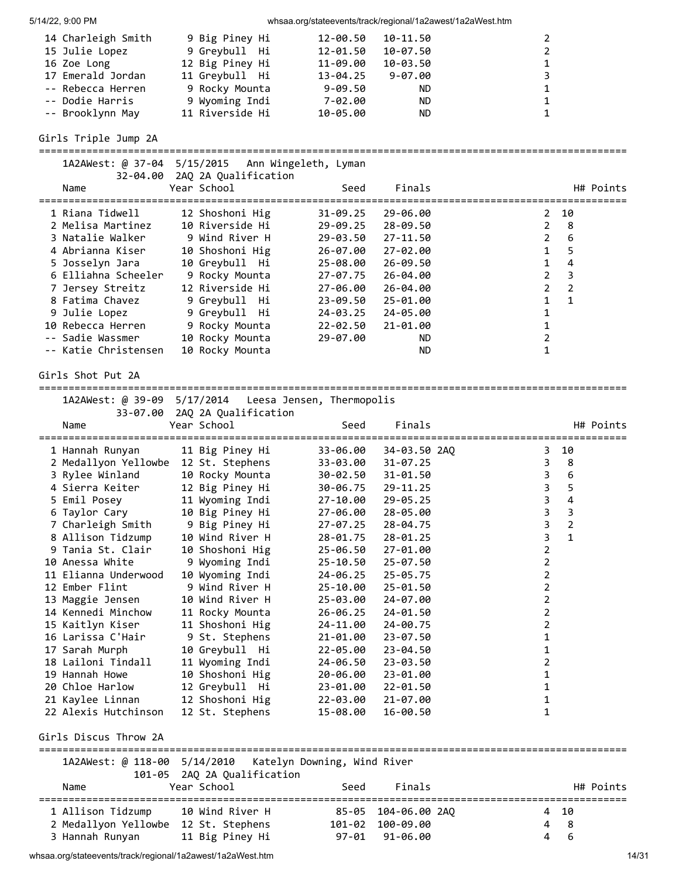| Place | Name | Year | School | Seed | Finals | H# | Points |
|---|---|---|---|---|---|---|---|
| 14 | Charleigh Smith | 9 | Big Piney Hi | 12-00.50 | 10-11.50 | 2 | |
| 15 | Julie Lopez | 9 | Greybull Hi | 12-01.50 | 10-07.50 | 2 | |
| 16 | Zoe Long | 12 | Big Piney Hi | 11-09.00 | 10-03.50 | 1 | |
| 17 | Emerald Jordan | 11 | Greybull Hi | 13-04.25 | 9-07.00 | 3 | |
| -- | Rebecca Herren | 9 | Rocky Mounta | 9-09.50 | ND | 1 | |
| -- | Dodie Harris | 9 | Wyoming Indi | 7-02.00 | ND | 1 | |
| -- | Brooklynn May | 11 | Riverside Hi | 10-05.00 | ND | 1 | |

## Girls Triple Jump 2A

1A2AWest: @ 37-04 5/15/2015 Ann Wingeleth, Lyman
32-04.00 2AQ 2A Qualification

| Place | Name | Year | School | Seed | Finals | H# | Points |
|---|---|---|---|---|---|---|---|
| 1 | Riana Tidwell | 12 | Shoshoni Hig | 31-09.25 | 29-06.00 | 2 | 10 |
| 2 | Melisa Martinez | 10 | Riverside Hi | 29-09.25 | 28-09.50 | 2 | 8 |
| 3 | Natalie Walker | 9 | Wind River H | 29-03.50 | 27-11.50 | 2 | 6 |
| 4 | Abrianna Kiser | 10 | Shoshoni Hig | 26-07.00 | 27-02.00 | 1 | 5 |
| 5 | Josselyn Jara | 10 | Greybull Hi | 25-08.00 | 26-09.50 | 1 | 4 |
| 6 | Elliahna Scheeler | 9 | Rocky Mounta | 27-07.75 | 26-04.00 | 2 | 3 |
| 7 | Jersey Streitz | 12 | Riverside Hi | 27-06.00 | 26-04.00 | 2 | 2 |
| 8 | Fatima Chavez | 9 | Greybull Hi | 23-09.50 | 25-01.00 | 1 | 1 |
| 9 | Julie Lopez | 9 | Greybull Hi | 24-03.25 | 24-05.00 | 1 | |
| 10 | Rebecca Herren | 9 | Rocky Mounta | 22-02.50 | 21-01.00 | 1 | |
| -- | Sadie Wassmer | 10 | Rocky Mounta | 29-07.00 | ND | 2 | |
| -- | Katie Christensen | 10 | Rocky Mounta | | ND | 1 | |

## Girls Shot Put 2A

1A2AWest: @ 39-09 5/17/2014 Leesa Jensen, Thermopolis
33-07.00 2AQ 2A Qualification

| Place | Name | Year | School | Seed | Finals | H# | Points |
|---|---|---|---|---|---|---|---|
| 1 | Hannah Runyan | 11 | Big Piney Hi | 33-06.00 | 34-03.50 2AQ | 3 | 10 |
| 2 | Medallyon Yellowbe | 12 | St. Stephens | 33-03.00 | 31-07.25 | 3 | 8 |
| 3 | Rylee Winland | 10 | Rocky Mounta | 30-02.50 | 31-01.50 | 3 | 6 |
| 4 | Sierra Keiter | 12 | Big Piney Hi | 30-06.75 | 29-11.25 | 3 | 5 |
| 5 | Emil Posey | 11 | Wyoming Indi | 27-10.00 | 29-05.25 | 3 | 4 |
| 6 | Taylor Cary | 10 | Big Piney Hi | 27-06.00 | 28-05.00 | 3 | 3 |
| 7 | Charleigh Smith | 9 | Big Piney Hi | 27-07.25 | 28-04.75 | 3 | 2 |
| 8 | Allison Tidzump | 10 | Wind River H | 28-01.75 | 28-01.25 | 3 | 1 |
| 9 | Tania St. Clair | 10 | Shoshoni Hig | 25-06.50 | 27-01.00 | 2 | |
| 10 | Anessa White | 9 | Wyoming Indi | 25-10.50 | 25-07.50 | 2 | |
| 11 | Elianna Underwood | 10 | Wyoming Indi | 24-06.25 | 25-05.75 | 2 | |
| 12 | Ember Flint | 9 | Wind River H | 25-10.00 | 25-01.50 | 2 | |
| 13 | Maggie Jensen | 10 | Wind River H | 25-03.00 | 24-07.00 | 2 | |
| 14 | Kennedi Minchow | 11 | Rocky Mounta | 26-06.25 | 24-01.50 | 2 | |
| 15 | Kaitlyn Kiser | 11 | Shoshoni Hig | 24-11.00 | 24-00.75 | 2 | |
| 16 | Larissa C'Hair | 9 | St. Stephens | 21-01.00 | 23-07.50 | 1 | |
| 17 | Sarah Murph | 10 | Greybull Hi | 22-05.00 | 23-04.50 | 1 | |
| 18 | Lailoni Tindall | 11 | Wyoming Indi | 24-06.50 | 23-03.50 | 2 | |
| 19 | Hannah Howe | 10 | Shoshoni Hig | 20-06.00 | 23-01.00 | 1 | |
| 20 | Chloe Harlow | 12 | Greybull Hi | 23-01.00 | 22-01.50 | 1 | |
| 21 | Kaylee Linnan | 12 | Shoshoni Hig | 22-03.00 | 21-07.00 | 1 | |
| 22 | Alexis Hutchinson | 12 | St. Stephens | 15-08.00 | 16-00.50 | 1 | |

## Girls Discus Throw 2A

1A2AWest: @ 118-00 5/14/2010 Katelyn Downing, Wind River
101-05 2AQ 2A Qualification

| Place | Name | Year | School | Seed | Finals | H# | Points |
|---|---|---|---|---|---|---|---|
| 1 | Allison Tidzump | 10 | Wind River H | 85-05 | 104-06.00 2AQ | 4 | 10 |
| 2 | Medallyon Yellowbe | 12 | St. Stephens | 101-02 | 100-09.00 | 4 | 8 |
| 3 | Hannah Runyan | 11 | Big Piney Hi | 97-01 | 91-06.00 | 4 | 6 |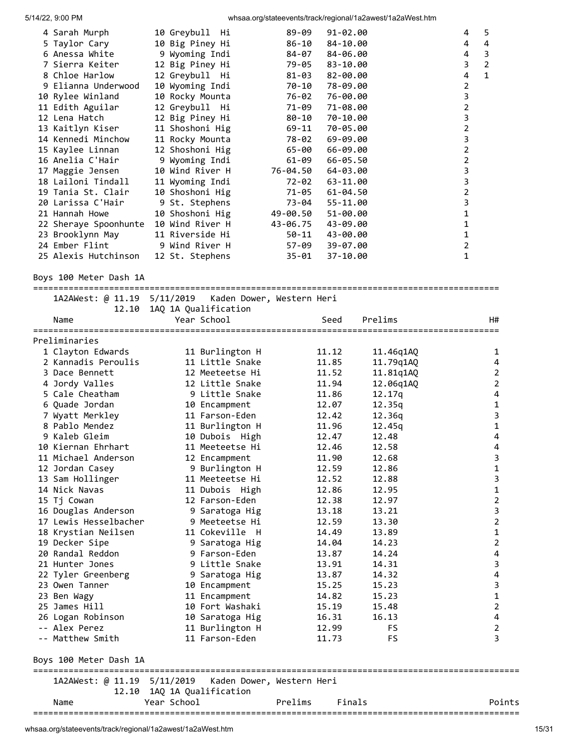| | | | | | | |
|---|---|---|---|---|---|---|
| 4 | Sarah Murph | 10 Greybull Hi | 89-09 | 91-02.00 | 4 | 5 |
| 5 | Taylor Cary | 10 Big Piney Hi | 86-10 | 84-10.00 | 4 | 4 |
| 6 | Anessa White | 9 Wyoming Indi | 84-07 | 84-06.00 | 4 | 3 |
| 7 | Sierra Keiter | 12 Big Piney Hi | 79-05 | 83-10.00 | 3 | 2 |
| 8 | Chloe Harlow | 12 Greybull Hi | 81-03 | 82-00.00 | 4 | 1 |
| 9 | Elianna Underwood | 10 Wyoming Indi | 70-10 | 78-09.00 | 2 | |
| 10 | Rylee Winland | 10 Rocky Mounta | 76-02 | 76-00.00 | 3 | |
| 11 | Edith Aguilar | 12 Greybull Hi | 71-09 | 71-08.00 | 2 | |
| 12 | Lena Hatch | 12 Big Piney Hi | 80-10 | 70-10.00 | 3 | |
| 13 | Kaitlyn Kiser | 11 Shoshoni Hig | 69-11 | 70-05.00 | 2 | |
| 14 | Kennedi Minchow | 11 Rocky Mounta | 78-02 | 69-09.00 | 3 | |
| 15 | Kaylee Linnan | 12 Shoshoni Hig | 65-00 | 66-09.00 | 2 | |
| 16 | Anelia C'Hair | 9 Wyoming Indi | 61-09 | 66-05.50 | 2 | |
| 17 | Maggie Jensen | 10 Wind River H | 76-04.50 | 64-03.00 | 3 | |
| 18 | Lailoni Tindall | 11 Wyoming Indi | 72-02 | 63-11.00 | 3 | |
| 19 | Tania St. Clair | 10 Shoshoni Hig | 71-05 | 61-04.50 | 2 | |
| 20 | Larissa C'Hair | 9 St. Stephens | 73-04 | 55-11.00 | 3 | |
| 21 | Hannah Howe | 10 Shoshoni Hig | 49-00.50 | 51-00.00 | 1 | |
| 22 | Sheraye Spoonhunte | 10 Wind River H | 43-06.75 | 43-09.00 | 1 | |
| 23 | Brooklynn May | 11 Riverside Hi | 50-11 | 43-00.00 | 1 | |
| 24 | Ember Flint | 9 Wind River H | 57-09 | 39-07.00 | 2 | |
| 25 | Alexis Hutchinson | 12 St. Stephens | 35-01 | 37-10.00 | 1 | |

## Boys 100 Meter Dash 1A

1A2AWest: @ 11.19 5/11/2019 Kaden Dower, Western Heri
12.10 1AQ 1A Qualification

**Preliminaries**

| | Name | Year School | Seed | Prelims | H# |
|---|---|---|---|---|---|
| 1 | Clayton Edwards | 11 Burlington H | 11.12 | 11.46q1AQ | 1 |
| 2 | Kannadis Peroulis | 11 Little Snake | 11.85 | 11.79q1AQ | 4 |
| 3 | Dace Bennett | 12 Meeteetse Hi | 11.52 | 11.81q1AQ | 2 |
| 4 | Jordy Valles | 12 Little Snake | 11.94 | 12.06q1AQ | 2 |
| 5 | Cale Cheatham | 9 Little Snake | 11.86 | 12.17q | 4 |
| 6 | Quade Jordan | 10 Encampment | 12.07 | 12.35q | 1 |
| 7 | Wyatt Merkley | 11 Farson-Eden | 12.42 | 12.36q | 3 |
| 8 | Pablo Mendez | 11 Burlington H | 11.96 | 12.45q | 1 |
| 9 | Kaleb Gleim | 10 Dubois High | 12.47 | 12.48 | 4 |
| 10 | Kiernan Ehrhart | 11 Meeteetse Hi | 12.46 | 12.58 | 4 |
| 11 | Michael Anderson | 12 Encampment | 11.90 | 12.68 | 3 |
| 12 | Jordan Casey | 9 Burlington H | 12.59 | 12.86 | 1 |
| 13 | Sam Hollinger | 11 Meeteetse Hi | 12.52 | 12.88 | 3 |
| 14 | Nick Navas | 11 Dubois High | 12.86 | 12.95 | 1 |
| 15 | Tj Cowan | 12 Farson-Eden | 12.38 | 12.97 | 2 |
| 16 | Douglas Anderson | 9 Saratoga Hig | 13.18 | 13.21 | 3 |
| 17 | Lewis Hesselbacher | 9 Meeteetse Hi | 12.59 | 13.30 | 2 |
| 18 | Krystian Neilsen | 11 Cokeville H | 14.49 | 13.89 | 1 |
| 19 | Decker Sipe | 9 Saratoga Hig | 14.04 | 14.23 | 2 |
| 20 | Randal Reddon | 9 Farson-Eden | 13.87 | 14.24 | 4 |
| 21 | Hunter Jones | 9 Little Snake | 13.91 | 14.31 | 3 |
| 22 | Tyler Greenberg | 9 Saratoga Hig | 13.87 | 14.32 | 4 |
| 23 | Owen Tanner | 10 Encampment | 15.25 | 15.23 | 3 |
| 23 | Ben Wagy | 11 Encampment | 14.82 | 15.23 | 1 |
| 25 | James Hill | 10 Fort Washaki | 15.19 | 15.48 | 2 |
| 26 | Logan Robinson | 10 Saratoga Hig | 16.31 | 16.13 | 4 |
| -- | Alex Perez | 11 Burlington H | 12.99 | FS | 2 |
| -- | Matthew Smith | 11 Farson-Eden | 11.73 | FS | 3 |

## Boys 100 Meter Dash 1A

1A2AWest: @ 11.19 5/11/2019 Kaden Dower, Western Heri
12.10 1AQ 1A Qualification

| Name | Year School | Prelims | Finals | Points |
|---|---|---|---|---|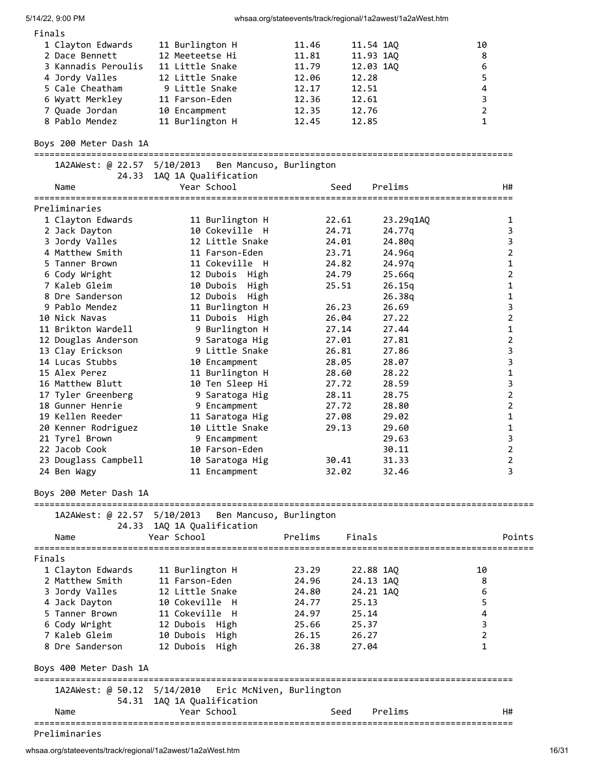Finals

| | Name | Year | School | Prelims | Finals | | Points |
|---|---|---|---|---|---|---|---|
| 1 | Clayton Edwards | 11 | Burlington H | 11.46 | 11.54 | 1AQ | 10 |
| 2 | Dace Bennett | 12 | Meeteetse Hi | 11.81 | 11.93 | 1AQ | 8 |
| 3 | Kannadis Peroulis | 11 | Little Snake | 11.79 | 12.03 | 1AQ | 6 |
| 4 | Jordy Valles | 12 | Little Snake | 12.06 | 12.28 | | 5 |
| 5 | Cale Cheatham | 9 | Little Snake | 12.17 | 12.51 | | 4 |
| 6 | Wyatt Merkley | 11 | Farson-Eden | 12.36 | 12.61 | | 3 |
| 7 | Quade Jordan | 10 | Encampment | 12.35 | 12.76 | | 2 |
| 8 | Pablo Mendez | 11 | Burlington H | 12.45 | 12.85 | | 1 |

## Boys 200 Meter Dash 1A

1A2AWest: @ 22.57 5/10/2013 Ben Mancuso, Burlington
24.33 1AQ 1A Qualification

Preliminaries

| | Name | Year | School | Seed | Prelims | H# |
|---|---|---|---|---|---|---|
| 1 | Clayton Edwards | 11 | Burlington H | 22.61 | 23.29q1AQ | 1 |
| 2 | Jack Dayton | 10 | Cokeville H | 24.71 | 24.77q | 3 |
| 3 | Jordy Valles | 12 | Little Snake | 24.01 | 24.80q | 3 |
| 4 | Matthew Smith | 11 | Farson-Eden | 23.71 | 24.96q | 2 |
| 5 | Tanner Brown | 11 | Cokeville H | 24.82 | 24.97q | 1 |
| 6 | Cody Wright | 12 | Dubois High | 24.79 | 25.66q | 2 |
| 7 | Kaleb Gleim | 10 | Dubois High | 25.51 | 26.15q | 1 |
| 8 | Dre Sanderson | 12 | Dubois High | | 26.38q | 1 |
| 9 | Pablo Mendez | 11 | Burlington H | 26.23 | 26.69 | 3 |
| 10 | Nick Navas | 11 | Dubois High | 26.04 | 27.22 | 2 |
| 11 | Brikton Wardell | 9 | Burlington H | 27.14 | 27.44 | 1 |
| 12 | Douglas Anderson | 9 | Saratoga Hig | 27.01 | 27.81 | 2 |
| 13 | Clay Erickson | 9 | Little Snake | 26.81 | 27.86 | 3 |
| 14 | Lucas Stubbs | 10 | Encampment | 28.05 | 28.07 | 3 |
| 15 | Alex Perez | 11 | Burlington H | 28.60 | 28.22 | 1 |
| 16 | Matthew Blutt | 10 | Ten Sleep Hi | 27.72 | 28.59 | 3 |
| 17 | Tyler Greenberg | 9 | Saratoga Hig | 28.11 | 28.75 | 2 |
| 18 | Gunner Henrie | 9 | Encampment | 27.72 | 28.80 | 2 |
| 19 | Kellen Reeder | 11 | Saratoga Hig | 27.08 | 29.02 | 1 |
| 20 | Kenner Rodriguez | 10 | Little Snake | 29.13 | 29.60 | 1 |
| 21 | Tyrel Brown | 9 | Encampment | | 29.63 | 3 |
| 22 | Jacob Cook | 10 | Farson-Eden | | 30.11 | 2 |
| 23 | Douglass Campbell | 10 | Saratoga Hig | 30.41 | 31.33 | 2 |
| 24 | Ben Wagy | 11 | Encampment | 32.02 | 32.46 | 3 |

## Boys 200 Meter Dash 1A

1A2AWest: @ 22.57 5/10/2013 Ben Mancuso, Burlington
24.33 1AQ 1A Qualification

Finals

| | Name | Year | School | Prelims | Finals | | Points |
|---|---|---|---|---|---|---|---|
| 1 | Clayton Edwards | 11 | Burlington H | 23.29 | 22.88 | 1AQ | 10 |
| 2 | Matthew Smith | 11 | Farson-Eden | 24.96 | 24.13 | 1AQ | 8 |
| 3 | Jordy Valles | 12 | Little Snake | 24.80 | 24.21 | 1AQ | 6 |
| 4 | Jack Dayton | 10 | Cokeville H | 24.77 | 25.13 | | 5 |
| 5 | Tanner Brown | 11 | Cokeville H | 24.97 | 25.14 | | 4 |
| 6 | Cody Wright | 12 | Dubois High | 25.66 | 25.37 | | 3 |
| 7 | Kaleb Gleim | 10 | Dubois High | 26.15 | 26.27 | | 2 |
| 8 | Dre Sanderson | 12 | Dubois High | 26.38 | 27.04 | | 1 |

## Boys 400 Meter Dash 1A

1A2AWest: @ 50.12 5/14/2010 Eric McNiven, Burlington
54.31 1AQ 1A Qualification

| Name | Year | School | Seed | Prelims | H# |
|---|---|---|---|---|---|

Preliminaries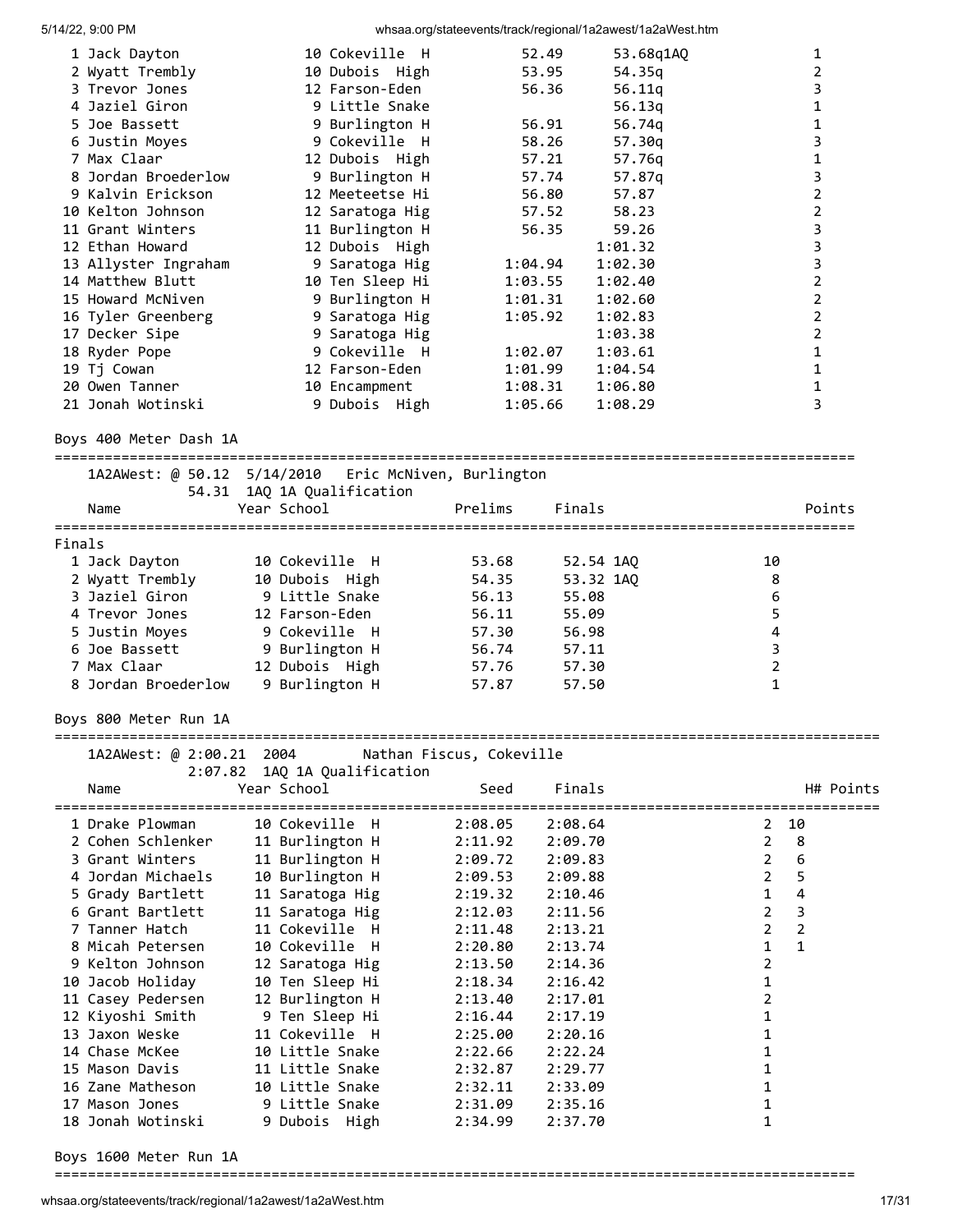| | | | | | | |
|---|---|---|---|---|---|---|
| 1 | Jack Dayton | 10 | Cokeville H | 52.49 | 53.68q1AQ | 1 |
| 2 | Wyatt Trembly | 10 | Dubois High | 53.95 | 54.35q | 2 |
| 3 | Trevor Jones | 12 | Farson-Eden | 56.36 | 56.11q | 3 |
| 4 | Jaziel Giron | 9 | Little Snake | | 56.13q | 1 |
| 5 | Joe Bassett | 9 | Burlington H | 56.91 | 56.74q | 1 |
| 6 | Justin Moyes | 9 | Cokeville H | 58.26 | 57.30q | 3 |
| 7 | Max Claar | 12 | Dubois High | 57.21 | 57.76q | 1 |
| 8 | Jordan Broederlow | 9 | Burlington H | 57.74 | 57.87q | 3 |
| 9 | Kalvin Erickson | 12 | Meeteetse Hi | 56.80 | 57.87 | 2 |
| 10 | Kelton Johnson | 12 | Saratoga Hig | 57.52 | 58.23 | 2 |
| 11 | Grant Winters | 11 | Burlington H | 56.35 | 59.26 | 3 |
| 12 | Ethan Howard | 12 | Dubois High | | 1:01.32 | 3 |
| 13 | Allyster Ingraham | 9 | Saratoga Hig | 1:04.94 | 1:02.30 | 3 |
| 14 | Matthew Blutt | 10 | Ten Sleep Hi | 1:03.55 | 1:02.40 | 2 |
| 15 | Howard McNiven | 9 | Burlington H | 1:01.31 | 1:02.60 | 2 |
| 16 | Tyler Greenberg | 9 | Saratoga Hig | 1:05.92 | 1:02.83 | 2 |
| 17 | Decker Sipe | 9 | Saratoga Hig | | 1:03.38 | 2 |
| 18 | Ryder Pope | 9 | Cokeville H | 1:02.07 | 1:03.61 | 1 |
| 19 | Tj Cowan | 12 | Farson-Eden | 1:01.99 | 1:04.54 | 1 |
| 20 | Owen Tanner | 10 | Encampment | 1:08.31 | 1:06.80 | 1 |
| 21 | Jonah Wotinski | 9 | Dubois High | 1:05.66 | 1:08.29 | 3 |

## Boys 400 Meter Dash 1A

1A2AWest: @ 50.12 5/14/2010 Eric McNiven, Burlington
54.31 1AQ 1A Qualification

**Finals**

| | Name | Year | School | Prelims | Finals | Points |
|---|---|---|---|---|---|---|
| 1 | Jack Dayton | 10 | Cokeville H | 53.68 | 52.54 1AQ | 10 |
| 2 | Wyatt Trembly | 10 | Dubois High | 54.35 | 53.32 1AQ | 8 |
| 3 | Jaziel Giron | 9 | Little Snake | 56.13 | 55.08 | 6 |
| 4 | Trevor Jones | 12 | Farson-Eden | 56.11 | 55.09 | 5 |
| 5 | Justin Moyes | 9 | Cokeville H | 57.30 | 56.98 | 4 |
| 6 | Joe Bassett | 9 | Burlington H | 56.74 | 57.11 | 3 |
| 7 | Max Claar | 12 | Dubois High | 57.76 | 57.30 | 2 |
| 8 | Jordan Broederlow | 9 | Burlington H | 57.87 | 57.50 | 1 |

## Boys 800 Meter Run 1A

1A2AWest: @ 2:00.21 2004 Nathan Fiscus, Cokeville
2:07.82 1AQ 1A Qualification

| | Name | Year | School | Seed | Finals | H# | Points |
|---|---|---|---|---|---|---|---|
| 1 | Drake Plowman | 10 | Cokeville H | 2:08.05 | 2:08.64 | 2 | 10 |
| 2 | Cohen Schlenker | 11 | Burlington H | 2:11.92 | 2:09.70 | 2 | 8 |
| 3 | Grant Winters | 11 | Burlington H | 2:09.72 | 2:09.83 | 2 | 6 |
| 4 | Jordan Michaels | 10 | Burlington H | 2:09.53 | 2:09.88 | 2 | 5 |
| 5 | Grady Bartlett | 11 | Saratoga Hig | 2:19.32 | 2:10.46 | 1 | 4 |
| 6 | Grant Bartlett | 11 | Saratoga Hig | 2:12.03 | 2:11.56 | 2 | 3 |
| 7 | Tanner Hatch | 11 | Cokeville H | 2:11.48 | 2:13.21 | 2 | 2 |
| 8 | Micah Petersen | 10 | Cokeville H | 2:20.80 | 2:13.74 | 1 | 1 |
| 9 | Kelton Johnson | 12 | Saratoga Hig | 2:13.50 | 2:14.36 | 2 | |
| 10 | Jacob Holiday | 10 | Ten Sleep Hi | 2:18.34 | 2:16.42 | 1 | |
| 11 | Casey Pedersen | 12 | Burlington H | 2:13.40 | 2:17.01 | 2 | |
| 12 | Kiyoshi Smith | 9 | Ten Sleep Hi | 2:16.44 | 2:17.19 | 1 | |
| 13 | Jaxon Weske | 11 | Cokeville H | 2:25.00 | 2:20.16 | 1 | |
| 14 | Chase McKee | 10 | Little Snake | 2:22.66 | 2:22.24 | 1 | |
| 15 | Mason Davis | 11 | Little Snake | 2:32.87 | 2:29.77 | 1 | |
| 16 | Zane Matheson | 10 | Little Snake | 2:32.11 | 2:33.09 | 1 | |
| 17 | Mason Jones | 9 | Little Snake | 2:31.09 | 2:35.16 | 1 | |
| 18 | Jonah Wotinski | 9 | Dubois High | 2:34.99 | 2:37.70 | 1 | |

## Boys 1600 Meter Run 1A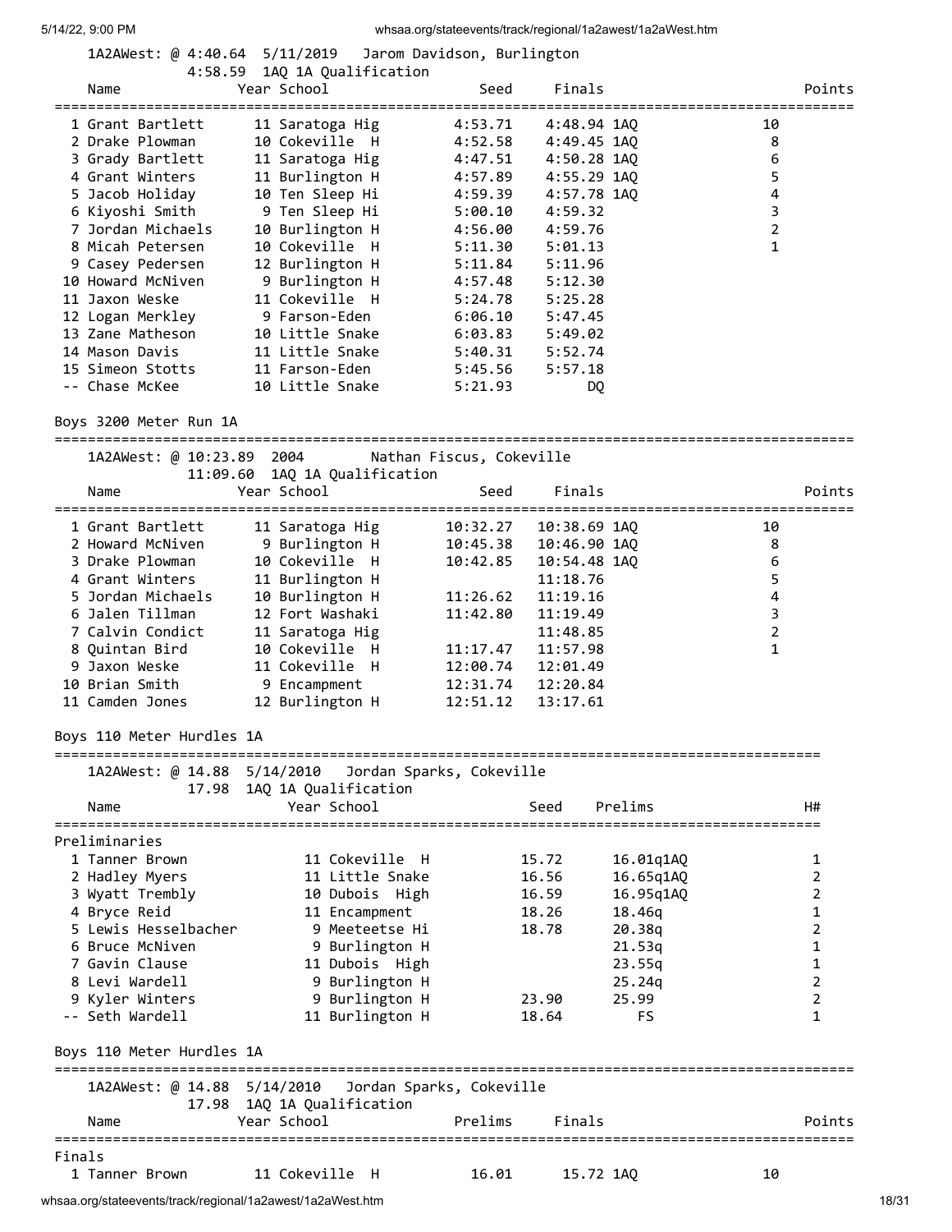1A2AWest: @ 4:40.64 5/11/2019 Jarom Davidson, Burlington
4:58.59 1AQ 1A Qualification

| Name | Year | School | Seed | Finals | | Points |
|---|---|---|---|---|---|---|
| 1 Grant Bartlett | 11 | Saratoga Hig | 4:53.71 | 4:48.94 | 1AQ | 10 |
| 2 Drake Plowman | 10 | Cokeville H | 4:52.58 | 4:49.45 | 1AQ | 8 |
| 3 Grady Bartlett | 11 | Saratoga Hig | 4:47.51 | 4:50.28 | 1AQ | 6 |
| 4 Grant Winters | 11 | Burlington H | 4:57.89 | 4:55.29 | 1AQ | 5 |
| 5 Jacob Holiday | 10 | Ten Sleep Hi | 4:59.39 | 4:57.78 | 1AQ | 4 |
| 6 Kiyoshi Smith | 9 | Ten Sleep Hi | 5:00.10 | 4:59.32 | | 3 |
| 7 Jordan Michaels | 10 | Burlington H | 4:56.00 | 4:59.76 | | 2 |
| 8 Micah Petersen | 10 | Cokeville H | 5:11.30 | 5:01.13 | | 1 |
| 9 Casey Pedersen | 12 | Burlington H | 5:11.84 | 5:11.96 | | |
| 10 Howard McNiven | 9 | Burlington H | 4:57.48 | 5:12.30 | | |
| 11 Jaxon Weske | 11 | Cokeville H | 5:24.78 | 5:25.28 | | |
| 12 Logan Merkley | 9 | Farson-Eden | 6:06.10 | 5:47.45 | | |
| 13 Zane Matheson | 10 | Little Snake | 6:03.83 | 5:49.02 | | |
| 14 Mason Davis | 11 | Little Snake | 5:40.31 | 5:52.74 | | |
| 15 Simeon Stotts | 11 | Farson-Eden | 5:45.56 | 5:57.18 | | |
| -- Chase McKee | 10 | Little Snake | 5:21.93 | DQ | | |

## Boys 3200 Meter Run 1A

1A2AWest: @ 10:23.89 2004 Nathan Fiscus, Cokeville
11:09.60 1AQ 1A Qualification

| Name | Year | School | Seed | Finals | | Points |
|---|---|---|---|---|---|---|
| 1 Grant Bartlett | 11 | Saratoga Hig | 10:32.27 | 10:38.69 | 1AQ | 10 |
| 2 Howard McNiven | 9 | Burlington H | 10:45.38 | 10:46.90 | 1AQ | 8 |
| 3 Drake Plowman | 10 | Cokeville H | 10:42.85 | 10:54.48 | 1AQ | 6 |
| 4 Grant Winters | 11 | Burlington H | | 11:18.76 | | 5 |
| 5 Jordan Michaels | 10 | Burlington H | 11:26.62 | 11:19.16 | | 4 |
| 6 Jalen Tillman | 12 | Fort Washaki | 11:42.80 | 11:19.49 | | 3 |
| 7 Calvin Condict | 11 | Saratoga Hig | | 11:48.85 | | 2 |
| 8 Quintan Bird | 10 | Cokeville H | 11:17.47 | 11:57.98 | | 1 |
| 9 Jaxon Weske | 11 | Cokeville H | 12:00.74 | 12:01.49 | | |
| 10 Brian Smith | 9 | Encampment | 12:31.74 | 12:20.84 | | |
| 11 Camden Jones | 12 | Burlington H | 12:51.12 | 13:17.61 | | |

## Boys 110 Meter Hurdles 1A

1A2AWest: @ 14.88 5/14/2010 Jordan Sparks, Cokeville
17.98 1AQ 1A Qualification

Preliminaries

| Name | Year | School | Seed | Prelims | | H# |
|---|---|---|---|---|---|---|
| 1 Tanner Brown | 11 | Cokeville H | 15.72 | 16.01 | q1AQ | 1 |
| 2 Hadley Myers | 11 | Little Snake | 16.56 | 16.65 | q1AQ | 2 |
| 3 Wyatt Trembly | 10 | Dubois High | 16.59 | 16.95 | q1AQ | 2 |
| 4 Bryce Reid | 11 | Encampment | 18.26 | 18.46 | q | 1 |
| 5 Lewis Hesselbacher | 9 | Meeteetse Hi | 18.78 | 20.38 | q | 2 |
| 6 Bruce McNiven | 9 | Burlington H | | 21.53 | q | 1 |
| 7 Gavin Clause | 11 | Dubois High | | 23.55 | q | 1 |
| 8 Levi Wardell | 9 | Burlington H | | 25.24 | q | 2 |
| 9 Kyler Winters | 9 | Burlington H | 23.90 | 25.99 | | 2 |
| -- Seth Wardell | 11 | Burlington H | 18.64 | FS | | 1 |

## Boys 110 Meter Hurdles 1A

1A2AWest: @ 14.88 5/14/2010 Jordan Sparks, Cokeville
17.98 1AQ 1A Qualification

Finals

| Name | Year | School | Prelims | Finals | | Points |
|---|---|---|---|---|---|---|
| 1 Tanner Brown | 11 | Cokeville H | 16.01 | 15.72 | 1AQ | 10 |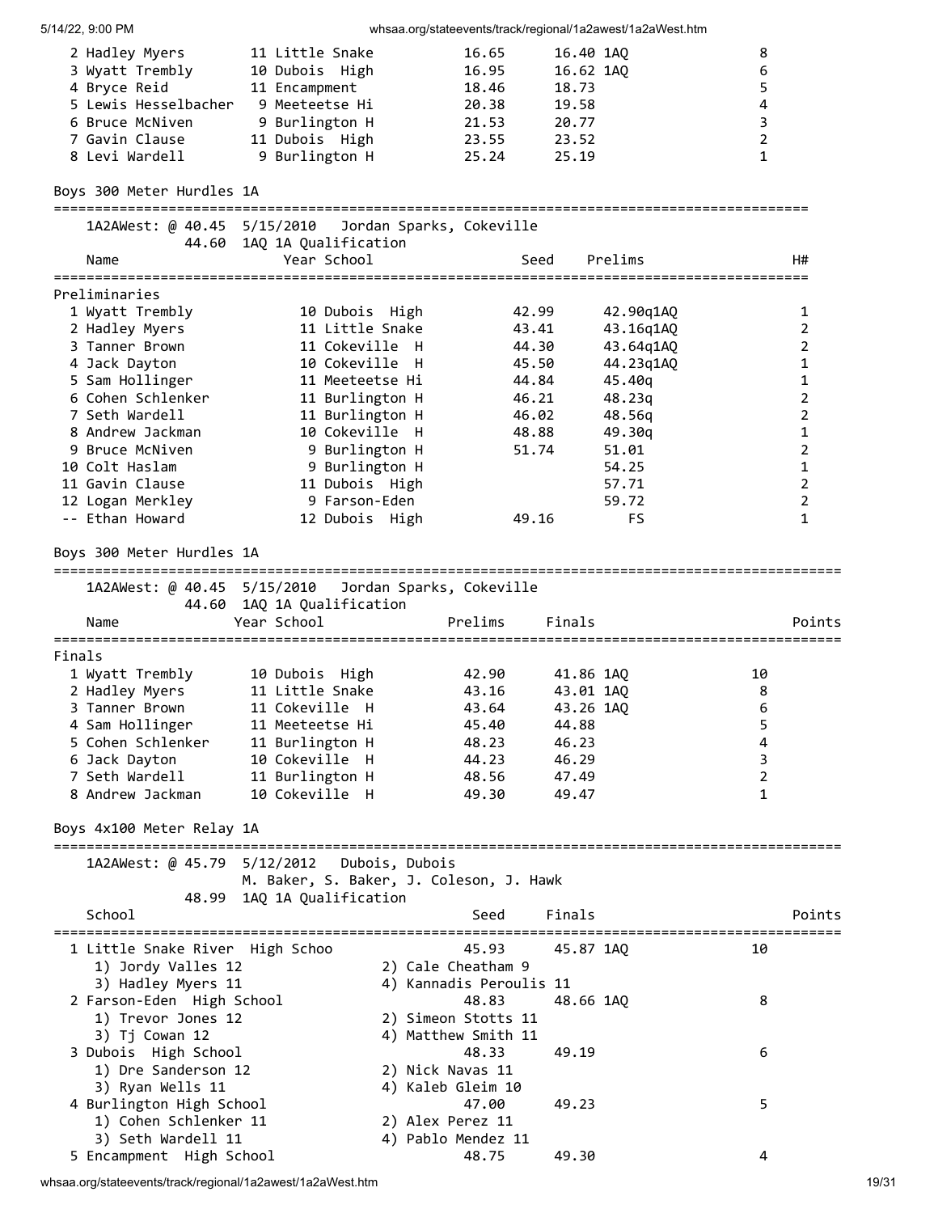| | | | | | | |
|---|---|---|---|---|---|---|
| 2 | Hadley Myers | 11 Little Snake | 16.65 | 16.40 | 1AQ | 8 |
| 3 | Wyatt Trembly | 10 Dubois High | 16.95 | 16.62 | 1AQ | 6 |
| 4 | Bryce Reid | 11 Encampment | 18.46 | 18.73 | | 5 |
| 5 | Lewis Hesselbacher | 9 Meeteetse Hi | 20.38 | 19.58 | | 4 |
| 6 | Bruce McNiven | 9 Burlington H | 21.53 | 20.77 | | 3 |
| 7 | Gavin Clause | 11 Dubois High | 23.55 | 23.52 | | 2 |
| 8 | Levi Wardell | 9 Burlington H | 25.24 | 25.19 | | 1 |

## Boys 300 Meter Hurdles 1A

1A2AWest: @ 40.45 5/15/2010 Jordan Sparks, Cokeville
44.60 1AQ 1A Qualification

Preliminaries

| | Name | Year School | Seed | Prelims | H# |
|---|---|---|---|---|---|
| 1 | Wyatt Trembly | 10 Dubois High | 42.99 | 42.90q1AQ | 1 |
| 2 | Hadley Myers | 11 Little Snake | 43.41 | 43.16q1AQ | 2 |
| 3 | Tanner Brown | 11 Cokeville H | 44.30 | 43.64q1AQ | 2 |
| 4 | Jack Dayton | 10 Cokeville H | 45.50 | 44.23q1AQ | 1 |
| 5 | Sam Hollinger | 11 Meeteetse Hi | 44.84 | 45.40q | 1 |
| 6 | Cohen Schlenker | 11 Burlington H | 46.21 | 48.23q | 2 |
| 7 | Seth Wardell | 11 Burlington H | 46.02 | 48.56q | 2 |
| 8 | Andrew Jackman | 10 Cokeville H | 48.88 | 49.30q | 1 |
| 9 | Bruce McNiven | 9 Burlington H | 51.74 | 51.01 | 2 |
| 10 | Colt Haslam | 9 Burlington H | | 54.25 | 1 |
| 11 | Gavin Clause | 11 Dubois High | | 57.71 | 2 |
| 12 | Logan Merkley | 9 Farson-Eden | | 59.72 | 2 |
| -- | Ethan Howard | 12 Dubois High | 49.16 | FS | 1 |

## Boys 300 Meter Hurdles 1A

1A2AWest: @ 40.45 5/15/2010 Jordan Sparks, Cokeville
44.60 1AQ 1A Qualification

Finals

| | Name | Year School | Prelims | Finals | | Points |
|---|---|---|---|---|---|---|
| 1 | Wyatt Trembly | 10 Dubois High | 42.90 | 41.86 | 1AQ | 10 |
| 2 | Hadley Myers | 11 Little Snake | 43.16 | 43.01 | 1AQ | 8 |
| 3 | Tanner Brown | 11 Cokeville H | 43.64 | 43.26 | 1AQ | 6 |
| 4 | Sam Hollinger | 11 Meeteetse Hi | 45.40 | 44.88 | | 5 |
| 5 | Cohen Schlenker | 11 Burlington H | 48.23 | 46.23 | | 4 |
| 6 | Jack Dayton | 10 Cokeville H | 44.23 | 46.29 | | 3 |
| 7 | Seth Wardell | 11 Burlington H | 48.56 | 47.49 | | 2 |
| 8 | Andrew Jackman | 10 Cokeville H | 49.30 | 49.47 | | 1 |

## Boys 4x100 Meter Relay 1A

1A2AWest: @ 45.79 5/12/2012 Dubois, Dubois
M. Baker, S. Baker, J. Coleson, J. Hawk
48.99 1AQ 1A Qualification

| | School | Seed | Finals | | Points |
|---|---|---|---|---|---|
| 1 | Little Snake River High Schoo | 45.93 | 45.87 | 1AQ | 10 |
| | 1) Jordy Valles 12; 2) Cale Cheatham 9; 3) Hadley Myers 11; 4) Kannadis Peroulis 11 | | | | |
| 2 | Farson-Eden High School | 48.83 | 48.66 | 1AQ | 8 |
| | 1) Trevor Jones 12; 2) Simeon Stotts 11; 3) Tj Cowan 12; 4) Matthew Smith 11 | | | | |
| 3 | Dubois High School | 48.33 | 49.19 | | 6 |
| | 1) Dre Sanderson 12; 2) Nick Navas 11; 3) Ryan Wells 11; 4) Kaleb Gleim 10 | | | | |
| 4 | Burlington High School | 47.00 | 49.23 | | 5 |
| | 1) Cohen Schlenker 11; 2) Alex Perez 11; 3) Seth Wardell 11; 4) Pablo Mendez 11 | | | | |
| 5 | Encampment High School | 48.75 | 49.30 | | 4 |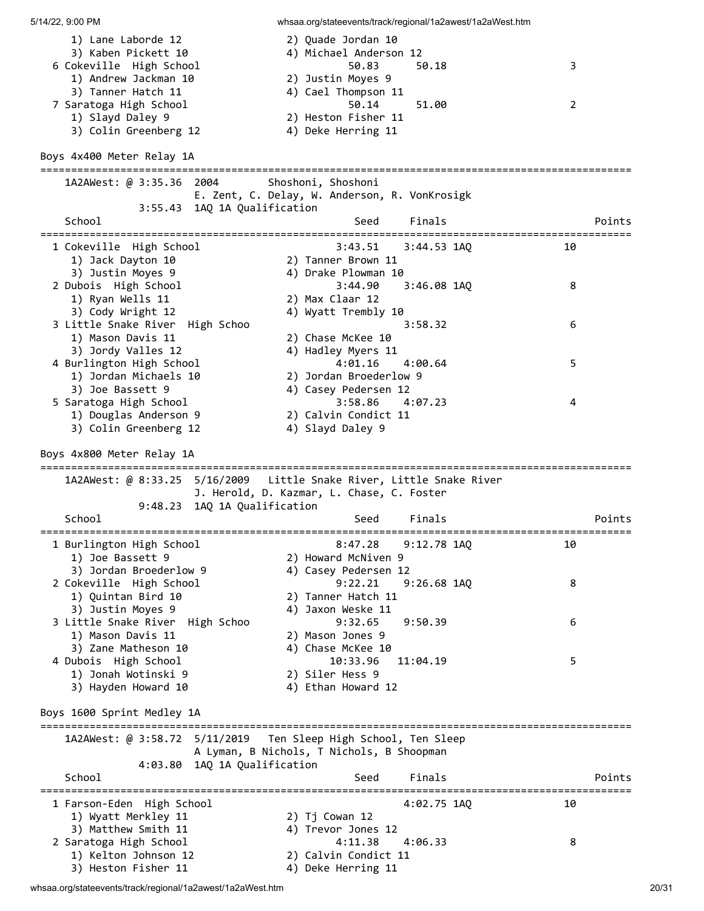| | | | | |
|---|---|---|---|---|
| 1) Lane Laborde 12 | 2) Quade Jordan 10 | | | |
| 3) Kaben Pickett 10 | 4) Michael Anderson 12 | | | |
| 6 Cokeville High School | | 50.83 | 50.18 | 3 |
| 1) Andrew Jackman 10 | 2) Justin Moyes 9 | | | |
| 3) Tanner Hatch 11 | 4) Cael Thompson 11 | | | |
| 7 Saratoga High School | | 50.14 | 51.00 | 2 |
| 1) Slayd Daley 9 | 2) Heston Fisher 11 | | | |
| 3) Colin Greenberg 12 | 4) Deke Herring 11 | | | |

## Boys 4x400 Meter Relay 1A

1A2AWest: @ 3:35.36 2004 Shoshoni, Shoshoni
E. Zent, C. Delay, W. Anderson, R. VonKrosigk
3:55.43 1AQ 1A Qualification

| School | | Seed | Finals | Points |
|---|---|---|---|---|
| 1 Cokeville High School | | 3:43.51 | 3:44.53 1AQ | 10 |
| 1) Jack Dayton 10 | 2) Tanner Brown 11 | | | |
| 3) Justin Moyes 9 | 4) Drake Plowman 10 | | | |
| 2 Dubois High School | | 3:44.90 | 3:46.08 1AQ | 8 |
| 1) Ryan Wells 11 | 2) Max Claar 12 | | | |
| 3) Cody Wright 12 | 4) Wyatt Trembly 10 | | | |
| 3 Little Snake River High Schoo | | | 3:58.32 | 6 |
| 1) Mason Davis 11 | 2) Chase McKee 10 | | | |
| 3) Jordy Valles 12 | 4) Hadley Myers 11 | | | |
| 4 Burlington High School | | 4:01.16 | 4:00.64 | 5 |
| 1) Jordan Michaels 10 | 2) Jordan Broederlow 9 | | | |
| 3) Joe Bassett 9 | 4) Casey Pedersen 12 | | | |
| 5 Saratoga High School | | 3:58.86 | 4:07.23 | 4 |
| 1) Douglas Anderson 9 | 2) Calvin Condict 11 | | | |
| 3) Colin Greenberg 12 | 4) Slayd Daley 9 | | | |

## Boys 4x800 Meter Relay 1A

1A2AWest: @ 8:33.25 5/16/2009 Little Snake River, Little Snake River
J. Herold, D. Kazmar, L. Chase, C. Foster
9:48.23 1AQ 1A Qualification

| School | | Seed | Finals | Points |
|---|---|---|---|---|
| 1 Burlington High School | | 8:47.28 | 9:12.78 1AQ | 10 |
| 1) Joe Bassett 9 | 2) Howard McNiven 9 | | | |
| 3) Jordan Broederlow 9 | 4) Casey Pedersen 12 | | | |
| 2 Cokeville High School | | 9:22.21 | 9:26.68 1AQ | 8 |
| 1) Quintan Bird 10 | 2) Tanner Hatch 11 | | | |
| 3) Justin Moyes 9 | 4) Jaxon Weske 11 | | | |
| 3 Little Snake River High Schoo | | 9:32.65 | 9:50.39 | 6 |
| 1) Mason Davis 11 | 2) Mason Jones 9 | | | |
| 3) Zane Matheson 10 | 4) Chase McKee 10 | | | |
| 4 Dubois High School | | 10:33.96 | 11:04.19 | 5 |
| 1) Jonah Wotinski 9 | 2) Siler Hess 9 | | | |
| 3) Hayden Howard 10 | 4) Ethan Howard 12 | | | |

## Boys 1600 Sprint Medley 1A

1A2AWest: @ 3:58.72 5/11/2019 Ten Sleep High School, Ten Sleep
A Lyman, B Nichols, T Nichols, B Shoopman
4:03.80 1AQ 1A Qualification

| School | | Seed | Finals | Points |
|---|---|---|---|---|
| 1 Farson-Eden High School | | | 4:02.75 1AQ | 10 |
| 1) Wyatt Merkley 11 | 2) Tj Cowan 12 | | | |
| 3) Matthew Smith 11 | 4) Trevor Jones 12 | | | |
| 2 Saratoga High School | | 4:11.38 | 4:06.33 | 8 |
| 1) Kelton Johnson 12 | 2) Calvin Condict 11 | | | |
| 3) Heston Fisher 11 | 4) Deke Herring 11 | | | |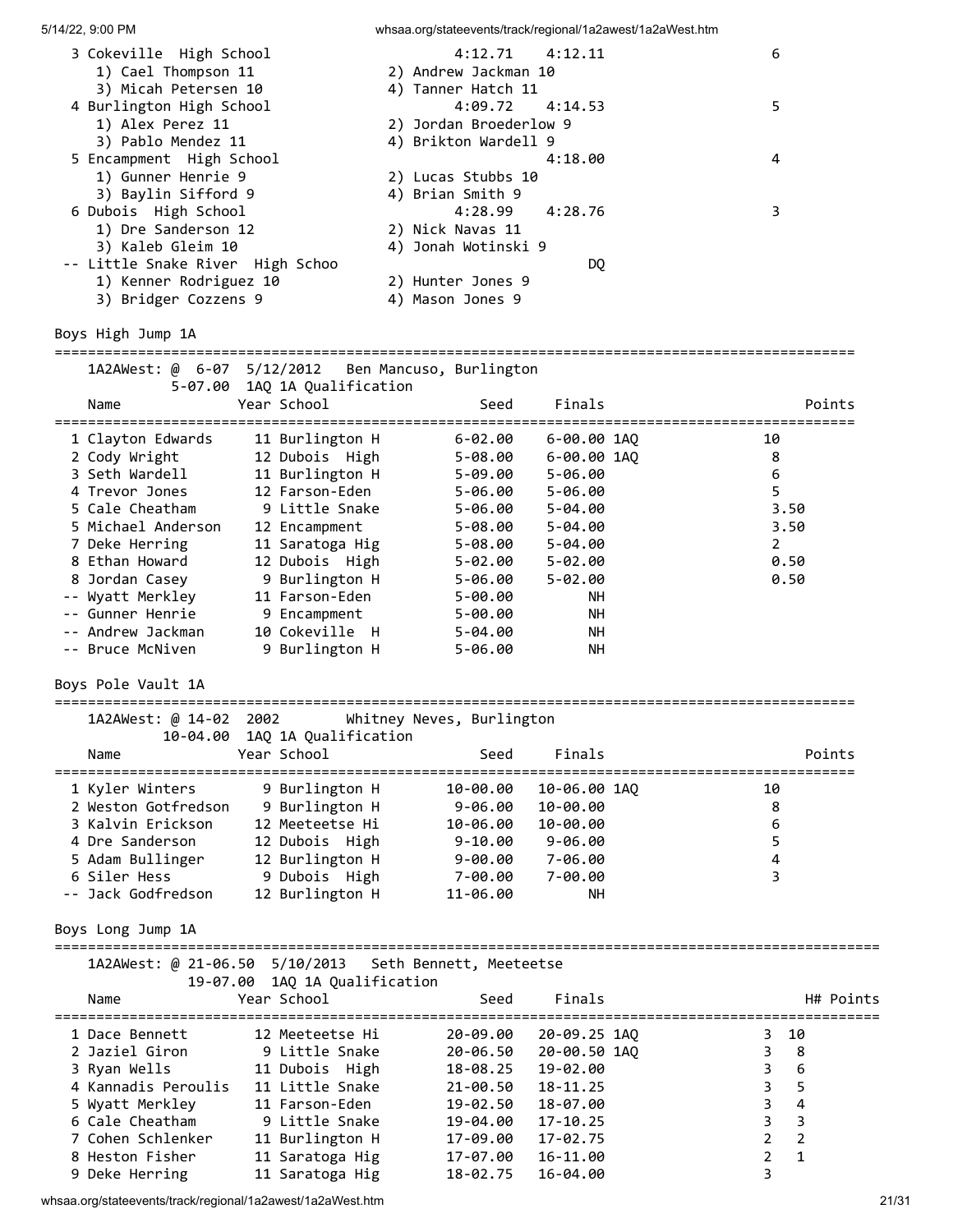| | | | | |
|---|---|---|---|---|
| 3 Cokeville High School | 4:12.71 | 4:12.11 | | 6 |
| 1) Cael Thompson 11 | 2) Andrew Jackman 10 | | | |
| 3) Micah Petersen 10 | 4) Tanner Hatch 11 | | | |
| 4 Burlington High School | 4:09.72 | 4:14.53 | | 5 |
| 1) Alex Perez 11 | 2) Jordan Broederlow 9 | | | |
| 3) Pablo Mendez 11 | 4) Brikton Wardell 9 | | | |
| 5 Encampment High School | | 4:18.00 | | 4 |
| 1) Gunner Henrie 9 | 2) Lucas Stubbs 10 | | | |
| 3) Baylin Sifford 9 | 4) Brian Smith 9 | | | |
| 6 Dubois High School | 4:28.99 | 4:28.76 | | 3 |
| 1) Dre Sanderson 12 | 2) Nick Navas 11 | | | |
| 3) Kaleb Gleim 10 | 4) Jonah Wotinski 9 | | | |
| -- Little Snake River High Schoo | | DQ | | |
| 1) Kenner Rodriguez 10 | 2) Hunter Jones 9 | | | |
| 3) Bridger Cozzens 9 | 4) Mason Jones 9 | | | |

## Boys High Jump 1A

1A2AWest: @ 6-07 5/12/2012 Ben Mancuso, Burlington
5-07.00 1AQ 1A Qualification

| Name | Year | School | Seed | Finals | | Points |
|---|---|---|---|---|---|---|
| 1 Clayton Edwards | 11 | Burlington H | 6-02.00 | 6-00.00 | 1AQ | 10 |
| 2 Cody Wright | 12 | Dubois High | 5-08.00 | 6-00.00 | 1AQ | 8 |
| 3 Seth Wardell | 11 | Burlington H | 5-09.00 | 5-06.00 | | 6 |
| 4 Trevor Jones | 12 | Farson-Eden | 5-06.00 | 5-06.00 | | 5 |
| 5 Cale Cheatham | 9 | Little Snake | 5-06.00 | 5-04.00 | | 3.50 |
| 5 Michael Anderson | 12 | Encampment | 5-08.00 | 5-04.00 | | 3.50 |
| 7 Deke Herring | 11 | Saratoga Hig | 5-08.00 | 5-04.00 | | 2 |
| 8 Ethan Howard | 12 | Dubois High | 5-02.00 | 5-02.00 | | 0.50 |
| 8 Jordan Casey | 9 | Burlington H | 5-06.00 | 5-02.00 | | 0.50 |
| -- Wyatt Merkley | 11 | Farson-Eden | 5-00.00 | NH | | |
| -- Gunner Henrie | 9 | Encampment | 5-00.00 | NH | | |
| -- Andrew Jackman | 10 | Cokeville H | 5-04.00 | NH | | |
| -- Bruce McNiven | 9 | Burlington H | 5-06.00 | NH | | |

## Boys Pole Vault 1A

1A2AWest: @ 14-02 2002 Whitney Neves, Burlington
10-04.00 1AQ 1A Qualification

| Name | Year | School | Seed | Finals | | Points |
|---|---|---|---|---|---|---|
| 1 Kyler Winters | 9 | Burlington H | 10-00.00 | 10-06.00 | 1AQ | 10 |
| 2 Weston Gotfredson | 9 | Burlington H | 9-06.00 | 10-00.00 | | 8 |
| 3 Kalvin Erickson | 12 | Meeteetse Hi | 10-06.00 | 10-00.00 | | 6 |
| 4 Dre Sanderson | 12 | Dubois High | 9-10.00 | 9-06.00 | | 5 |
| 5 Adam Bullinger | 12 | Burlington H | 9-00.00 | 7-06.00 | | 4 |
| 6 Siler Hess | 9 | Dubois High | 7-00.00 | 7-00.00 | | 3 |
| -- Jack Godfredson | 12 | Burlington H | 11-06.00 | NH | | |

## Boys Long Jump 1A

1A2AWest: @ 21-06.50 5/10/2013 Seth Bennett, Meeteetse
19-07.00 1AQ 1A Qualification

| Name | Year | School | Seed | Finals | | H# | Points |
|---|---|---|---|---|---|---|---|
| 1 Dace Bennett | 12 | Meeteetse Hi | 20-09.00 | 20-09.25 | 1AQ | 3 | 10 |
| 2 Jaziel Giron | 9 | Little Snake | 20-06.50 | 20-00.50 | 1AQ | 3 | 8 |
| 3 Ryan Wells | 11 | Dubois High | 18-08.25 | 19-02.00 | | 3 | 6 |
| 4 Kannadis Peroulis | 11 | Little Snake | 21-00.50 | 18-11.25 | | 3 | 5 |
| 5 Wyatt Merkley | 11 | Farson-Eden | 19-02.50 | 18-07.00 | | 3 | 4 |
| 6 Cale Cheatham | 9 | Little Snake | 19-04.00 | 17-10.25 | | 3 | 3 |
| 7 Cohen Schlenker | 11 | Burlington H | 17-09.00 | 17-02.75 | | 2 | 2 |
| 8 Heston Fisher | 11 | Saratoga Hig | 17-07.00 | 16-11.00 | | 2 | 1 |
| 9 Deke Herring | 11 | Saratoga Hig | 18-02.75 | 16-04.00 | | 3 | |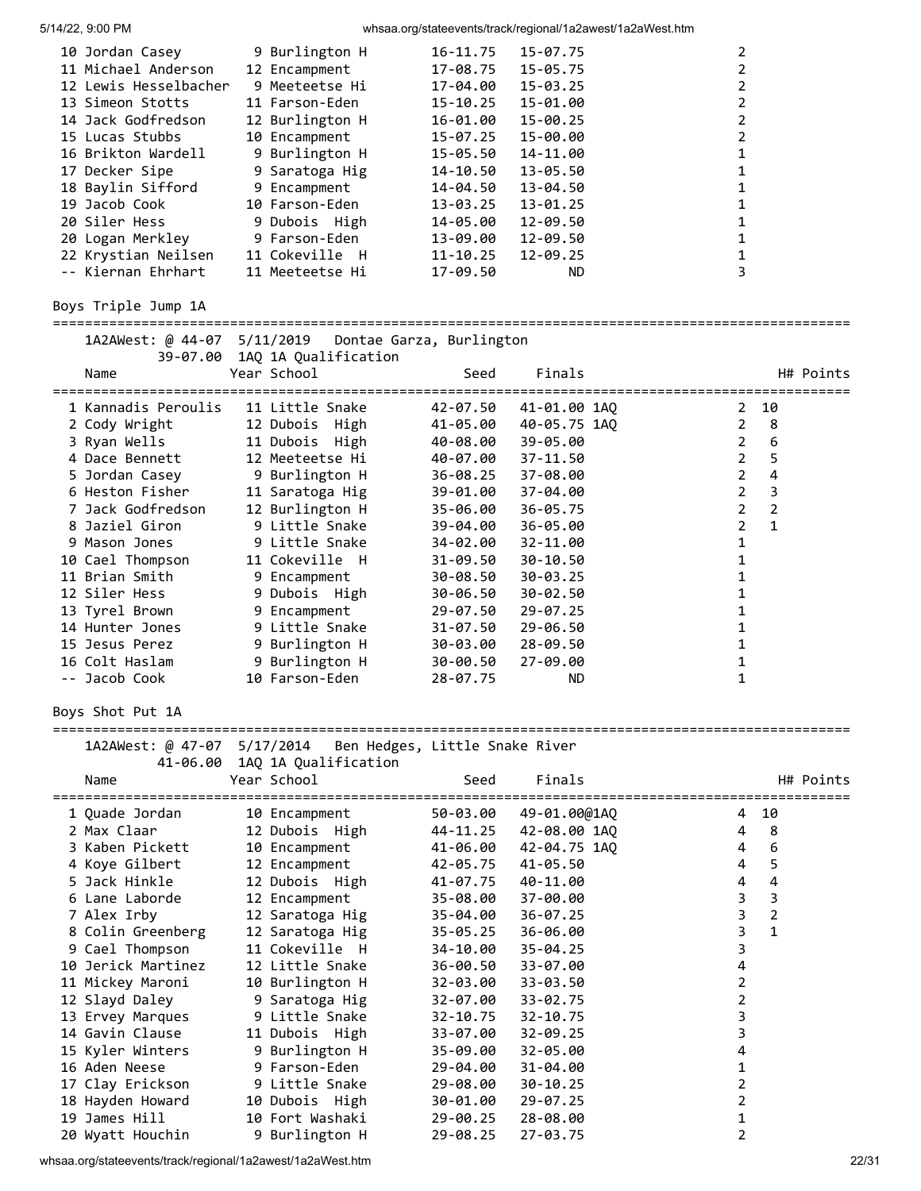| | Name | Year | School | Seed | Finals | H# | Points |
|---|---|---|---|---|---|---|---|
| 10 | Jordan Casey | 9 | Burlington H | 16-11.75 | 15-07.75 | 2 | |
| 11 | Michael Anderson | 12 | Encampment | 17-08.75 | 15-05.75 | 2 | |
| 12 | Lewis Hesselbacher | 9 | Meeteetse Hi | 17-04.00 | 15-03.25 | 2 | |
| 13 | Simeon Stotts | 11 | Farson-Eden | 15-10.25 | 15-01.00 | 2 | |
| 14 | Jack Godfredson | 12 | Burlington H | 16-01.00 | 15-00.25 | 2 | |
| 15 | Lucas Stubbs | 10 | Encampment | 15-07.25 | 15-00.00 | 2 | |
| 16 | Brikton Wardell | 9 | Burlington H | 15-05.50 | 14-11.00 | 1 | |
| 17 | Decker Sipe | 9 | Saratoga Hig | 14-10.50 | 13-05.50 | 1 | |
| 18 | Baylin Sifford | 9 | Encampment | 14-04.50 | 13-04.50 | 1 | |
| 19 | Jacob Cook | 10 | Farson-Eden | 13-03.25 | 13-01.25 | 1 | |
| 20 | Siler Hess | 9 | Dubois High | 14-05.00 | 12-09.50 | 1 | |
| 20 | Logan Merkley | 9 | Farson-Eden | 13-09.00 | 12-09.50 | 1 | |
| 22 | Krystian Neilsen | 11 | Cokeville H | 11-10.25 | 12-09.25 | 1 | |
| -- | Kiernan Ehrhart | 11 | Meeteetse Hi | 17-09.50 | ND | 3 | |

Boys Triple Jump 1A

1A2AWest: @ 44-07 5/11/2019 Dontae Garza, Burlington
39-07.00 1AQ 1A Qualification

| | Name | Year | School | Seed | Finals | H# | Points |
|---|---|---|---|---|---|---|---|
| 1 | Kannadis Peroulis | 11 | Little Snake | 42-07.50 | 41-01.00 1AQ | 2 | 10 |
| 2 | Cody Wright | 12 | Dubois High | 41-05.00 | 40-05.75 1AQ | 2 | 8 |
| 3 | Ryan Wells | 11 | Dubois High | 40-08.00 | 39-05.00 | 2 | 6 |
| 4 | Dace Bennett | 12 | Meeteetse Hi | 40-07.00 | 37-11.50 | 2 | 5 |
| 5 | Jordan Casey | 9 | Burlington H | 36-08.25 | 37-08.00 | 2 | 4 |
| 6 | Heston Fisher | 11 | Saratoga Hig | 39-01.00 | 37-04.00 | 2 | 3 |
| 7 | Jack Godfredson | 12 | Burlington H | 35-06.00 | 36-05.75 | 2 | 2 |
| 8 | Jaziel Giron | 9 | Little Snake | 39-04.00 | 36-05.00 | 2 | 1 |
| 9 | Mason Jones | 9 | Little Snake | 34-02.00 | 32-11.00 | 1 | |
| 10 | Cael Thompson | 11 | Cokeville H | 31-09.50 | 30-10.50 | 1 | |
| 11 | Brian Smith | 9 | Encampment | 30-08.50 | 30-03.25 | 1 | |
| 12 | Siler Hess | 9 | Dubois High | 30-06.50 | 30-02.50 | 1 | |
| 13 | Tyrel Brown | 9 | Encampment | 29-07.50 | 29-07.25 | 1 | |
| 14 | Hunter Jones | 9 | Little Snake | 31-07.50 | 29-06.50 | 1 | |
| 15 | Jesus Perez | 9 | Burlington H | 30-03.00 | 28-09.50 | 1 | |
| 16 | Colt Haslam | 9 | Burlington H | 30-00.50 | 27-09.00 | 1 | |
| -- | Jacob Cook | 10 | Farson-Eden | 28-07.75 | ND | 1 | |

Boys Shot Put 1A

1A2AWest: @ 47-07 5/17/2014 Ben Hedges, Little Snake River
41-06.00 1AQ 1A Qualification

| | Name | Year | School | Seed | Finals | H# | Points |
|---|---|---|---|---|---|---|---|
| 1 | Quade Jordan | 10 | Encampment | 50-03.00 | 49-01.00@1AQ | 4 | 10 |
| 2 | Max Claar | 12 | Dubois High | 44-11.25 | 42-08.00 1AQ | 4 | 8 |
| 3 | Kaben Pickett | 10 | Encampment | 41-06.00 | 42-04.75 1AQ | 4 | 6 |
| 4 | Koye Gilbert | 12 | Encampment | 42-05.75 | 41-05.50 | 4 | 5 |
| 5 | Jack Hinkle | 12 | Dubois High | 41-07.75 | 40-11.00 | 4 | 4 |
| 6 | Lane Laborde | 12 | Encampment | 35-08.00 | 37-00.00 | 3 | 3 |
| 7 | Alex Irby | 12 | Saratoga Hig | 35-04.00 | 36-07.25 | 3 | 2 |
| 8 | Colin Greenberg | 12 | Saratoga Hig | 35-05.25 | 36-06.00 | 3 | 1 |
| 9 | Cael Thompson | 11 | Cokeville H | 34-10.00 | 35-04.25 | 3 | |
| 10 | Jerick Martinez | 12 | Little Snake | 36-00.50 | 33-07.00 | 4 | |
| 11 | Mickey Maroni | 10 | Burlington H | 32-03.00 | 33-03.50 | 2 | |
| 12 | Slayd Daley | 9 | Saratoga Hig | 32-07.00 | 33-02.75 | 2 | |
| 13 | Ervey Marques | 9 | Little Snake | 32-10.75 | 32-10.75 | 3 | |
| 14 | Gavin Clause | 11 | Dubois High | 33-07.00 | 32-09.25 | 3 | |
| 15 | Kyler Winters | 9 | Burlington H | 35-09.00 | 32-05.00 | 4 | |
| 16 | Aden Neese | 9 | Farson-Eden | 29-04.00 | 31-04.00 | 1 | |
| 17 | Clay Erickson | 9 | Little Snake | 29-08.00 | 30-10.25 | 2 | |
| 18 | Hayden Howard | 10 | Dubois High | 30-01.00 | 29-07.25 | 2 | |
| 19 | James Hill | 10 | Fort Washaki | 29-00.25 | 28-08.00 | 1 | |
| 20 | Wyatt Houchin | 9 | Burlington H | 29-08.25 | 27-03.75 | 2 | |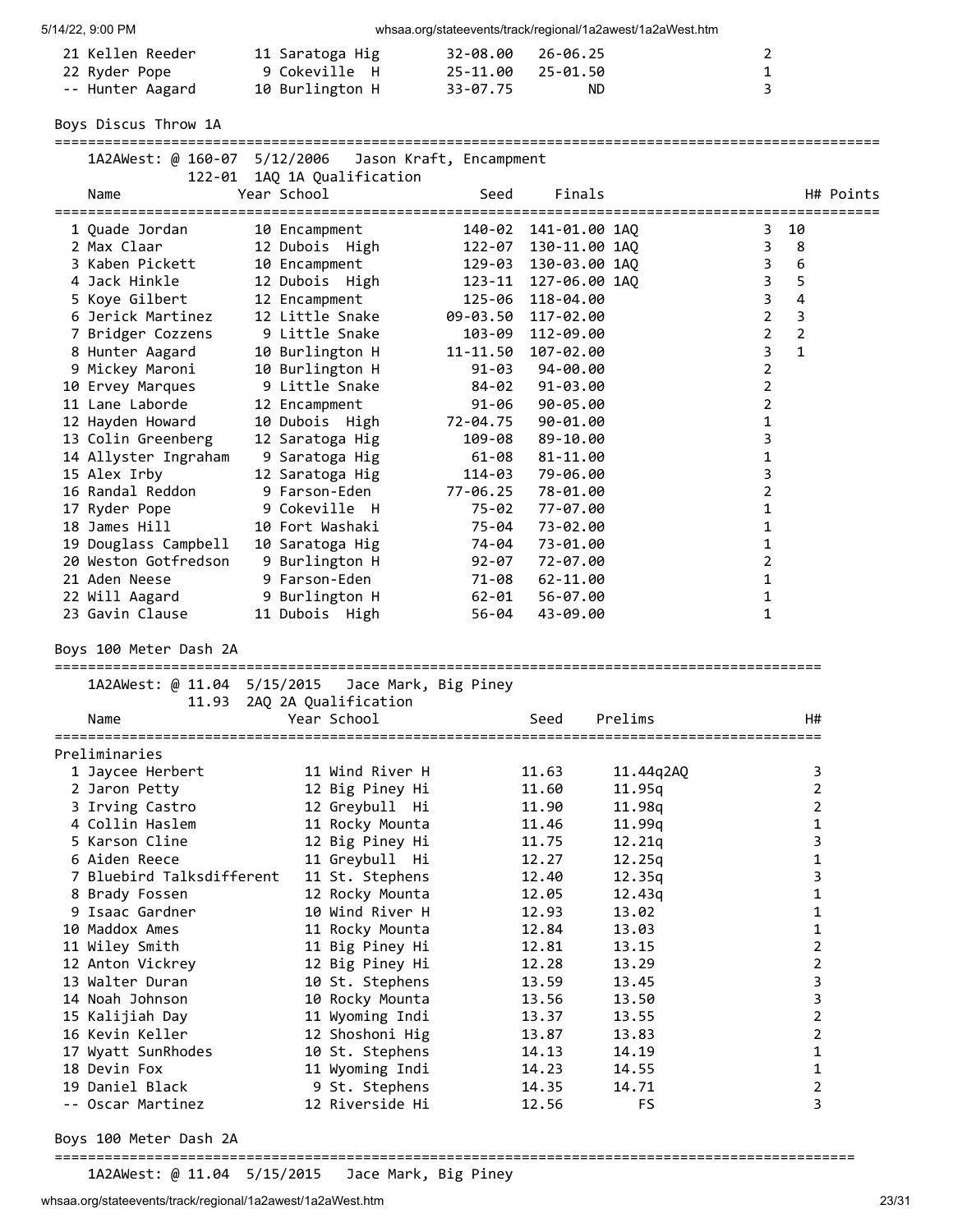| | | | | | | |
|---|---|---|---|---|---|---|
| 21 | Kellen Reeder | 11 | Saratoga Hig | 32-08.00 | 26-06.25 | 2 |
| 22 | Ryder Pope | 9 | Cokeville H | 25-11.00 | 25-01.50 | 1 |
| -- | Hunter Aagard | 10 | Burlington H | 33-07.75 | ND | 3 |

## Boys Discus Throw 1A

1A2AWest: @ 160-07 5/12/2006 Jason Kraft, Encampment
122-01 1AQ 1A Qualification

| | Name | Year | School | Seed | Finals | H# | Points |
|---|---|---|---|---|---|---|---|
| 1 | Quade Jordan | 10 | Encampment | 140-02 | 141-01.00 1AQ | 3 | 10 |
| 2 | Max Claar | 12 | Dubois High | 122-07 | 130-11.00 1AQ | 3 | 8 |
| 3 | Kaben Pickett | 10 | Encampment | 129-03 | 130-03.00 1AQ | 3 | 6 |
| 4 | Jack Hinkle | 12 | Dubois High | 123-11 | 127-06.00 1AQ | 3 | 5 |
| 5 | Koye Gilbert | 12 | Encampment | 125-06 | 118-04.00 | 3 | 4 |
| 6 | Jerick Martinez | 12 | Little Snake | 09-03.50 | 117-02.00 | 2 | 3 |
| 7 | Bridger Cozzens | 9 | Little Snake | 103-09 | 112-09.00 | 2 | 2 |
| 8 | Hunter Aagard | 10 | Burlington H | 11-11.50 | 107-02.00 | 3 | 1 |
| 9 | Mickey Maroni | 10 | Burlington H | 91-03 | 94-00.00 | 2 | |
| 10 | Ervey Marques | 9 | Little Snake | 84-02 | 91-03.00 | 2 | |
| 11 | Lane Laborde | 12 | Encampment | 91-06 | 90-05.00 | 2 | |
| 12 | Hayden Howard | 10 | Dubois High | 72-04.75 | 90-01.00 | 1 | |
| 13 | Colin Greenberg | 12 | Saratoga Hig | 109-08 | 89-10.00 | 3 | |
| 14 | Allyster Ingraham | 9 | Saratoga Hig | 61-08 | 81-11.00 | 1 | |
| 15 | Alex Irby | 12 | Saratoga Hig | 114-03 | 79-06.00 | 3 | |
| 16 | Randal Reddon | 9 | Farson-Eden | 77-06.25 | 78-01.00 | 2 | |
| 17 | Ryder Pope | 9 | Cokeville H | 75-02 | 77-07.00 | 1 | |
| 18 | James Hill | 10 | Fort Washaki | 75-04 | 73-02.00 | 1 | |
| 19 | Douglass Campbell | 10 | Saratoga Hig | 74-04 | 73-01.00 | 1 | |
| 20 | Weston Gotfredson | 9 | Burlington H | 92-07 | 72-07.00 | 2 | |
| 21 | Aden Neese | 9 | Farson-Eden | 71-08 | 62-11.00 | 1 | |
| 22 | Will Aagard | 9 | Burlington H | 62-01 | 56-07.00 | 1 | |
| 23 | Gavin Clause | 11 | Dubois High | 56-04 | 43-09.00 | 1 | |

## Boys 100 Meter Dash 2A

1A2AWest: @ 11.04 5/15/2015 Jace Mark, Big Piney
11.93 2AQ 2A Qualification

Preliminaries

| | Name | Year | School | Seed | Prelims | H# |
|---|---|---|---|---|---|---|
| 1 | Jaycee Herbert | 11 | Wind River H | 11.63 | 11.44q2AQ | 3 |
| 2 | Jaron Petty | 12 | Big Piney Hi | 11.60 | 11.95q | 2 |
| 3 | Irving Castro | 12 | Greybull Hi | 11.90 | 11.98q | 2 |
| 4 | Collin Haslem | 11 | Rocky Mounta | 11.46 | 11.99q | 1 |
| 5 | Karson Cline | 12 | Big Piney Hi | 11.75 | 12.21q | 3 |
| 6 | Aiden Reece | 11 | Greybull Hi | 12.27 | 12.25q | 1 |
| 7 | Bluebird Talksdifferent | 11 | St. Stephens | 12.40 | 12.35q | 3 |
| 8 | Brady Fossen | 12 | Rocky Mounta | 12.05 | 12.43q | 1 |
| 9 | Isaac Gardner | 10 | Wind River H | 12.93 | 13.02 | 1 |
| 10 | Maddox Ames | 11 | Rocky Mounta | 12.84 | 13.03 | 1 |
| 11 | Wiley Smith | 11 | Big Piney Hi | 12.81 | 13.15 | 2 |
| 12 | Anton Vickrey | 12 | Big Piney Hi | 12.28 | 13.29 | 2 |
| 13 | Walter Duran | 10 | St. Stephens | 13.59 | 13.45 | 3 |
| 14 | Noah Johnson | 10 | Rocky Mounta | 13.56 | 13.50 | 3 |
| 15 | Kalijiah Day | 11 | Wyoming Indi | 13.37 | 13.55 | 2 |
| 16 | Kevin Keller | 12 | Shoshoni Hig | 13.87 | 13.83 | 2 |
| 17 | Wyatt SunRhodes | 10 | St. Stephens | 14.13 | 14.19 | 1 |
| 18 | Devin Fox | 11 | Wyoming Indi | 14.23 | 14.55 | 1 |
| 19 | Daniel Black | 9 | St. Stephens | 14.35 | 14.71 | 2 |
| -- | Oscar Martinez | 12 | Riverside Hi | 12.56 | FS | 3 |

## Boys 100 Meter Dash 2A

1A2AWest: @ 11.04 5/15/2015 Jace Mark, Big Piney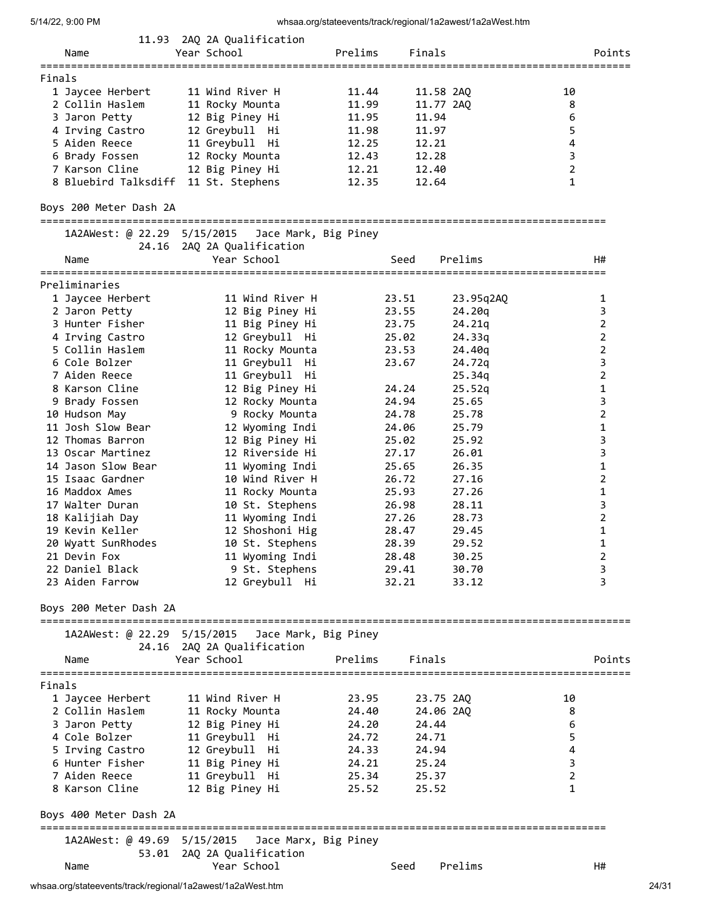11.93 2AQ 2A Qualification

| | Name | Year | School | Prelims | Finals | | Points |
|---|---|---|---|---|---|---|---|
| **Finals** | | | | | | | |
| 1 | Jaycee Herbert | 11 | Wind River H | 11.44 | 11.58 | 2AQ | 10 |
| 2 | Collin Haslem | 11 | Rocky Mounta | 11.99 | 11.77 | 2AQ | 8 |
| 3 | Jaron Petty | 12 | Big Piney Hi | 11.95 | 11.94 | | 6 |
| 4 | Irving Castro | 12 | Greybull Hi | 11.98 | 11.97 | | 5 |
| 5 | Aiden Reece | 11 | Greybull Hi | 12.25 | 12.21 | | 4 |
| 6 | Brady Fossen | 12 | Rocky Mounta | 12.43 | 12.28 | | 3 |
| 7 | Karson Cline | 12 | Big Piney Hi | 12.21 | 12.40 | | 2 |
| 8 | Bluebird Talksdiff | 11 | St. Stephens | 12.35 | 12.64 | | 1 |

## Boys 200 Meter Dash 2A

1A2AWest: @ 22.29 5/15/2015 Jace Mark, Big Piney
24.16 2AQ 2A Qualification

| | Name | Year | School | Seed | Prelims | | H# |
|---|---|---|---|---|---|---|---|
| **Preliminaries** | | | | | | | |
| 1 | Jaycee Herbert | 11 | Wind River H | 23.51 | 23.95q | 2AQ | 1 |
| 2 | Jaron Petty | 12 | Big Piney Hi | 23.55 | 24.20q | | 3 |
| 3 | Hunter Fisher | 11 | Big Piney Hi | 23.75 | 24.21q | | 2 |
| 4 | Irving Castro | 12 | Greybull Hi | 25.02 | 24.33q | | 2 |
| 5 | Collin Haslem | 11 | Rocky Mounta | 23.53 | 24.40q | | 2 |
| 6 | Cole Bolzer | 11 | Greybull Hi | 23.67 | 24.72q | | 3 |
| 7 | Aiden Reece | 11 | Greybull Hi | | 25.34q | | 2 |
| 8 | Karson Cline | 12 | Big Piney Hi | 24.24 | 25.52q | | 1 |
| 9 | Brady Fossen | 12 | Rocky Mounta | 24.94 | 25.65 | | 3 |
| 10 | Hudson May | 9 | Rocky Mounta | 24.78 | 25.78 | | 2 |
| 11 | Josh Slow Bear | 12 | Wyoming Indi | 24.06 | 25.79 | | 1 |
| 12 | Thomas Barron | 12 | Big Piney Hi | 25.02 | 25.92 | | 3 |
| 13 | Oscar Martinez | 12 | Riverside Hi | 27.17 | 26.01 | | 3 |
| 14 | Jason Slow Bear | 11 | Wyoming Indi | 25.65 | 26.35 | | 1 |
| 15 | Isaac Gardner | 10 | Wind River H | 26.72 | 27.16 | | 2 |
| 16 | Maddox Ames | 11 | Rocky Mounta | 25.93 | 27.26 | | 1 |
| 17 | Walter Duran | 10 | St. Stephens | 26.98 | 28.11 | | 3 |
| 18 | Kalijiah Day | 11 | Wyoming Indi | 27.26 | 28.73 | | 2 |
| 19 | Kevin Keller | 12 | Shoshoni Hig | 28.47 | 29.45 | | 1 |
| 20 | Wyatt SunRhodes | 10 | St. Stephens | 28.39 | 29.52 | | 1 |
| 21 | Devin Fox | 11 | Wyoming Indi | 28.48 | 30.25 | | 2 |
| 22 | Daniel Black | 9 | St. Stephens | 29.41 | 30.70 | | 3 |
| 23 | Aiden Farrow | 12 | Greybull Hi | 32.21 | 33.12 | | 3 |

## Boys 200 Meter Dash 2A

1A2AWest: @ 22.29 5/15/2015 Jace Mark, Big Piney
24.16 2AQ 2A Qualification

| | Name | Year | School | Prelims | Finals | | Points |
|---|---|---|---|---|---|---|---|
| **Finals** | | | | | | | |
| 1 | Jaycee Herbert | 11 | Wind River H | 23.95 | 23.75 | 2AQ | 10 |
| 2 | Collin Haslem | 11 | Rocky Mounta | 24.40 | 24.06 | 2AQ | 8 |
| 3 | Jaron Petty | 12 | Big Piney Hi | 24.20 | 24.44 | | 6 |
| 4 | Cole Bolzer | 11 | Greybull Hi | 24.72 | 24.71 | | 5 |
| 5 | Irving Castro | 12 | Greybull Hi | 24.33 | 24.94 | | 4 |
| 6 | Hunter Fisher | 11 | Big Piney Hi | 24.21 | 25.24 | | 3 |
| 7 | Aiden Reece | 11 | Greybull Hi | 25.34 | 25.37 | | 2 |
| 8 | Karson Cline | 12 | Big Piney Hi | 25.52 | 25.52 | | 1 |

## Boys 400 Meter Dash 2A

1A2AWest: @ 49.69 5/15/2015 Jace Marx, Big Piney
53.01 2AQ 2A Qualification

| Name | Year | School | Seed | Prelims | H# |
|---|---|---|---|---|---|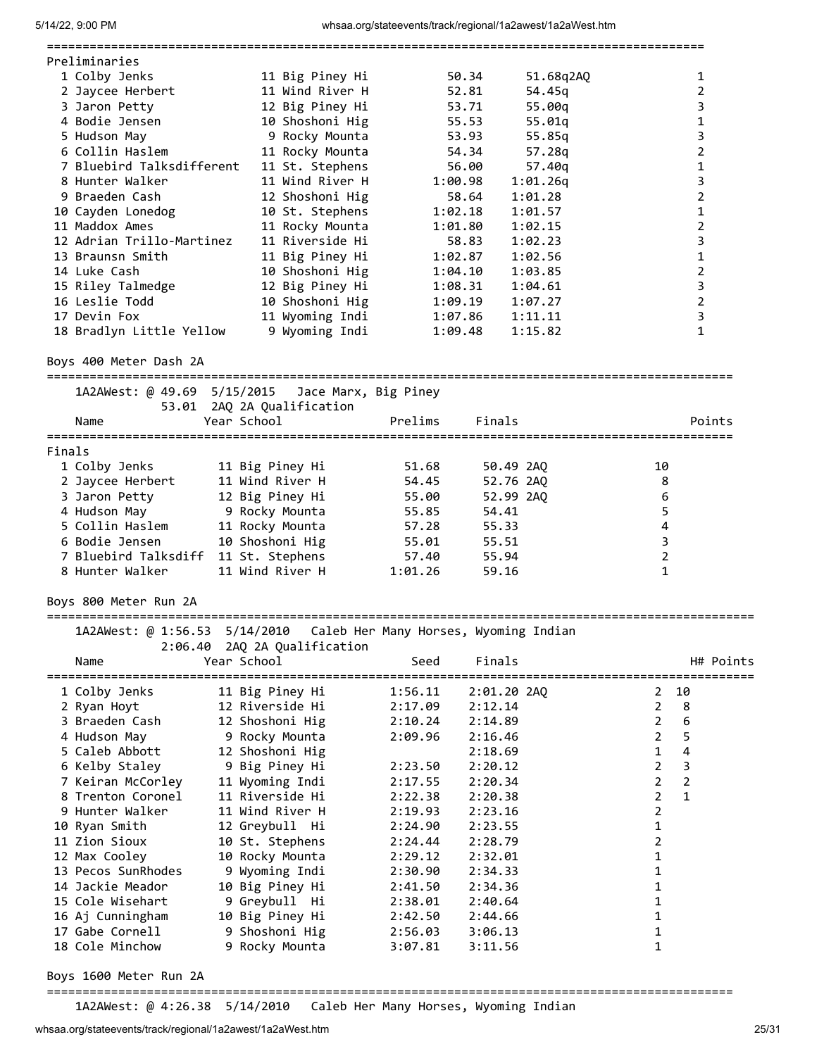### Preliminaries

| | Name | Year | School | Seed | Prelims | H# |
|---|---|---|---|---|---|---|
| 1 | Colby Jenks | 11 | Big Piney Hi | 50.34 | 51.68q2AQ | 1 |
| 2 | Jaycee Herbert | 11 | Wind River H | 52.81 | 54.45q | 2 |
| 3 | Jaron Petty | 12 | Big Piney Hi | 53.71 | 55.00q | 3 |
| 4 | Bodie Jensen | 10 | Shoshoni Hig | 55.53 | 55.01q | 1 |
| 5 | Hudson May | 9 | Rocky Mounta | 53.93 | 55.85q | 3 |
| 6 | Collin Haslem | 11 | Rocky Mounta | 54.34 | 57.28q | 2 |
| 7 | Bluebird Talksdifferent | 11 | St. Stephens | 56.00 | 57.40q | 1 |
| 8 | Hunter Walker | 11 | Wind River H | 1:00.98 | 1:01.26q | 3 |
| 9 | Braeden Cash | 12 | Shoshoni Hig | 58.64 | 1:01.28 | 2 |
| 10 | Cayden Lonedog | 10 | St. Stephens | 1:02.18 | 1:01.57 | 1 |
| 11 | Maddox Ames | 11 | Rocky Mounta | 1:01.80 | 1:02.15 | 2 |
| 12 | Adrian Trillo-Martinez | 11 | Riverside Hi | 58.83 | 1:02.23 | 3 |
| 13 | Braunsn Smith | 11 | Big Piney Hi | 1:02.87 | 1:02.56 | 1 |
| 14 | Luke Cash | 10 | Shoshoni Hig | 1:04.10 | 1:03.85 | 2 |
| 15 | Riley Talmedge | 12 | Big Piney Hi | 1:08.31 | 1:04.61 | 3 |
| 16 | Leslie Todd | 10 | Shoshoni Hig | 1:09.19 | 1:07.27 | 2 |
| 17 | Devin Fox | 11 | Wyoming Indi | 1:07.86 | 1:11.11 | 3 |
| 18 | Bradlyn Little Yellow | 9 | Wyoming Indi | 1:09.48 | 1:15.82 | 1 |

## Boys 400 Meter Dash 2A

1A2AWest: @ 49.69 5/15/2015 Jace Marx, Big Piney
53.01 2AQ 2A Qualification

### Finals

| | Name | Year | School | Prelims | Finals | Points |
|---|---|---|---|---|---|---|
| 1 | Colby Jenks | 11 | Big Piney Hi | 51.68 | 50.49 2AQ | 10 |
| 2 | Jaycee Herbert | 11 | Wind River H | 54.45 | 52.76 2AQ | 8 |
| 3 | Jaron Petty | 12 | Big Piney Hi | 55.00 | 52.99 2AQ | 6 |
| 4 | Hudson May | 9 | Rocky Mounta | 55.85 | 54.41 | 5 |
| 5 | Collin Haslem | 11 | Rocky Mounta | 57.28 | 55.33 | 4 |
| 6 | Bodie Jensen | 10 | Shoshoni Hig | 55.01 | 55.51 | 3 |
| 7 | Bluebird Talksdiff | 11 | St. Stephens | 57.40 | 55.94 | 2 |
| 8 | Hunter Walker | 11 | Wind River H | 1:01.26 | 59.16 | 1 |

## Boys 800 Meter Run 2A

1A2AWest: @ 1:56.53 5/14/2010 Caleb Her Many Horses, Wyoming Indian
2:06.40 2AQ 2A Qualification

| | Name | Year | School | Seed | Finals | H# | Points |
|---|---|---|---|---|---|---|---|
| 1 | Colby Jenks | 11 | Big Piney Hi | 1:56.11 | 2:01.20 2AQ | 2 | 10 |
| 2 | Ryan Hoyt | 12 | Riverside Hi | 2:17.09 | 2:12.14 | 2 | 8 |
| 3 | Braeden Cash | 12 | Shoshoni Hig | 2:10.24 | 2:14.89 | 2 | 6 |
| 4 | Hudson May | 9 | Rocky Mounta | 2:09.96 | 2:16.46 | 2 | 5 |
| 5 | Caleb Abbott | 12 | Shoshoni Hig | | 2:18.69 | 1 | 4 |
| 6 | Kelby Staley | 9 | Big Piney Hi | 2:23.50 | 2:20.12 | 2 | 3 |
| 7 | Keiran McCorley | 11 | Wyoming Indi | 2:17.55 | 2:20.34 | 2 | 2 |
| 8 | Trenton Coronel | 11 | Riverside Hi | 2:22.38 | 2:20.38 | 2 | 1 |
| 9 | Hunter Walker | 11 | Wind River H | 2:19.93 | 2:23.16 | 2 | |
| 10 | Ryan Smith | 12 | Greybull Hi | 2:24.90 | 2:23.55 | 1 | |
| 11 | Zion Sioux | 10 | St. Stephens | 2:24.44 | 2:28.79 | 2 | |
| 12 | Max Cooley | 10 | Rocky Mounta | 2:29.12 | 2:32.01 | 1 | |
| 13 | Pecos SunRhodes | 9 | Wyoming Indi | 2:30.90 | 2:34.33 | 1 | |
| 14 | Jackie Meador | 10 | Big Piney Hi | 2:41.50 | 2:34.36 | 1 | |
| 15 | Cole Wisehart | 9 | Greybull Hi | 2:38.01 | 2:40.64 | 1 | |
| 16 | Aj Cunningham | 10 | Big Piney Hi | 2:42.50 | 2:44.66 | 1 | |
| 17 | Gabe Cornell | 9 | Shoshoni Hig | 2:56.03 | 3:06.13 | 1 | |
| 18 | Cole Minchow | 9 | Rocky Mounta | 3:07.81 | 3:11.56 | 1 | |

## Boys 1600 Meter Run 2A

1A2AWest: @ 4:26.38 5/14/2010 Caleb Her Many Horses, Wyoming Indian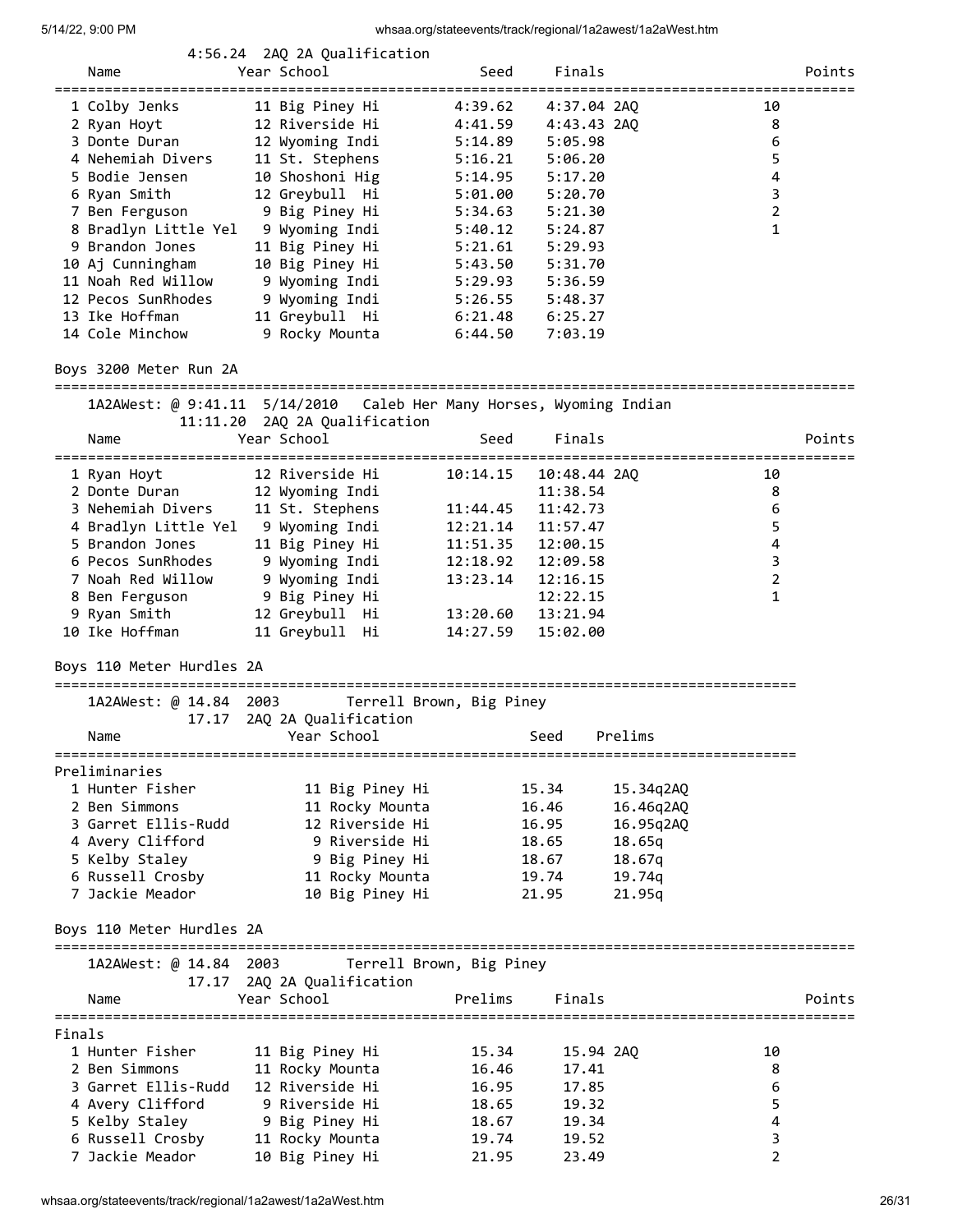4:56.24 2AQ 2A Qualification

| Name | Year | School | Seed | Finals | | Points |
|---|---|---|---|---|---|---|
| 1 Colby Jenks | 11 | Big Piney Hi | 4:39.62 | 4:37.04 | 2AQ | 10 |
| 2 Ryan Hoyt | 12 | Riverside Hi | 4:41.59 | 4:43.43 | 2AQ | 8 |
| 3 Donte Duran | 12 | Wyoming Indi | 5:14.89 | 5:05.98 | | 6 |
| 4 Nehemiah Divers | 11 | St. Stephens | 5:16.21 | 5:06.20 | | 5 |
| 5 Bodie Jensen | 10 | Shoshoni Hig | 5:14.95 | 5:17.20 | | 4 |
| 6 Ryan Smith | 12 | Greybull Hi | 5:01.00 | 5:20.70 | | 3 |
| 7 Ben Ferguson | 9 | Big Piney Hi | 5:34.63 | 5:21.30 | | 2 |
| 8 Bradlyn Little Yel | 9 | Wyoming Indi | 5:40.12 | 5:24.87 | | 1 |
| 9 Brandon Jones | 11 | Big Piney Hi | 5:21.61 | 5:29.93 | | |
| 10 Aj Cunningham | 10 | Big Piney Hi | 5:43.50 | 5:31.70 | | |
| 11 Noah Red Willow | 9 | Wyoming Indi | 5:29.93 | 5:36.59 | | |
| 12 Pecos SunRhodes | 9 | Wyoming Indi | 5:26.55 | 5:48.37 | | |
| 13 Ike Hoffman | 11 | Greybull Hi | 6:21.48 | 6:25.27 | | |
| 14 Cole Minchow | 9 | Rocky Mounta | 6:44.50 | 7:03.19 | | |

## Boys 3200 Meter Run 2A

1A2AWest: @ 9:41.11 5/14/2010 Caleb Her Many Horses, Wyoming Indian
11:11.20 2AQ 2A Qualification

| Name | Year | School | Seed | Finals | | Points |
|---|---|---|---|---|---|---|
| 1 Ryan Hoyt | 12 | Riverside Hi | 10:14.15 | 10:48.44 | 2AQ | 10 |
| 2 Donte Duran | 12 | Wyoming Indi | | 11:38.54 | | 8 |
| 3 Nehemiah Divers | 11 | St. Stephens | 11:44.45 | 11:42.73 | | 6 |
| 4 Bradlyn Little Yel | 9 | Wyoming Indi | 12:21.14 | 11:57.47 | | 5 |
| 5 Brandon Jones | 11 | Big Piney Hi | 11:51.35 | 12:00.15 | | 4 |
| 6 Pecos SunRhodes | 9 | Wyoming Indi | 12:18.92 | 12:09.58 | | 3 |
| 7 Noah Red Willow | 9 | Wyoming Indi | 13:23.14 | 12:16.15 | | 2 |
| 8 Ben Ferguson | 9 | Big Piney Hi | | 12:22.15 | | 1 |
| 9 Ryan Smith | 12 | Greybull Hi | 13:20.60 | 13:21.94 | | |
| 10 Ike Hoffman | 11 | Greybull Hi | 14:27.59 | 15:02.00 | | |

## Boys 110 Meter Hurdles 2A

1A2AWest: @ 14.84 2003 Terrell Brown, Big Piney
17.17 2AQ 2A Qualification

Preliminaries

| Name | Year | School | Seed | Prelims |
|---|---|---|---|---|
| 1 Hunter Fisher | 11 | Big Piney Hi | 15.34 | 15.34q2AQ |
| 2 Ben Simmons | 11 | Rocky Mounta | 16.46 | 16.46q2AQ |
| 3 Garret Ellis-Rudd | 12 | Riverside Hi | 16.95 | 16.95q2AQ |
| 4 Avery Clifford | 9 | Riverside Hi | 18.65 | 18.65q |
| 5 Kelby Staley | 9 | Big Piney Hi | 18.67 | 18.67q |
| 6 Russell Crosby | 11 | Rocky Mounta | 19.74 | 19.74q |
| 7 Jackie Meador | 10 | Big Piney Hi | 21.95 | 21.95q |

## Boys 110 Meter Hurdles 2A

1A2AWest: @ 14.84 2003 Terrell Brown, Big Piney
17.17 2AQ 2A Qualification

Finals

| Name | Year | School | Prelims | Finals | | Points |
|---|---|---|---|---|---|---|
| 1 Hunter Fisher | 11 | Big Piney Hi | 15.34 | 15.94 | 2AQ | 10 |
| 2 Ben Simmons | 11 | Rocky Mounta | 16.46 | 17.41 | | 8 |
| 3 Garret Ellis-Rudd | 12 | Riverside Hi | 16.95 | 17.85 | | 6 |
| 4 Avery Clifford | 9 | Riverside Hi | 18.65 | 19.32 | | 5 |
| 5 Kelby Staley | 9 | Big Piney Hi | 18.67 | 19.34 | | 4 |
| 6 Russell Crosby | 11 | Rocky Mounta | 19.74 | 19.52 | | 3 |
| 7 Jackie Meador | 10 | Big Piney Hi | 21.95 | 23.49 | | 2 |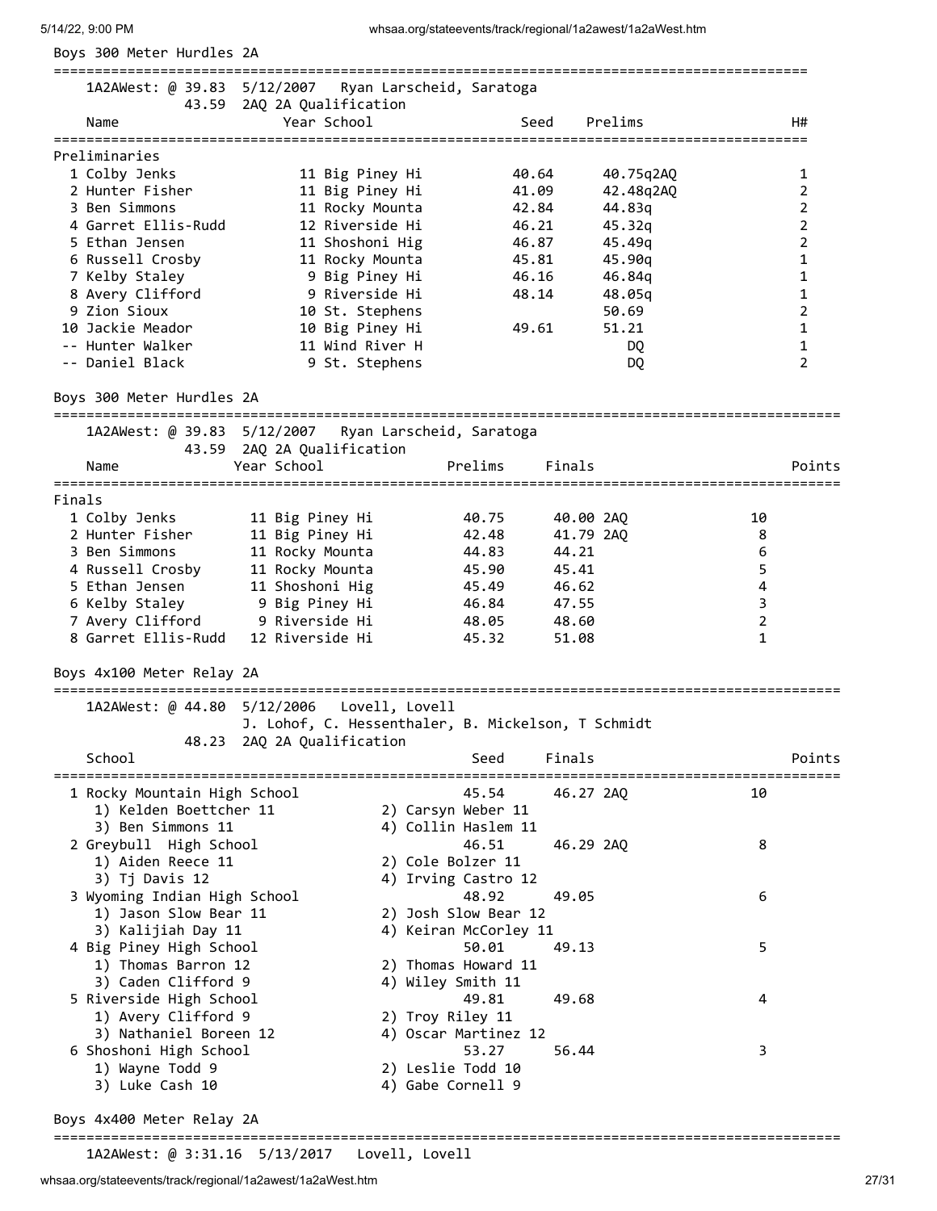## Boys 300 Meter Hurdles 2A

1A2AWest: @ 39.83  5/12/2007   Ryan Larscheid, Saratoga
43.59  2AQ 2A Qualification

### Preliminaries

| | Name | Year | School | Seed | Prelims | H# |
|---|---|---|---|---|---|---|
| 1 | Colby Jenks | 11 | Big Piney Hi | 40.64 | 40.75q2AQ | 1 |
| 2 | Hunter Fisher | 11 | Big Piney Hi | 41.09 | 42.48q2AQ | 2 |
| 3 | Ben Simmons | 11 | Rocky Mounta | 42.84 | 44.83q | 2 |
| 4 | Garret Ellis-Rudd | 12 | Riverside Hi | 46.21 | 45.32q | 2 |
| 5 | Ethan Jensen | 11 | Shoshoni Hig | 46.87 | 45.49q | 2 |
| 6 | Russell Crosby | 11 | Rocky Mounta | 45.81 | 45.90q | 1 |
| 7 | Kelby Staley | 9 | Big Piney Hi | 46.16 | 46.84q | 1 |
| 8 | Avery Clifford | 9 | Riverside Hi | 48.14 | 48.05q | 1 |
| 9 | Zion Sioux | 10 | St. Stephens | | 50.69 | 2 |
| 10 | Jackie Meador | 10 | Big Piney Hi | 49.61 | 51.21 | 1 |
| -- | Hunter Walker | 11 | Wind River H | | DQ | 1 |
| -- | Daniel Black | 9 | St. Stephens | | DQ | 2 |

## Boys 300 Meter Hurdles 2A

1A2AWest: @ 39.83  5/12/2007   Ryan Larscheid, Saratoga
43.59  2AQ 2A Qualification

### Finals

| | Name | Year | School | Prelims | Finals | Points |
|---|---|---|---|---|---|---|
| 1 | Colby Jenks | 11 | Big Piney Hi | 40.75 | 40.00 2AQ | 10 |
| 2 | Hunter Fisher | 11 | Big Piney Hi | 42.48 | 41.79 2AQ | 8 |
| 3 | Ben Simmons | 11 | Rocky Mounta | 44.83 | 44.21 | 6 |
| 4 | Russell Crosby | 11 | Rocky Mounta | 45.90 | 45.41 | 5 |
| 5 | Ethan Jensen | 11 | Shoshoni Hig | 45.49 | 46.62 | 4 |
| 6 | Kelby Staley | 9 | Big Piney Hi | 46.84 | 47.55 | 3 |
| 7 | Avery Clifford | 9 | Riverside Hi | 48.05 | 48.60 | 2 |
| 8 | Garret Ellis-Rudd | 12 | Riverside Hi | 45.32 | 51.08 | 1 |

## Boys 4x100 Meter Relay 2A

1A2AWest: @ 44.80  5/12/2006   Lovell, Lovell
J. Lohof, C. Hessenthaler, B. Mickelson, T Schmidt
48.23  2AQ 2A Qualification

| | School | Seed | Finals | Points |
|---|---|---|---|---|
| 1 | Rocky Mountain High School | 45.54 | 46.27 2AQ | 10 |
| | 1) Kelden Boettcher 11, 2) Carsyn Weber 11, 3) Ben Simmons 11, 4) Collin Haslem 11 | | | |
| 2 | Greybull  High School | 46.51 | 46.29 2AQ | 8 |
| | 1) Aiden Reece 11, 2) Cole Bolzer 11, 3) Tj Davis 12, 4) Irving Castro 12 | | | |
| 3 | Wyoming Indian High School | 48.92 | 49.05 | 6 |
| | 1) Jason Slow Bear 11, 2) Josh Slow Bear 12, 3) Kalijiah Day 11, 4) Keiran McCorley 11 | | | |
| 4 | Big Piney High School | 50.01 | 49.13 | 5 |
| | 1) Thomas Barron 12, 2) Thomas Howard 11, 3) Caden Clifford 9, 4) Wiley Smith 11 | | | |
| 5 | Riverside High School | 49.81 | 49.68 | 4 |
| | 1) Avery Clifford 9, 2) Troy Riley 11, 3) Nathaniel Boreen 12, 4) Oscar Martinez 12 | | | |
| 6 | Shoshoni High School | 53.27 | 56.44 | 3 |
| | 1) Wayne Todd 9, 2) Leslie Todd 10, 3) Luke Cash 10, 4) Gabe Cornell 9 | | | |

## Boys 4x400 Meter Relay 2A

1A2AWest: @ 3:31.16  5/13/2017   Lovell, Lovell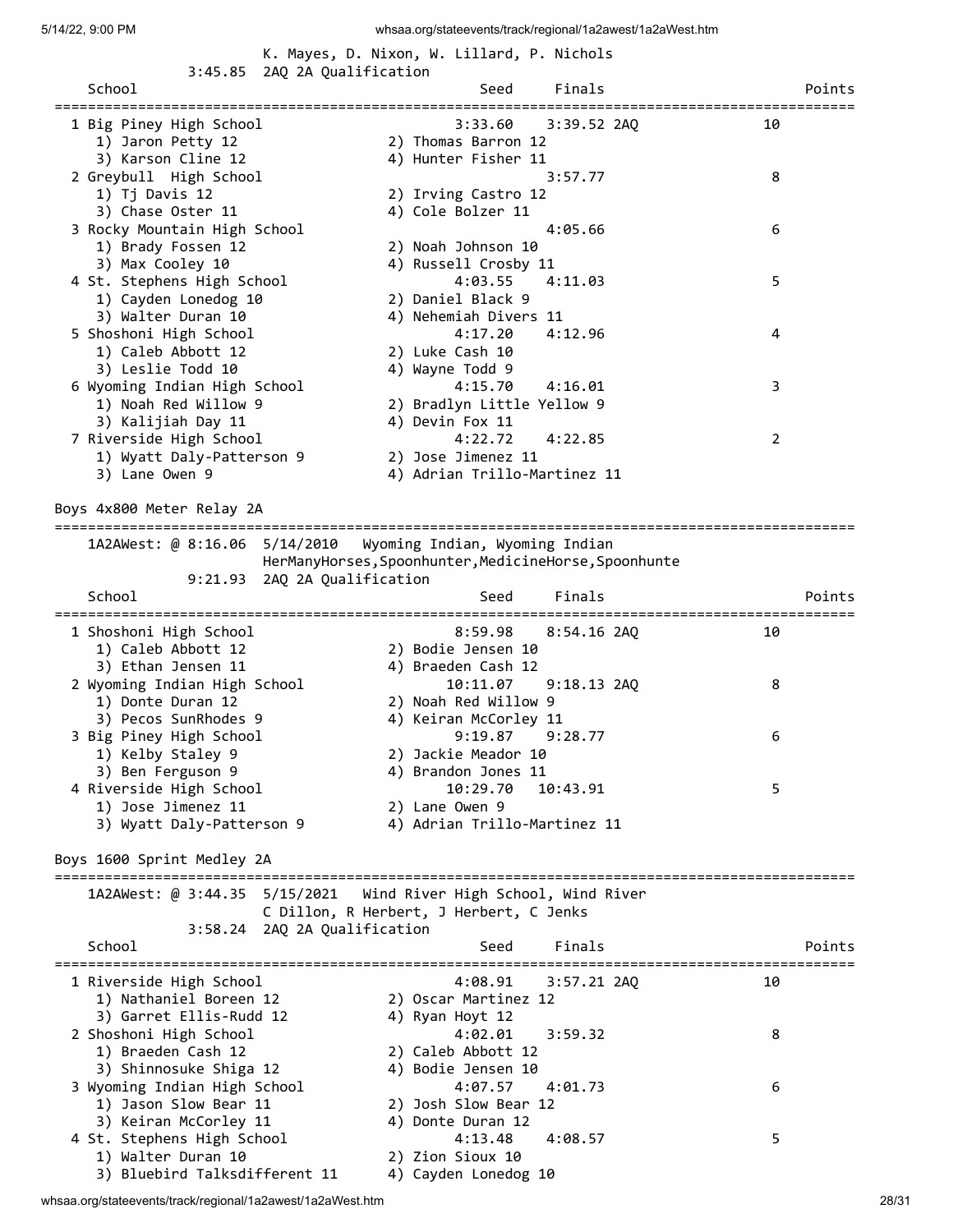K. Mayes, D. Nixon, W. Lillard, P. Nichols
3:45.85 2AQ 2A Qualification

| School | Seed | Finals | Points |
|---|---|---|---|
| 1 Big Piney High School | 3:33.60 | 3:39.52 2AQ | 10 |
| 1) Jaron Petty 12 · 2) Thomas Barron 12 · 3) Karson Cline 12 · 4) Hunter Fisher 11 | | | |
| 2 Greybull High School | | 3:57.77 | 8 |
| 1) Tj Davis 12 · 2) Irving Castro 12 · 3) Chase Oster 11 · 4) Cole Bolzer 11 | | | |
| 3 Rocky Mountain High School | | 4:05.66 | 6 |
| 1) Brady Fossen 12 · 2) Noah Johnson 10 · 3) Max Cooley 10 · 4) Russell Crosby 11 | | | |
| 4 St. Stephens High School | 4:03.55 | 4:11.03 | 5 |
| 1) Cayden Lonedog 10 · 2) Daniel Black 9 · 3) Walter Duran 10 · 4) Nehemiah Divers 11 | | | |
| 5 Shoshoni High School | 4:17.20 | 4:12.96 | 4 |
| 1) Caleb Abbott 12 · 2) Luke Cash 10 · 3) Leslie Todd 10 · 4) Wayne Todd 9 | | | |
| 6 Wyoming Indian High School | 4:15.70 | 4:16.01 | 3 |
| 1) Noah Red Willow 9 · 2) Bradlyn Little Yellow 9 · 3) Kalijiah Day 11 · 4) Devin Fox 11 | | | |
| 7 Riverside High School | 4:22.72 | 4:22.85 | 2 |
| 1) Wyatt Daly-Patterson 9 · 2) Jose Jimenez 11 · 3) Lane Owen 9 · 4) Adrian Trillo-Martinez 11 | | | |

## Boys 4x800 Meter Relay 2A

1A2AWest: @ 8:16.06 5/14/2010 Wyoming Indian, Wyoming Indian
HerManyHorses,Spoonhunter,MedicineHorse,Spoonhunte
9:21.93 2AQ 2A Qualification

| School | Seed | Finals | Points |
|---|---|---|---|
| 1 Shoshoni High School | 8:59.98 | 8:54.16 2AQ | 10 |
| 1) Caleb Abbott 12 · 2) Bodie Jensen 10 · 3) Ethan Jensen 11 · 4) Braeden Cash 12 | | | |
| 2 Wyoming Indian High School | 10:11.07 | 9:18.13 2AQ | 8 |
| 1) Donte Duran 12 · 2) Noah Red Willow 9 · 3) Pecos SunRhodes 9 · 4) Keiran McCorley 11 | | | |
| 3 Big Piney High School | 9:19.87 | 9:28.77 | 6 |
| 1) Kelby Staley 9 · 2) Jackie Meador 10 · 3) Ben Ferguson 9 · 4) Brandon Jones 11 | | | |
| 4 Riverside High School | 10:29.70 | 10:43.91 | 5 |
| 1) Jose Jimenez 11 · 2) Lane Owen 9 · 3) Wyatt Daly-Patterson 9 · 4) Adrian Trillo-Martinez 11 | | | |

## Boys 1600 Sprint Medley 2A

1A2AWest: @ 3:44.35 5/15/2021 Wind River High School, Wind River
C Dillon, R Herbert, J Herbert, C Jenks
3:58.24 2AQ 2A Qualification

| School | Seed | Finals | Points |
|---|---|---|---|
| 1 Riverside High School | 4:08.91 | 3:57.21 2AQ | 10 |
| 1) Nathaniel Boreen 12 · 2) Oscar Martinez 12 · 3) Garret Ellis-Rudd 12 · 4) Ryan Hoyt 12 | | | |
| 2 Shoshoni High School | 4:02.01 | 3:59.32 | 8 |
| 1) Braeden Cash 12 · 2) Caleb Abbott 12 · 3) Shinnosuke Shiga 12 · 4) Bodie Jensen 10 | | | |
| 3 Wyoming Indian High School | 4:07.57 | 4:01.73 | 6 |
| 1) Jason Slow Bear 11 · 2) Josh Slow Bear 12 · 3) Keiran McCorley 11 · 4) Donte Duran 12 | | | |
| 4 St. Stephens High School | 4:13.48 | 4:08.57 | 5 |
| 1) Walter Duran 10 · 2) Zion Sioux 10 · 3) Bluebird Talksdifferent 11 · 4) Cayden Lonedog 10 | | | |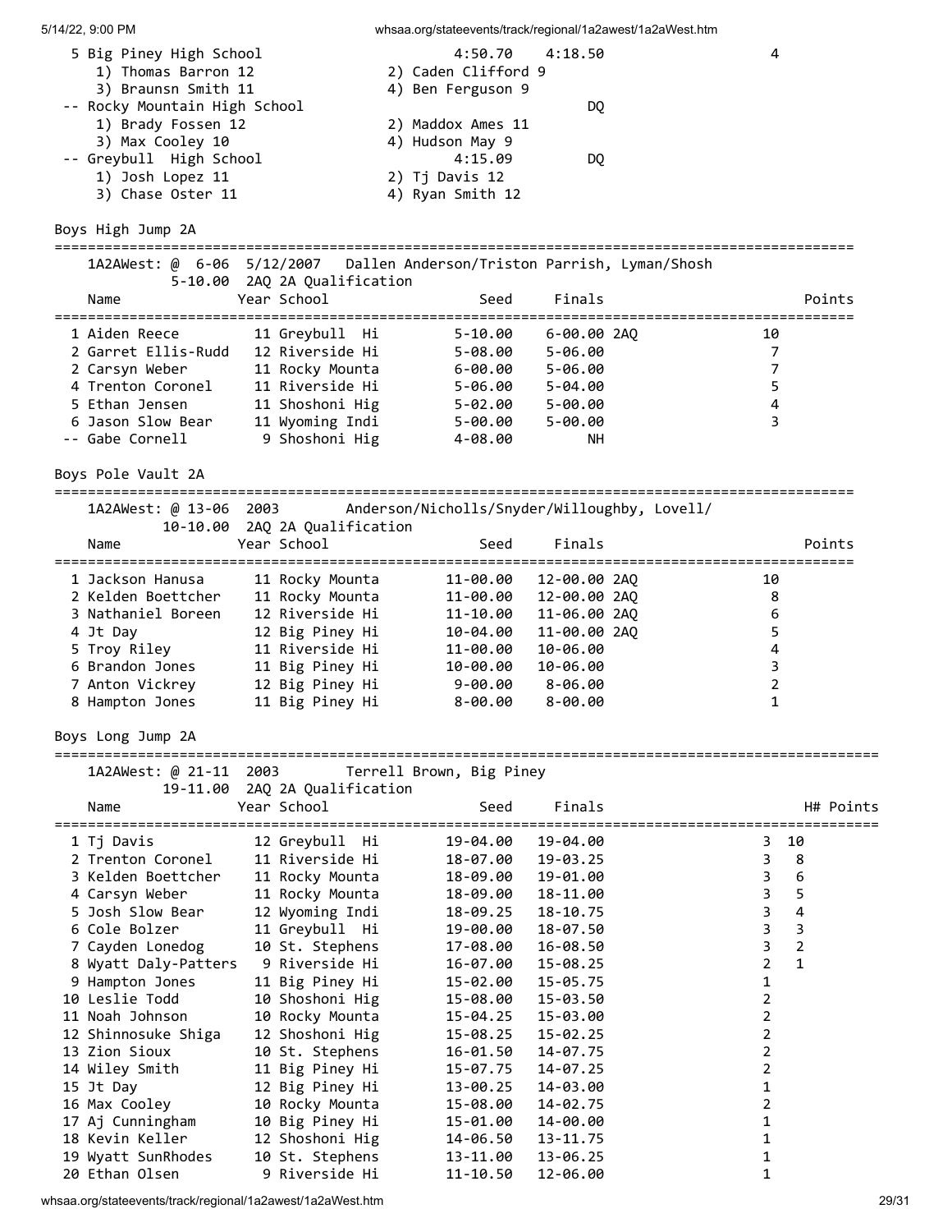| | | | | |
|---|---|---|---|---|
| 5 Big Piney High School | | 4:50.70 | 4:18.50 | 4 |
| 1) Thomas Barron 12 | 2) Caden Clifford 9 | | | |
| 3) Braunsn Smith 11 | 4) Ben Ferguson 9 | | | |
| -- Rocky Mountain High School | | | DQ | |
| 1) Brady Fossen 12 | 2) Maddox Ames 11 | | | |
| 3) Max Cooley 10 | 4) Hudson May 9 | | | |
| -- Greybull High School | | 4:15.09 | DQ | |
| 1) Josh Lopez 11 | 2) Tj Davis 12 | | | |
| 3) Chase Oster 11 | 4) Ryan Smith 12 | | | |

## Boys High Jump 2A

1A2AWest: @ 6-06 5/12/2007 Dallen Anderson/Triston Parrish, Lyman/Shosh
5-10.00 2AQ 2A Qualification

| Name | Year | School | Seed | Finals | Points |
|---|---|---|---|---|---|
| 1 Aiden Reece | 11 | Greybull Hi | 5-10.00 | 6-00.00 2AQ | 10 |
| 2 Garret Ellis-Rudd | 12 | Riverside Hi | 5-08.00 | 5-06.00 | 7 |
| 2 Carsyn Weber | 11 | Rocky Mounta | 6-00.00 | 5-06.00 | 7 |
| 4 Trenton Coronel | 11 | Riverside Hi | 5-06.00 | 5-04.00 | 5 |
| 5 Ethan Jensen | 11 | Shoshoni Hig | 5-02.00 | 5-00.00 | 4 |
| 6 Jason Slow Bear | 11 | Wyoming Indi | 5-00.00 | 5-00.00 | 3 |
| -- Gabe Cornell | 9 | Shoshoni Hig | 4-08.00 | NH | |

## Boys Pole Vault 2A

1A2AWest: @ 13-06 2003 Anderson/Nicholls/Snyder/Willoughby, Lovell/
10-10.00 2AQ 2A Qualification

| Name | Year | School | Seed | Finals | Points |
|---|---|---|---|---|---|
| 1 Jackson Hanusa | 11 | Rocky Mounta | 11-00.00 | 12-00.00 2AQ | 10 |
| 2 Kelden Boettcher | 11 | Rocky Mounta | 11-00.00 | 12-00.00 2AQ | 8 |
| 3 Nathaniel Boreen | 12 | Riverside Hi | 11-10.00 | 11-06.00 2AQ | 6 |
| 4 Jt Day | 12 | Big Piney Hi | 10-04.00 | 11-00.00 2AQ | 5 |
| 5 Troy Riley | 11 | Riverside Hi | 11-00.00 | 10-06.00 | 4 |
| 6 Brandon Jones | 11 | Big Piney Hi | 10-00.00 | 10-06.00 | 3 |
| 7 Anton Vickrey | 12 | Big Piney Hi | 9-00.00 | 8-06.00 | 2 |
| 8 Hampton Jones | 11 | Big Piney Hi | 8-00.00 | 8-00.00 | 1 |

## Boys Long Jump 2A

1A2AWest: @ 21-11 2003 Terrell Brown, Big Piney
19-11.00 2AQ 2A Qualification

| Name | Year | School | Seed | Finals | H# | Points |
|---|---|---|---|---|---|---|
| 1 Tj Davis | 12 | Greybull Hi | 19-04.00 | 19-04.00 | 3 | 10 |
| 2 Trenton Coronel | 11 | Riverside Hi | 18-07.00 | 19-03.25 | 3 | 8 |
| 3 Kelden Boettcher | 11 | Rocky Mounta | 18-09.00 | 19-01.00 | 3 | 6 |
| 4 Carsyn Weber | 11 | Rocky Mounta | 18-09.00 | 18-11.00 | 3 | 5 |
| 5 Josh Slow Bear | 12 | Wyoming Indi | 18-09.25 | 18-10.75 | 3 | 4 |
| 6 Cole Bolzer | 11 | Greybull Hi | 19-00.00 | 18-07.50 | 3 | 3 |
| 7 Cayden Lonedog | 10 | St. Stephens | 17-08.00 | 16-08.50 | 3 | 2 |
| 8 Wyatt Daly-Patters | 9 | Riverside Hi | 16-07.00 | 15-08.25 | 2 | 1 |
| 9 Hampton Jones | 11 | Big Piney Hi | 15-02.00 | 15-05.75 | 1 | |
| 10 Leslie Todd | 10 | Shoshoni Hig | 15-08.00 | 15-03.50 | 2 | |
| 11 Noah Johnson | 10 | Rocky Mounta | 15-04.25 | 15-03.00 | 2 | |
| 12 Shinnosuke Shiga | 12 | Shoshoni Hig | 15-08.25 | 15-02.25 | 2 | |
| 13 Zion Sioux | 10 | St. Stephens | 16-01.50 | 14-07.75 | 2 | |
| 14 Wiley Smith | 11 | Big Piney Hi | 15-07.75 | 14-07.25 | 2 | |
| 15 Jt Day | 12 | Big Piney Hi | 13-00.25 | 14-03.00 | 1 | |
| 16 Max Cooley | 10 | Rocky Mounta | 15-08.00 | 14-02.75 | 2 | |
| 17 Aj Cunningham | 10 | Big Piney Hi | 15-01.00 | 14-00.00 | 1 | |
| 18 Kevin Keller | 12 | Shoshoni Hig | 14-06.50 | 13-11.75 | 1 | |
| 19 Wyatt SunRhodes | 10 | St. Stephens | 13-11.00 | 13-06.25 | 1 | |
| 20 Ethan Olsen | 9 | Riverside Hi | 11-10.50 | 12-06.00 | 1 | |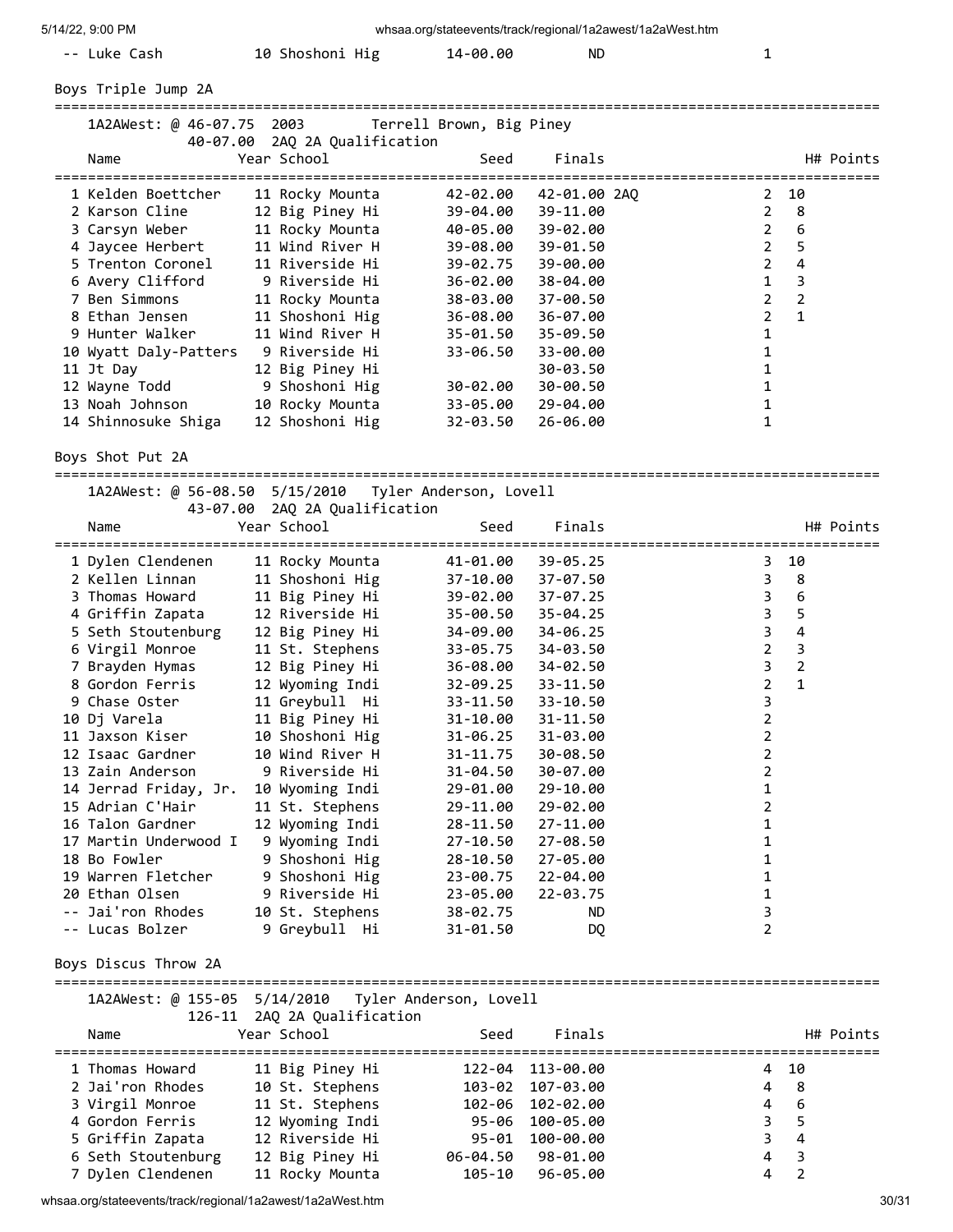| | | | | | | |
|---|---|---|---|---|---|---|
| -- | Luke Cash | 10 Shoshoni Hig | 14-00.00 | ND | 1 | |

## Boys Triple Jump 2A

1A2AWest: @ 46-07.75 2003 Terrell Brown, Big Piney
40-07.00 2AQ 2A Qualification

| | Name | Year | School | Seed | Finals | H# | Points |
|---|---|---|---|---|---|---|---|
| 1 | Kelden Boettcher | 11 | Rocky Mounta | 42-02.00 | 42-01.00 2AQ | 2 | 10 |
| 2 | Karson Cline | 12 | Big Piney Hi | 39-04.00 | 39-11.00 | 2 | 8 |
| 3 | Carsyn Weber | 11 | Rocky Mounta | 40-05.00 | 39-02.00 | 2 | 6 |
| 4 | Jaycee Herbert | 11 | Wind River H | 39-08.00 | 39-01.50 | 2 | 5 |
| 5 | Trenton Coronel | 11 | Riverside Hi | 39-02.75 | 39-00.00 | 2 | 4 |
| 6 | Avery Clifford | 9 | Riverside Hi | 36-02.00 | 38-04.00 | 1 | 3 |
| 7 | Ben Simmons | 11 | Rocky Mounta | 38-03.00 | 37-00.50 | 2 | 2 |
| 8 | Ethan Jensen | 11 | Shoshoni Hig | 36-08.00 | 36-07.00 | 2 | 1 |
| 9 | Hunter Walker | 11 | Wind River H | 35-01.50 | 35-09.50 | 1 | |
| 10 | Wyatt Daly-Patters | 9 | Riverside Hi | 33-06.50 | 33-00.00 | 1 | |
| 11 | Jt Day | 12 | Big Piney Hi | | 30-03.50 | 1 | |
| 12 | Wayne Todd | 9 | Shoshoni Hig | 30-02.00 | 30-00.50 | 1 | |
| 13 | Noah Johnson | 10 | Rocky Mounta | 33-05.00 | 29-04.00 | 1 | |
| 14 | Shinnosuke Shiga | 12 | Shoshoni Hig | 32-03.50 | 26-06.00 | 1 | |

## Boys Shot Put 2A

1A2AWest: @ 56-08.50 5/15/2010 Tyler Anderson, Lovell
43-07.00 2AQ 2A Qualification

| | Name | Year | School | Seed | Finals | H# | Points |
|---|---|---|---|---|---|---|---|
| 1 | Dylen Clendenen | 11 | Rocky Mounta | 41-01.00 | 39-05.25 | 3 | 10 |
| 2 | Kellen Linnan | 11 | Shoshoni Hig | 37-10.00 | 37-07.50 | 3 | 8 |
| 3 | Thomas Howard | 11 | Big Piney Hi | 39-02.00 | 37-07.25 | 3 | 6 |
| 4 | Griffin Zapata | 12 | Riverside Hi | 35-00.50 | 35-04.25 | 3 | 5 |
| 5 | Seth Stoutenburg | 12 | Big Piney Hi | 34-09.00 | 34-06.25 | 3 | 4 |
| 6 | Virgil Monroe | 11 | St. Stephens | 33-05.75 | 34-03.50 | 2 | 3 |
| 7 | Brayden Hymas | 12 | Big Piney Hi | 36-08.00 | 34-02.50 | 3 | 2 |
| 8 | Gordon Ferris | 12 | Wyoming Indi | 32-09.25 | 33-11.50 | 2 | 1 |
| 9 | Chase Oster | 11 | Greybull Hi | 33-11.50 | 33-10.50 | 3 | |
| 10 | Dj Varela | 11 | Big Piney Hi | 31-10.00 | 31-11.50 | 2 | |
| 11 | Jaxson Kiser | 10 | Shoshoni Hig | 31-06.25 | 31-03.00 | 2 | |
| 12 | Isaac Gardner | 10 | Wind River H | 31-11.75 | 30-08.50 | 2 | |
| 13 | Zain Anderson | 9 | Riverside Hi | 31-04.50 | 30-07.00 | 2 | |
| 14 | Jerrad Friday, Jr. | 10 | Wyoming Indi | 29-01.00 | 29-10.00 | 1 | |
| 15 | Adrian C'Hair | 11 | St. Stephens | 29-11.00 | 29-02.00 | 2 | |
| 16 | Talon Gardner | 12 | Wyoming Indi | 28-11.50 | 27-11.00 | 1 | |
| 17 | Martin Underwood I | 9 | Wyoming Indi | 27-10.50 | 27-08.50 | 1 | |
| 18 | Bo Fowler | 9 | Shoshoni Hig | 28-10.50 | 27-05.00 | 1 | |
| 19 | Warren Fletcher | 9 | Shoshoni Hig | 23-00.75 | 22-04.00 | 1 | |
| 20 | Ethan Olsen | 9 | Riverside Hi | 23-05.00 | 22-03.75 | 1 | |
| -- | Jai'ron Rhodes | 10 | St. Stephens | 38-02.75 | ND | 3 | |
| -- | Lucas Bolzer | 9 | Greybull Hi | 31-01.50 | DQ | 2 | |

## Boys Discus Throw 2A

1A2AWest: @ 155-05 5/14/2010 Tyler Anderson, Lovell
126-11 2AQ 2A Qualification

| | Name | Year | School | Seed | Finals | H# | Points |
|---|---|---|---|---|---|---|---|
| 1 | Thomas Howard | 11 | Big Piney Hi | 122-04 | 113-00.00 | 4 | 10 |
| 2 | Jai'ron Rhodes | 10 | St. Stephens | 103-02 | 107-03.00 | 4 | 8 |
| 3 | Virgil Monroe | 11 | St. Stephens | 102-06 | 102-02.00 | 4 | 6 |
| 4 | Gordon Ferris | 12 | Wyoming Indi | 95-06 | 100-05.00 | 3 | 5 |
| 5 | Griffin Zapata | 12 | Riverside Hi | 95-01 | 100-00.00 | 3 | 4 |
| 6 | Seth Stoutenburg | 12 | Big Piney Hi | 06-04.50 | 98-01.00 | 4 | 3 |
| 7 | Dylen Clendenen | 11 | Rocky Mounta | 105-10 | 96-05.00 | 4 | 2 |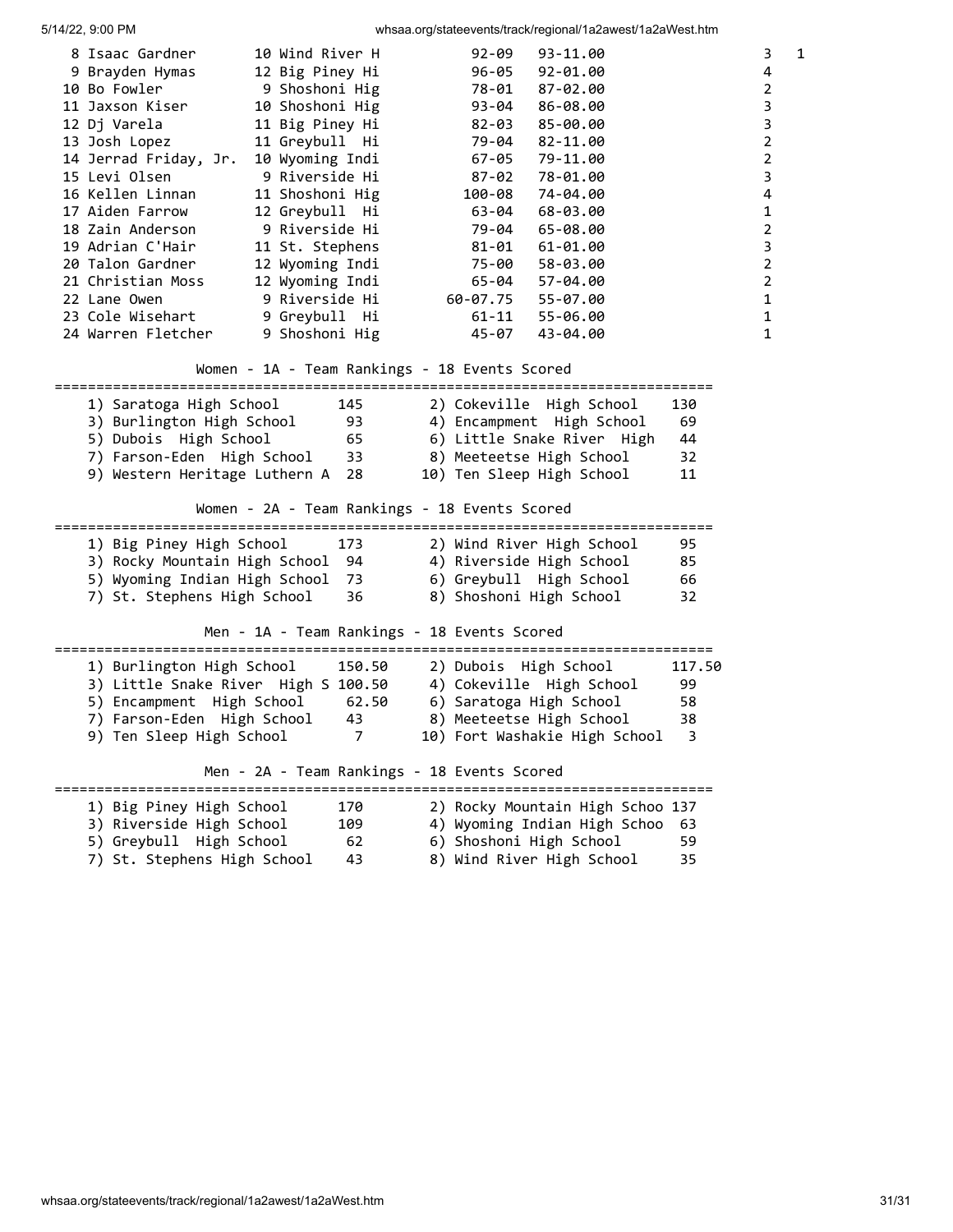| | | | | | | |
|---|---|---|---|---|---|---|
| 8 Isaac Gardner | 10 Wind River H | 92-09 | 93-11.00 | | 3 | 1 |
| 9 Brayden Hymas | 12 Big Piney Hi | 96-05 | 92-01.00 | | 4 | |
| 10 Bo Fowler | 9 Shoshoni Hig | 78-01 | 87-02.00 | | 2 | |
| 11 Jaxson Kiser | 10 Shoshoni Hig | 93-04 | 86-08.00 | | 3 | |
| 12 Dj Varela | 11 Big Piney Hi | 82-03 | 85-00.00 | | 3 | |
| 13 Josh Lopez | 11 Greybull Hi | 79-04 | 82-11.00 | | 2 | |
| 14 Jerrad Friday, Jr. | 10 Wyoming Indi | 67-05 | 79-11.00 | | 2 | |
| 15 Levi Olsen | 9 Riverside Hi | 87-02 | 78-01.00 | | 3 | |
| 16 Kellen Linnan | 11 Shoshoni Hig | 100-08 | 74-04.00 | | 4 | |
| 17 Aiden Farrow | 12 Greybull Hi | 63-04 | 68-03.00 | | 1 | |
| 18 Zain Anderson | 9 Riverside Hi | 79-04 | 65-08.00 | | 2 | |
| 19 Adrian C'Hair | 11 St. Stephens | 81-01 | 61-01.00 | | 3 | |
| 20 Talon Gardner | 12 Wyoming Indi | 75-00 | 58-03.00 | | 2 | |
| 21 Christian Moss | 12 Wyoming Indi | 65-04 | 57-04.00 | | 2 | |
| 22 Lane Owen | 9 Riverside Hi | 60-07.75 | 55-07.00 | | 1 | |
| 23 Cole Wisehart | 9 Greybull Hi | 61-11 | 55-06.00 | | 1 | |
| 24 Warren Fletcher | 9 Shoshoni Hig | 45-07 | 43-04.00 | | 1 | |

## Women - 1A - Team Rankings - 18 Events Scored

| | | | |
|---|---|---|---|
| 1) Saratoga High School | 145 | 2) Cokeville High School | 130 |
| 3) Burlington High School | 93 | 4) Encampment High School | 69 |
| 5) Dubois High School | 65 | 6) Little Snake River High | 44 |
| 7) Farson-Eden High School | 33 | 8) Meeteetse High School | 32 |
| 9) Western Heritage Luthern A | 28 | 10) Ten Sleep High School | 11 |

## Women - 2A - Team Rankings - 18 Events Scored

| | | | |
|---|---|---|---|
| 1) Big Piney High School | 173 | 2) Wind River High School | 95 |
| 3) Rocky Mountain High School | 94 | 4) Riverside High School | 85 |
| 5) Wyoming Indian High School | 73 | 6) Greybull High School | 66 |
| 7) St. Stephens High School | 36 | 8) Shoshoni High School | 32 |

## Men - 1A - Team Rankings - 18 Events Scored

| | | | |
|---|---|---|---|
| 1) Burlington High School | 150.50 | 2) Dubois High School | 117.50 |
| 3) Little Snake River High S | 100.50 | 4) Cokeville High School | 99 |
| 5) Encampment High School | 62.50 | 6) Saratoga High School | 58 |
| 7) Farson-Eden High School | 43 | 8) Meeteetse High School | 38 |
| 9) Ten Sleep High School | 7 | 10) Fort Washakie High School | 3 |

## Men - 2A - Team Rankings - 18 Events Scored

| | | | |
|---|---|---|---|
| 1) Big Piney High School | 170 | 2) Rocky Mountain High Schoo | 137 |
| 3) Riverside High School | 109 | 4) Wyoming Indian High Schoo | 63 |
| 5) Greybull High School | 62 | 6) Shoshoni High School | 59 |
| 7) St. Stephens High School | 43 | 8) Wind River High School | 35 |